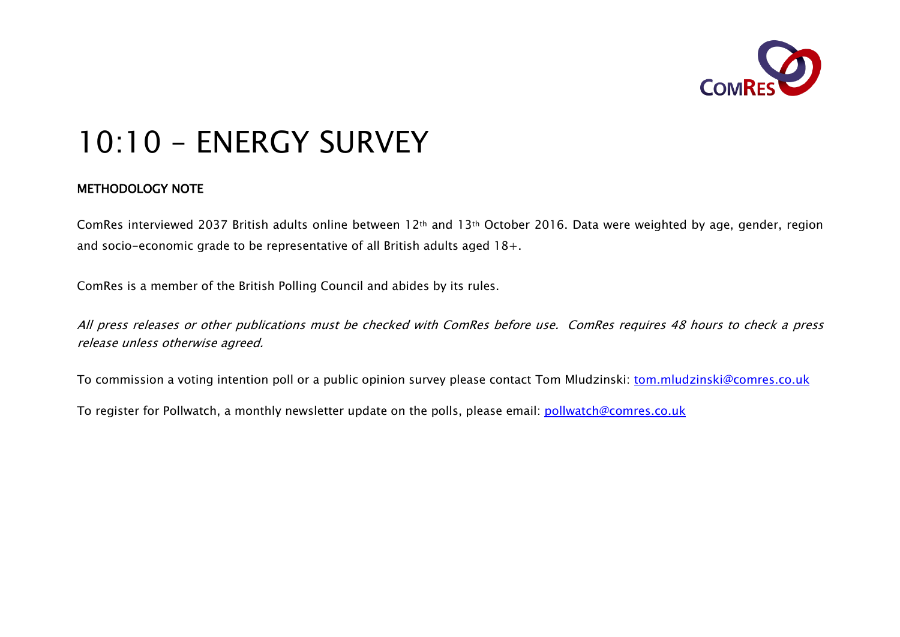# 10:10 – ENERGY SURVEY

**METHODOLOGY NOTE**

ComRes interviewed 2037 British adults online between 12th and 13th October 2016. Data were weighted by age, gender, region and socio-economic grade to be representative of all British adults aged 18+.

ComRes is a member of the British Polling Council and abides by its rules.

*All press releases or other publications must be checked with ComRes before use. ComRes requires 48 hours to check a press release unless otherwise agreed.*

To commission a voting intention poll or a public opinion survey please contact Tom Mludzinski: tom.mludzinski@comres.co.uk

To register for Pollwatch, a monthly newsletter update on the polls, please email: pollwatch@comres.co.uk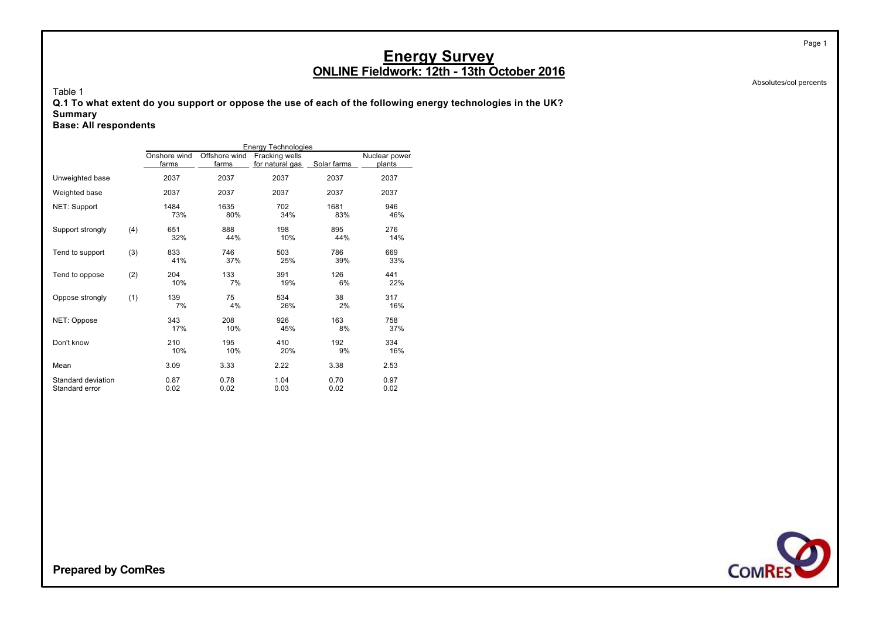# Energy Survey

## ONLINE Fieldwork: 12th - 13th October 2016

Absolutes/col percents

Table 1

**Q.1 To what extent do you support or oppose the use of each of the following energy technologies in the UK?**

**Summary**

**Base: All respondents**

| | | Energy Technologies | | | | |
|---|---|---|---|---|---|---|
| | | Onshore wind farms | Offshore wind farms | Fracking wells for natural gas | Solar farms | Nuclear power plants |
| Unweighted base | | 2037 | 2037 | 2037 | 2037 | 2037 |
| Weighted base | | 2037 | 2037 | 2037 | 2037 | 2037 |
| NET: Support | | 1484<br>73% | 1635<br>80% | 702<br>34% | 1681<br>83% | 946<br>46% |
| Support strongly | (4) | 651<br>32% | 888<br>44% | 198<br>10% | 895<br>44% | 276<br>14% |
| Tend to support | (3) | 833<br>41% | 746<br>37% | 503<br>25% | 786<br>39% | 669<br>33% |
| Tend to oppose | (2) | 204<br>10% | 133<br>7% | 391<br>19% | 126<br>6% | 441<br>22% |
| Oppose strongly | (1) | 139<br>7% | 75<br>4% | 534<br>26% | 38<br>2% | 317<br>16% |
| NET: Oppose | | 343<br>17% | 208<br>10% | 926<br>45% | 163<br>8% | 758<br>37% |
| Don't know | | 210<br>10% | 195<br>10% | 410<br>20% | 192<br>9% | 334<br>16% |
| Mean | | 3.09 | 3.33 | 2.22 | 3.38 | 2.53 |
| Standard deviation | | 0.87 | 0.78 | 1.04 | 0.70 | 0.97 |
| Standard error | | 0.02 | 0.02 | 0.03 | 0.02 | 0.02 |

**Prepared by ComRes**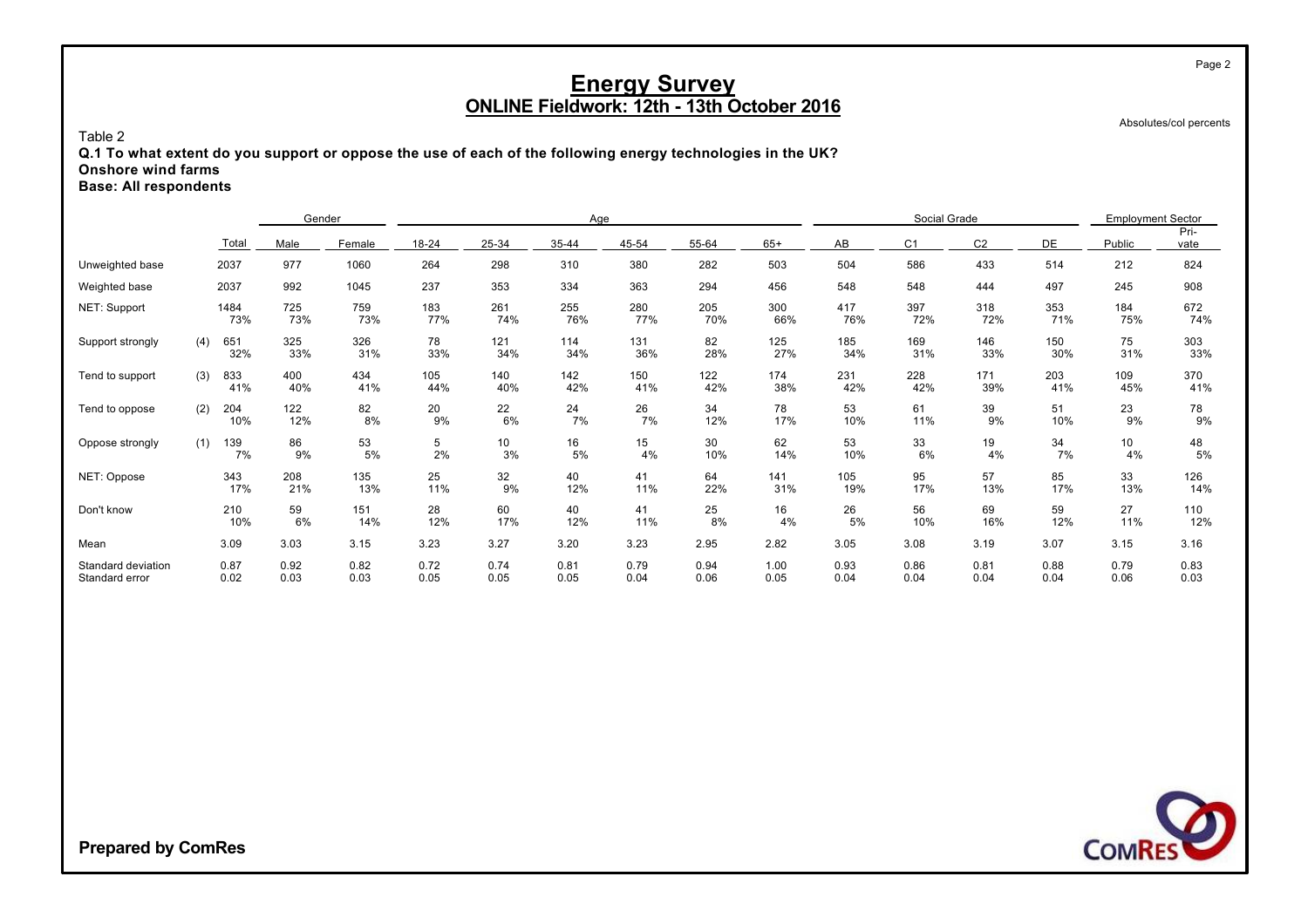# Energy Survey
## ONLINE Fieldwork: 12th - 13th October 2016

Absolutes/col percents

Table 2

**Q.1 To what extent do you support or oppose the use of each of the following energy technologies in the UK?**
**Onshore wind farms**
**Base: All respondents**

| | | Total | Gender | | Age | | | | | | Social Grade | | | | Employment Sector | |
|---|---|---|---|---|---|---|---|---|---|---|---|---|---|---|---|---|
| | | | Male | Female | 18-24 | 25-34 | 35-44 | 45-54 | 55-64 | 65+ | AB | C1 | C2 | DE | Public | Pri-vate |
| Unweighted base | | 2037 | 977 | 1060 | 264 | 298 | 310 | 380 | 282 | 503 | 504 | 586 | 433 | 514 | 212 | 824 |
| Weighted base | | 2037 | 992 | 1045 | 237 | 353 | 334 | 363 | 294 | 456 | 548 | 548 | 444 | 497 | 245 | 908 |
| NET: Support | | 1484 | 725 | 759 | 183 | 261 | 255 | 280 | 205 | 300 | 417 | 397 | 318 | 353 | 184 | 672 |
| | | 73% | 73% | 73% | 77% | 74% | 76% | 77% | 70% | 66% | 76% | 72% | 72% | 71% | 75% | 74% |
| Support strongly | (4) | 651 | 325 | 326 | 78 | 121 | 114 | 131 | 82 | 125 | 185 | 169 | 146 | 150 | 75 | 303 |
| | | 32% | 33% | 31% | 33% | 34% | 34% | 36% | 28% | 27% | 34% | 31% | 33% | 30% | 31% | 33% |
| Tend to support | (3) | 833 | 400 | 434 | 105 | 140 | 142 | 150 | 122 | 174 | 231 | 228 | 171 | 203 | 109 | 370 |
| | | 41% | 40% | 41% | 44% | 40% | 42% | 41% | 42% | 38% | 42% | 42% | 39% | 41% | 45% | 41% |
| Tend to oppose | (2) | 204 | 122 | 82 | 20 | 22 | 24 | 26 | 34 | 78 | 53 | 61 | 39 | 51 | 23 | 78 |
| | | 10% | 12% | 8% | 9% | 6% | 7% | 7% | 12% | 17% | 10% | 11% | 9% | 10% | 9% | 9% |
| Oppose strongly | (1) | 139 | 86 | 53 | 5 | 10 | 16 | 15 | 30 | 62 | 53 | 33 | 19 | 34 | 10 | 48 |
| | | 7% | 9% | 5% | 2% | 3% | 5% | 4% | 10% | 14% | 10% | 6% | 4% | 7% | 4% | 5% |
| NET: Oppose | | 343 | 208 | 135 | 25 | 32 | 40 | 41 | 64 | 141 | 105 | 95 | 57 | 85 | 33 | 126 |
| | | 17% | 21% | 13% | 11% | 9% | 12% | 11% | 22% | 31% | 19% | 17% | 13% | 17% | 13% | 14% |
| Don't know | | 210 | 59 | 151 | 28 | 60 | 40 | 41 | 25 | 16 | 26 | 56 | 69 | 59 | 27 | 110 |
| | | 10% | 6% | 14% | 12% | 17% | 12% | 11% | 8% | 4% | 5% | 10% | 16% | 12% | 11% | 12% |
| Mean | | 3.09 | 3.03 | 3.15 | 3.23 | 3.27 | 3.20 | 3.23 | 2.95 | 2.82 | 3.05 | 3.08 | 3.19 | 3.07 | 3.15 | 3.16 |
| Standard deviation | | 0.87 | 0.92 | 0.82 | 0.72 | 0.74 | 0.81 | 0.79 | 0.94 | 1.00 | 0.93 | 0.86 | 0.81 | 0.88 | 0.79 | 0.83 |
| Standard error | | 0.02 | 0.03 | 0.03 | 0.05 | 0.05 | 0.05 | 0.04 | 0.06 | 0.05 | 0.04 | 0.04 | 0.04 | 0.04 | 0.06 | 0.03 |

**Prepared by ComRes**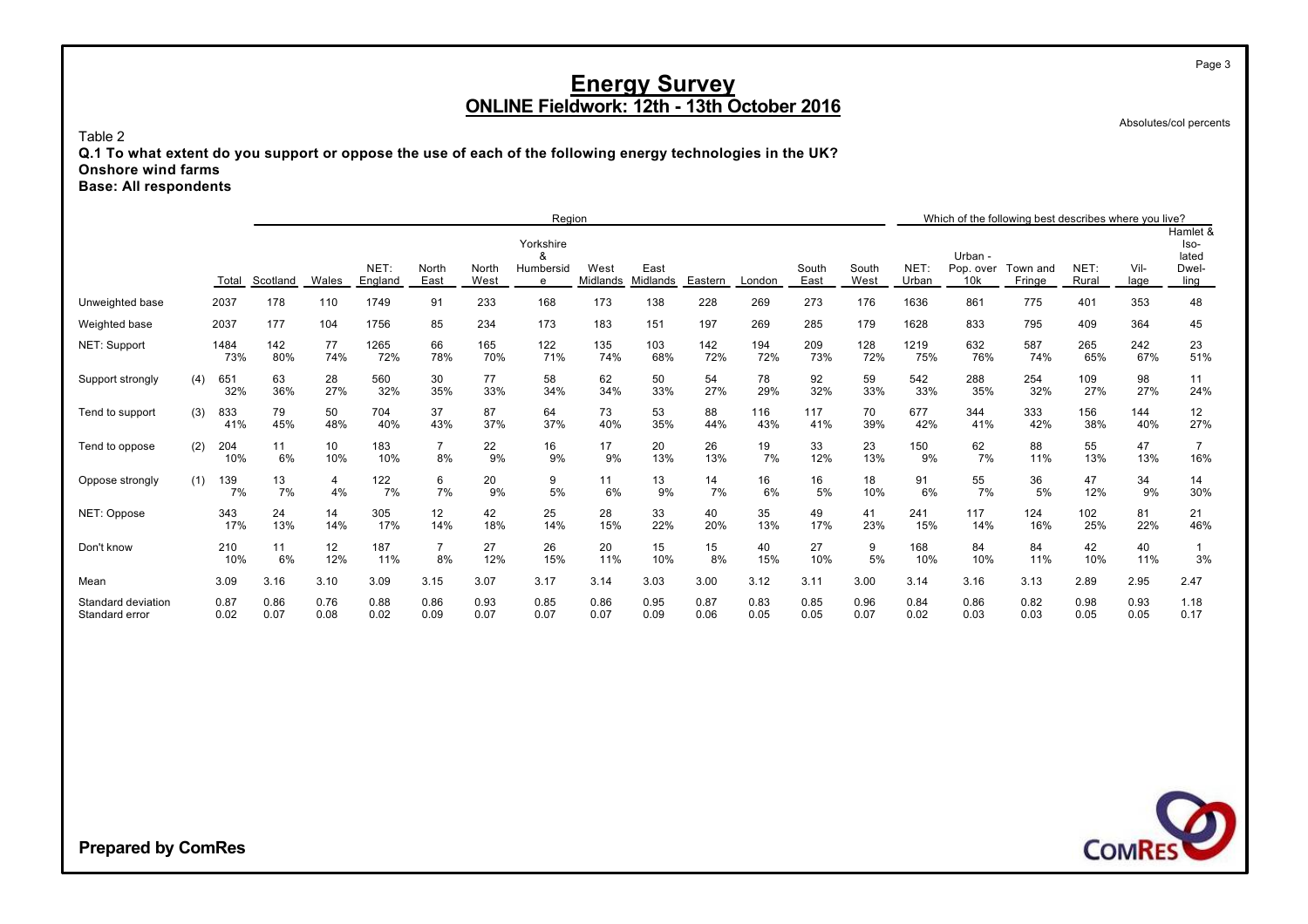# Energy Survey

## ONLINE Fieldwork: 12th - 13th October 2016

Absolutes/col percents

Table 2

**Q.1 To what extent do you support or oppose the use of each of the following energy technologies in the UK?**
**Onshore wind farms**
**Base: All respondents**

| | | | Region | | | | | | | | | | | | Which of the following best describes where you live? | | | | | |
|---|---|---|---|---|---|---|---|---|---|---|---|---|---|---|---|---|---|---|---|---|
| | | Total | Scotland | Wales | NET: England | North East | North West | Yorkshire & Humberside | West Midlands | East Midlands | Eastern | London | South East | South West | NET: Urban | Urban - Pop. over 10k | Town and Fringe | NET: Rural | Village | Hamlet & Isolated Dwelling |
| Unweighted base | | 2037 | 178 | 110 | 1749 | 91 | 233 | 168 | 173 | 138 | 228 | 269 | 273 | 176 | 1636 | 861 | 775 | 401 | 353 | 48 |
| Weighted base | | 2037 | 177 | 104 | 1756 | 85 | 234 | 173 | 183 | 151 | 197 | 269 | 285 | 179 | 1628 | 833 | 795 | 409 | 364 | 45 |
| NET: Support | | 1484 | 142 | 77 | 1265 | 66 | 165 | 122 | 135 | 103 | 142 | 194 | 209 | 128 | 1219 | 632 | 587 | 265 | 242 | 23 |
| | | 73% | 80% | 74% | 72% | 78% | 70% | 71% | 74% | 68% | 72% | 72% | 73% | 72% | 75% | 76% | 74% | 65% | 67% | 51% |
| Support strongly | (4) | 651 | 63 | 28 | 560 | 30 | 77 | 58 | 62 | 50 | 54 | 78 | 92 | 59 | 542 | 288 | 254 | 109 | 98 | 11 |
| | | 32% | 36% | 27% | 32% | 35% | 33% | 34% | 34% | 33% | 27% | 29% | 32% | 33% | 33% | 35% | 32% | 27% | 27% | 24% |
| Tend to support | (3) | 833 | 79 | 50 | 704 | 37 | 87 | 64 | 73 | 53 | 88 | 116 | 117 | 70 | 677 | 344 | 333 | 156 | 144 | 12 |
| | | 41% | 45% | 48% | 40% | 43% | 37% | 37% | 40% | 35% | 44% | 43% | 41% | 39% | 42% | 41% | 42% | 38% | 40% | 27% |
| Tend to oppose | (2) | 204 | 11 | 10 | 183 | 7 | 22 | 16 | 17 | 20 | 26 | 19 | 33 | 23 | 150 | 62 | 88 | 55 | 47 | 7 |
| | | 10% | 6% | 10% | 10% | 8% | 9% | 9% | 9% | 13% | 13% | 7% | 12% | 13% | 9% | 7% | 11% | 13% | 13% | 16% |
| Oppose strongly | (1) | 139 | 13 | 4 | 122 | 6 | 20 | 9 | 11 | 13 | 14 | 16 | 16 | 18 | 91 | 55 | 36 | 47 | 34 | 14 |
| | | 7% | 7% | 4% | 7% | 7% | 9% | 5% | 6% | 9% | 7% | 6% | 5% | 10% | 6% | 7% | 5% | 12% | 9% | 30% |
| NET: Oppose | | 343 | 24 | 14 | 305 | 12 | 42 | 25 | 28 | 33 | 40 | 35 | 49 | 41 | 241 | 117 | 124 | 102 | 81 | 21 |
| | | 17% | 13% | 14% | 17% | 14% | 18% | 14% | 15% | 22% | 20% | 13% | 17% | 23% | 15% | 14% | 16% | 25% | 22% | 46% |
| Don't know | | 210 | 11 | 12 | 187 | 7 | 27 | 26 | 20 | 15 | 15 | 40 | 27 | 9 | 168 | 84 | 84 | 42 | 40 | 1 |
| | | 10% | 6% | 12% | 11% | 8% | 12% | 15% | 11% | 10% | 8% | 15% | 10% | 5% | 10% | 10% | 11% | 10% | 11% | 3% |
| Mean | | 3.09 | 3.16 | 3.10 | 3.09 | 3.15 | 3.07 | 3.17 | 3.14 | 3.03 | 3.00 | 3.12 | 3.11 | 3.00 | 3.14 | 3.16 | 3.13 | 2.89 | 2.95 | 2.47 |
| Standard deviation | | 0.87 | 0.86 | 0.76 | 0.88 | 0.86 | 0.93 | 0.85 | 0.86 | 0.95 | 0.87 | 0.83 | 0.85 | 0.96 | 0.84 | 0.86 | 0.82 | 0.98 | 0.93 | 1.18 |
| Standard error | | 0.02 | 0.07 | 0.08 | 0.02 | 0.09 | 0.07 | 0.07 | 0.07 | 0.09 | 0.06 | 0.05 | 0.05 | 0.07 | 0.02 | 0.03 | 0.03 | 0.05 | 0.05 | 0.17 |

**Prepared by ComRes**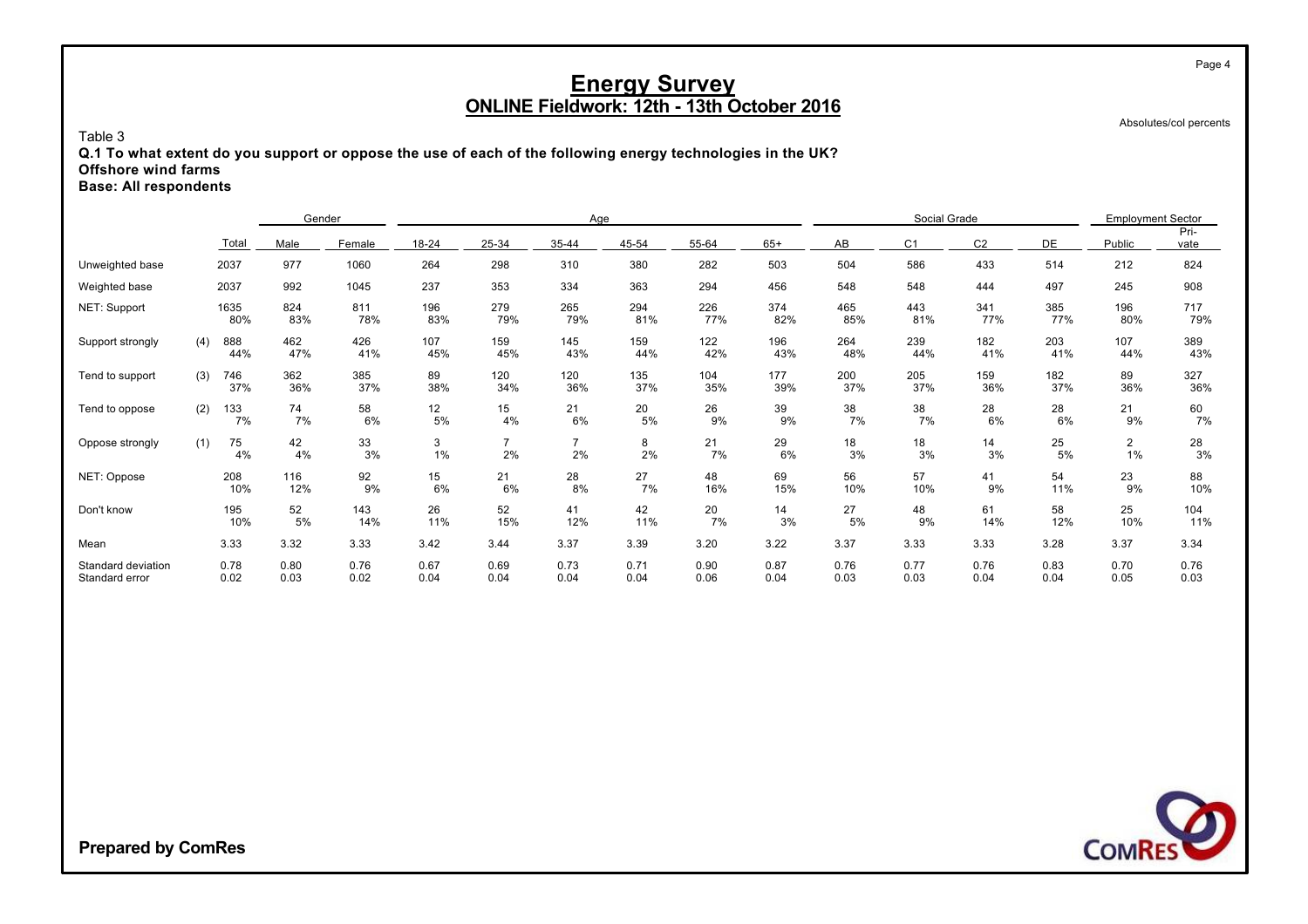# Energy Survey
## ONLINE Fieldwork: 12th - 13th October 2016

Absolutes/col percents

Table 3

**Q.1 To what extent do you support or oppose the use of each of the following energy technologies in the UK?**
**Offshore wind farms**
**Base: All respondents**

| | | Total | Gender | | Age | | | | | | Social Grade | | | | Employment Sector | |
|---|---|---|---|---|---|---|---|---|---|---|---|---|---|---|---|---|
| | | | Male | Female | 18-24 | 25-34 | 35-44 | 45-54 | 55-64 | 65+ | AB | C1 | C2 | DE | Public | Pri-vate |
| Unweighted base | | 2037 | 977 | 1060 | 264 | 298 | 310 | 380 | 282 | 503 | 504 | 586 | 433 | 514 | 212 | 824 |
| Weighted base | | 2037 | 992 | 1045 | 237 | 353 | 334 | 363 | 294 | 456 | 548 | 548 | 444 | 497 | 245 | 908 |
| NET: Support | | 1635 | 824 | 811 | 196 | 279 | 265 | 294 | 226 | 374 | 465 | 443 | 341 | 385 | 196 | 717 |
| | | 80% | 83% | 78% | 83% | 79% | 79% | 81% | 77% | 82% | 85% | 81% | 77% | 77% | 80% | 79% |
| Support strongly | (4) | 888 | 462 | 426 | 107 | 159 | 145 | 159 | 122 | 196 | 264 | 239 | 182 | 203 | 107 | 389 |
| | | 44% | 47% | 41% | 45% | 45% | 43% | 44% | 42% | 43% | 48% | 44% | 41% | 41% | 44% | 43% |
| Tend to support | (3) | 746 | 362 | 385 | 89 | 120 | 120 | 135 | 104 | 177 | 200 | 205 | 159 | 182 | 89 | 327 |
| | | 37% | 36% | 37% | 38% | 34% | 36% | 37% | 35% | 39% | 37% | 37% | 36% | 37% | 36% | 36% |
| Tend to oppose | (2) | 133 | 74 | 58 | 12 | 15 | 21 | 20 | 26 | 39 | 38 | 38 | 28 | 28 | 21 | 60 |
| | | 7% | 7% | 6% | 5% | 4% | 6% | 5% | 9% | 9% | 7% | 7% | 6% | 6% | 9% | 7% |
| Oppose strongly | (1) | 75 | 42 | 33 | 3 | 7 | 7 | 8 | 21 | 29 | 18 | 18 | 14 | 25 | 2 | 28 |
| | | 4% | 4% | 3% | 1% | 2% | 2% | 2% | 7% | 6% | 3% | 3% | 3% | 5% | 1% | 3% |
| NET: Oppose | | 208 | 116 | 92 | 15 | 21 | 28 | 27 | 48 | 69 | 56 | 57 | 41 | 54 | 23 | 88 |
| | | 10% | 12% | 9% | 6% | 6% | 8% | 7% | 16% | 15% | 10% | 10% | 9% | 11% | 9% | 10% |
| Don't know | | 195 | 52 | 143 | 26 | 52 | 41 | 42 | 20 | 14 | 27 | 48 | 61 | 58 | 25 | 104 |
| | | 10% | 5% | 14% | 11% | 15% | 12% | 11% | 7% | 3% | 5% | 9% | 14% | 12% | 10% | 11% |
| Mean | | 3.33 | 3.32 | 3.33 | 3.42 | 3.44 | 3.37 | 3.39 | 3.20 | 3.22 | 3.37 | 3.33 | 3.33 | 3.28 | 3.37 | 3.34 |
| Standard deviation | | 0.78 | 0.80 | 0.76 | 0.67 | 0.69 | 0.73 | 0.71 | 0.90 | 0.87 | 0.76 | 0.77 | 0.76 | 0.83 | 0.70 | 0.76 |
| Standard error | | 0.02 | 0.03 | 0.02 | 0.04 | 0.04 | 0.04 | 0.04 | 0.06 | 0.04 | 0.03 | 0.03 | 0.04 | 0.04 | 0.05 | 0.03 |

**Prepared by ComRes**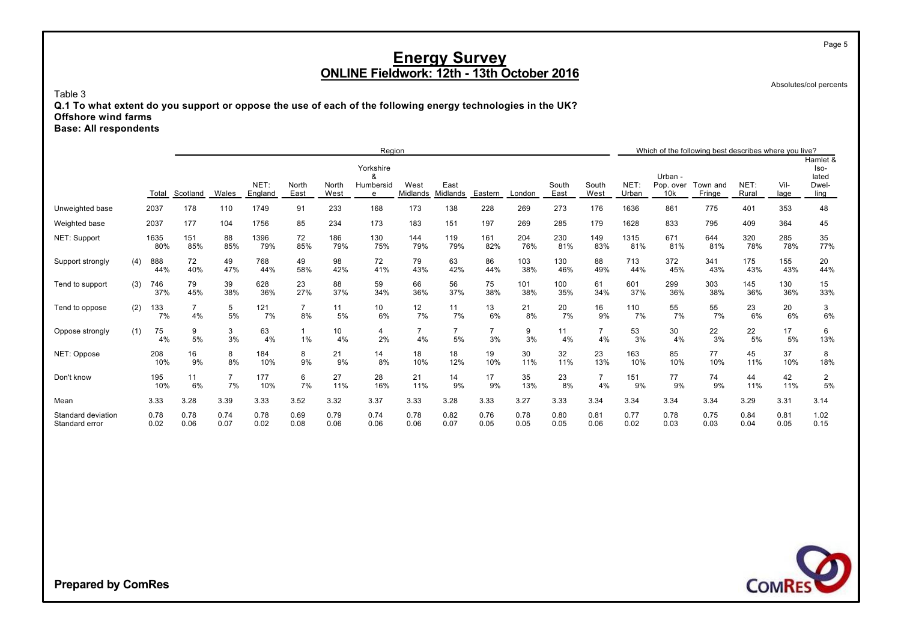# Energy Survey
## ONLINE Fieldwork: 12th - 13th October 2016

Absolutes/col percents

Table 3
**Q.1 To what extent do you support or oppose the use of each of the following energy technologies in the UK?**
**Offshore wind farms**
**Base: All respondents**

| | | Total | Region | | | | | | | | | | | | Which of the following best describes where you live? | | | | | |
|---|---|---|---|---|---|---|---|---|---|---|---|---|---|---|---|---|---|---|---|---|
| | | Total | Scotland | Wales | NET: England | North East | North West | Yorkshire & Humberside | West Midlands | East Midlands | Eastern | London | South East | South West | NET: Urban | Urban - Pop. over 10k | Town and Fringe | NET: Rural | Village | Hamlet & Isolated Dwelling |
| Unweighted base | | 2037 | 178 | 110 | 1749 | 91 | 233 | 168 | 173 | 138 | 228 | 269 | 273 | 176 | 1636 | 861 | 775 | 401 | 353 | 48 |
| Weighted base | | 2037 | 177 | 104 | 1756 | 85 | 234 | 173 | 183 | 151 | 197 | 269 | 285 | 179 | 1628 | 833 | 795 | 409 | 364 | 45 |
| NET: Support | | 1635 | 151 | 88 | 1396 | 72 | 186 | 130 | 144 | 119 | 161 | 204 | 230 | 149 | 1315 | 671 | 644 | 320 | 285 | 35 |
| | | 80% | 85% | 85% | 79% | 85% | 79% | 75% | 79% | 79% | 82% | 76% | 81% | 83% | 81% | 81% | 81% | 78% | 78% | 77% |
| Support strongly | (4) | 888 | 72 | 49 | 768 | 49 | 98 | 72 | 79 | 63 | 86 | 103 | 130 | 88 | 713 | 372 | 341 | 175 | 155 | 20 |
| | | 44% | 40% | 47% | 44% | 58% | 42% | 41% | 43% | 42% | 44% | 38% | 46% | 49% | 44% | 45% | 43% | 43% | 43% | 44% |
| Tend to support | (3) | 746 | 79 | 39 | 628 | 23 | 88 | 59 | 66 | 56 | 75 | 101 | 100 | 61 | 601 | 299 | 303 | 145 | 130 | 15 |
| | | 37% | 45% | 38% | 36% | 27% | 37% | 34% | 36% | 37% | 38% | 38% | 35% | 34% | 37% | 36% | 38% | 36% | 36% | 33% |
| Tend to oppose | (2) | 133 | 7 | 5 | 121 | 7 | 11 | 10 | 12 | 11 | 13 | 21 | 20 | 16 | 110 | 55 | 55 | 23 | 20 | 3 |
| | | 7% | 4% | 5% | 7% | 8% | 5% | 6% | 7% | 7% | 6% | 8% | 7% | 9% | 7% | 7% | 7% | 6% | 6% | 6% |
| Oppose strongly | (1) | 75 | 9 | 3 | 63 | 1 | 10 | 4 | 7 | 7 | 7 | 9 | 11 | 7 | 53 | 30 | 22 | 22 | 17 | 6 |
| | | 4% | 5% | 3% | 4% | 1% | 4% | 2% | 4% | 5% | 3% | 3% | 4% | 4% | 3% | 4% | 3% | 5% | 5% | 13% |
| NET: Oppose | | 208 | 16 | 8 | 184 | 8 | 21 | 14 | 18 | 18 | 19 | 30 | 32 | 23 | 163 | 85 | 77 | 45 | 37 | 8 |
| | | 10% | 9% | 8% | 10% | 9% | 9% | 8% | 10% | 12% | 10% | 11% | 11% | 13% | 10% | 10% | 10% | 11% | 10% | 18% |
| Don't know | | 195 | 11 | 7 | 177 | 6 | 27 | 28 | 21 | 14 | 17 | 35 | 23 | 7 | 151 | 77 | 74 | 44 | 42 | 2 |
| | | 10% | 6% | 7% | 10% | 7% | 11% | 16% | 11% | 9% | 9% | 13% | 8% | 4% | 9% | 9% | 9% | 11% | 11% | 5% |
| Mean | | 3.33 | 3.28 | 3.39 | 3.33 | 3.52 | 3.32 | 3.37 | 3.33 | 3.28 | 3.33 | 3.27 | 3.33 | 3.34 | 3.34 | 3.34 | 3.34 | 3.29 | 3.31 | 3.14 |
| Standard deviation | | 0.78 | 0.78 | 0.74 | 0.78 | 0.69 | 0.79 | 0.74 | 0.78 | 0.82 | 0.76 | 0.78 | 0.80 | 0.81 | 0.77 | 0.78 | 0.75 | 0.84 | 0.81 | 1.02 |
| Standard error | | 0.02 | 0.06 | 0.07 | 0.02 | 0.08 | 0.06 | 0.06 | 0.06 | 0.07 | 0.05 | 0.05 | 0.05 | 0.06 | 0.02 | 0.03 | 0.03 | 0.04 | 0.05 | 0.15 |

**Prepared by ComRes**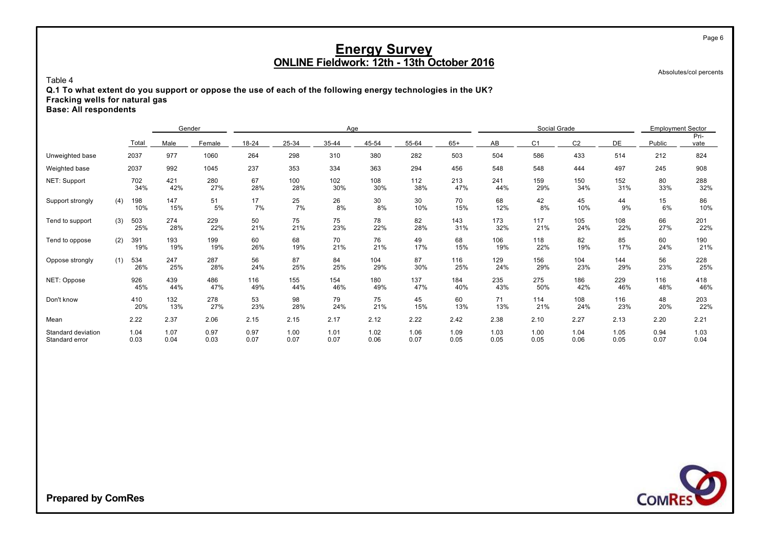# Energy Survey

## ONLINE Fieldwork: 12th - 13th October 2016

Absolutes/col percents

Table 4

**Q.1 To what extent do you support or oppose the use of each of the following energy technologies in the UK?**
**Fracking wells for natural gas**
**Base: All respondents**

| | | Total | Gender | | Age | | | | | | Social Grade | | | | Employment Sector | |
|---|---|---|---|---|---|---|---|---|---|---|---|---|---|---|---|---|
| | | | Male | Female | 18-24 | 25-34 | 35-44 | 45-54 | 55-64 | 65+ | AB | C1 | C2 | DE | Public | Pri-vate |
| Unweighted base | | 2037 | 977 | 1060 | 264 | 298 | 310 | 380 | 282 | 503 | 504 | 586 | 433 | 514 | 212 | 824 |
| Weighted base | | 2037 | 992 | 1045 | 237 | 353 | 334 | 363 | 294 | 456 | 548 | 548 | 444 | 497 | 245 | 908 |
| NET: Support | | 702 | 421 | 280 | 67 | 100 | 102 | 108 | 112 | 213 | 241 | 159 | 150 | 152 | 80 | 288 |
| | | 34% | 42% | 27% | 28% | 28% | 30% | 30% | 38% | 47% | 44% | 29% | 34% | 31% | 33% | 32% |
| Support strongly | (4) | 198 | 147 | 51 | 17 | 25 | 26 | 30 | 30 | 70 | 68 | 42 | 45 | 44 | 15 | 86 |
| | | 10% | 15% | 5% | 7% | 7% | 8% | 8% | 10% | 15% | 12% | 8% | 10% | 9% | 6% | 10% |
| Tend to support | (3) | 503 | 274 | 229 | 50 | 75 | 75 | 78 | 82 | 143 | 173 | 117 | 105 | 108 | 66 | 201 |
| | | 25% | 28% | 22% | 21% | 21% | 23% | 22% | 28% | 31% | 32% | 21% | 24% | 22% | 27% | 22% |
| Tend to oppose | (2) | 391 | 193 | 199 | 60 | 68 | 70 | 76 | 49 | 68 | 106 | 118 | 82 | 85 | 60 | 190 |
| | | 19% | 19% | 19% | 26% | 19% | 21% | 21% | 17% | 15% | 19% | 22% | 19% | 17% | 24% | 21% |
| Oppose strongly | (1) | 534 | 247 | 287 | 56 | 87 | 84 | 104 | 87 | 116 | 129 | 156 | 104 | 144 | 56 | 228 |
| | | 26% | 25% | 28% | 24% | 25% | 25% | 29% | 30% | 25% | 24% | 29% | 23% | 29% | 23% | 25% |
| NET: Oppose | | 926 | 439 | 486 | 116 | 155 | 154 | 180 | 137 | 184 | 235 | 275 | 186 | 229 | 116 | 418 |
| | | 45% | 44% | 47% | 49% | 44% | 46% | 49% | 47% | 40% | 43% | 50% | 42% | 46% | 48% | 46% |
| Don't know | | 410 | 132 | 278 | 53 | 98 | 79 | 75 | 45 | 60 | 71 | 114 | 108 | 116 | 48 | 203 |
| | | 20% | 13% | 27% | 23% | 28% | 24% | 21% | 15% | 13% | 13% | 21% | 24% | 23% | 20% | 22% |
| Mean | | 2.22 | 2.37 | 2.06 | 2.15 | 2.15 | 2.17 | 2.12 | 2.22 | 2.42 | 2.38 | 2.10 | 2.27 | 2.13 | 2.20 | 2.21 |
| Standard deviation | | 1.04 | 1.07 | 0.97 | 0.97 | 1.00 | 1.01 | 1.02 | 1.06 | 1.09 | 1.03 | 1.00 | 1.04 | 1.05 | 0.94 | 1.03 |
| Standard error | | 0.03 | 0.04 | 0.03 | 0.07 | 0.07 | 0.07 | 0.06 | 0.07 | 0.05 | 0.05 | 0.05 | 0.06 | 0.05 | 0.07 | 0.04 |

**Prepared by ComRes**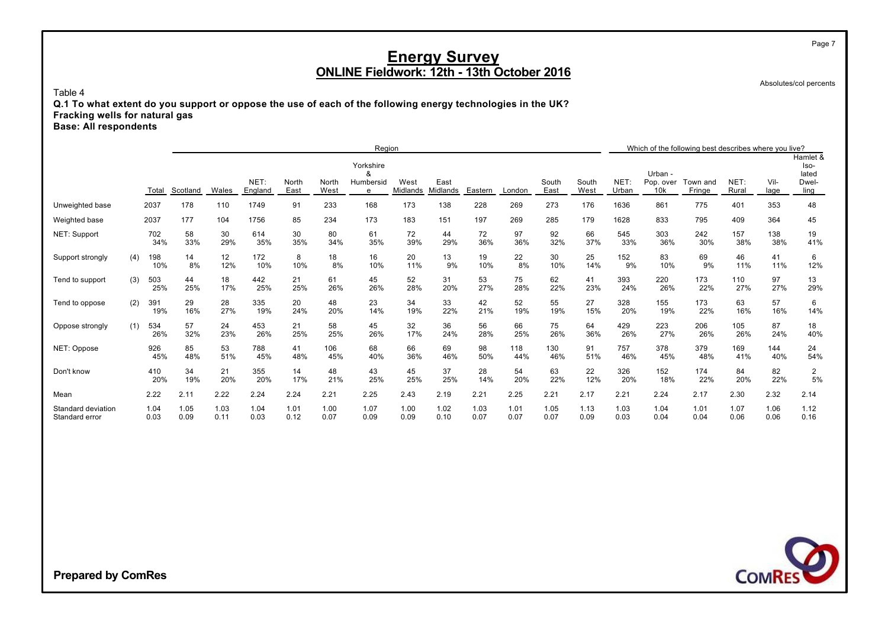# Energy Survey
## ONLINE Fieldwork: 12th - 13th October 2016

Absolutes/col percents

Table 4

**Q.1 To what extent do you support or oppose the use of each of the following energy technologies in the UK?**
**Fracking wells for natural gas**
**Base: All respondents**

| | | Total | Region | | | | | | | | | | | | | Which of the following best describes where you live? | | | | | |
|---|---|---|---|---|---|---|---|---|---|---|---|---|---|---|---|---|---|---|---|---|---|
| | | | Scotland | Wales | NET: England | North East | North West | Yorkshire & Humberside | West Midlands | East Midlands | Eastern | London | South East | South West | NET: Urban | Urban - Pop. over 10k | Town and Fringe | NET: Rural | Village | Hamlet & Isolated Dwelling |
| Unweighted base | | 2037 | 178 | 110 | 1749 | 91 | 233 | 168 | 173 | 138 | 228 | 269 | 273 | 176 | 1636 | 861 | 775 | 401 | 353 | 48 |
| Weighted base | | 2037 | 177 | 104 | 1756 | 85 | 234 | 173 | 183 | 151 | 197 | 269 | 285 | 179 | 1628 | 833 | 795 | 409 | 364 | 45 |
| NET: Support | | 702 | 58 | 30 | 614 | 30 | 80 | 61 | 72 | 44 | 72 | 97 | 92 | 66 | 545 | 303 | 242 | 157 | 138 | 19 |
| | | 34% | 33% | 29% | 35% | 35% | 34% | 35% | 39% | 29% | 36% | 36% | 32% | 37% | 33% | 36% | 30% | 38% | 38% | 41% |
| Support strongly | (4) | 198 | 14 | 12 | 172 | 8 | 18 | 16 | 20 | 13 | 19 | 22 | 30 | 25 | 152 | 83 | 69 | 46 | 41 | 6 |
| | | 10% | 8% | 12% | 10% | 10% | 8% | 10% | 11% | 9% | 10% | 8% | 10% | 14% | 9% | 10% | 9% | 11% | 11% | 12% |
| Tend to support | (3) | 503 | 44 | 18 | 442 | 21 | 61 | 45 | 52 | 31 | 53 | 75 | 62 | 41 | 393 | 220 | 173 | 110 | 97 | 13 |
| | | 25% | 25% | 17% | 25% | 25% | 26% | 26% | 28% | 20% | 27% | 28% | 22% | 23% | 24% | 26% | 22% | 27% | 27% | 29% |
| Tend to oppose | (2) | 391 | 29 | 28 | 335 | 20 | 48 | 23 | 34 | 33 | 42 | 52 | 55 | 27 | 328 | 155 | 173 | 63 | 57 | 6 |
| | | 19% | 16% | 27% | 19% | 24% | 20% | 14% | 19% | 22% | 21% | 19% | 19% | 15% | 20% | 19% | 22% | 16% | 16% | 14% |
| Oppose strongly | (1) | 534 | 57 | 24 | 453 | 21 | 58 | 45 | 32 | 36 | 56 | 66 | 75 | 64 | 429 | 223 | 206 | 105 | 87 | 18 |
| | | 26% | 32% | 23% | 26% | 25% | 25% | 26% | 17% | 24% | 28% | 25% | 26% | 36% | 26% | 27% | 26% | 26% | 24% | 40% |
| NET: Oppose | | 926 | 85 | 53 | 788 | 41 | 106 | 68 | 66 | 69 | 98 | 118 | 130 | 91 | 757 | 378 | 379 | 169 | 144 | 24 |
| | | 45% | 48% | 51% | 45% | 48% | 45% | 40% | 36% | 46% | 50% | 44% | 46% | 51% | 46% | 45% | 48% | 41% | 40% | 54% |
| Don't know | | 410 | 34 | 21 | 355 | 14 | 48 | 43 | 45 | 37 | 28 | 54 | 63 | 22 | 326 | 152 | 174 | 84 | 82 | 2 |
| | | 20% | 19% | 20% | 20% | 17% | 21% | 25% | 25% | 25% | 14% | 20% | 22% | 12% | 20% | 18% | 22% | 20% | 22% | 5% |
| Mean | | 2.22 | 2.11 | 2.22 | 2.24 | 2.24 | 2.21 | 2.25 | 2.43 | 2.19 | 2.21 | 2.25 | 2.21 | 2.17 | 2.21 | 2.24 | 2.17 | 2.30 | 2.32 | 2.14 |
| Standard deviation | | 1.04 | 1.05 | 1.03 | 1.04 | 1.01 | 1.00 | 1.07 | 1.00 | 1.02 | 1.03 | 1.01 | 1.05 | 1.13 | 1.03 | 1.04 | 1.01 | 1.07 | 1.06 | 1.12 |
| Standard error | | 0.03 | 0.09 | 0.11 | 0.03 | 0.12 | 0.07 | 0.09 | 0.09 | 0.10 | 0.07 | 0.07 | 0.07 | 0.09 | 0.03 | 0.04 | 0.04 | 0.06 | 0.06 | 0.16 |

**Prepared by ComRes**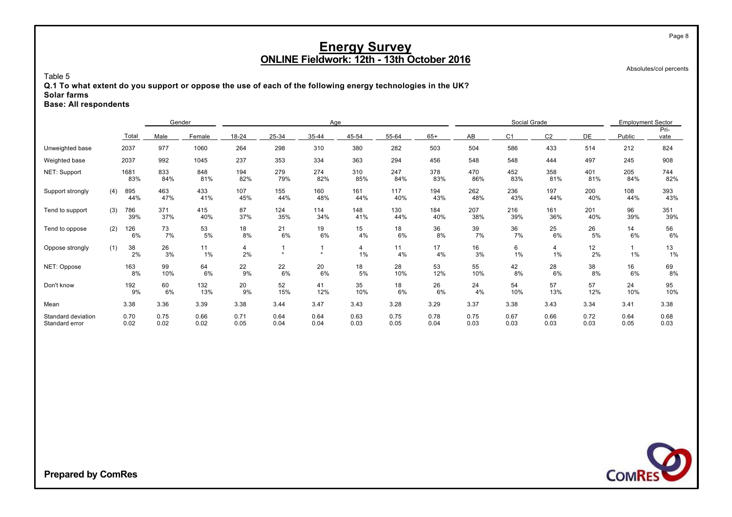# Energy Survey
## ONLINE Fieldwork: 12th - 13th October 2016

Absolutes/col percents

Table 5

**Q.1 To what extent do you support or oppose the use of each of the following energy technologies in the UK?**
**Solar farms**
**Base: All respondents**

| | | Total | Gender | | Age | | | | | | Social Grade | | | | Employment Sector | |
|---|---|---|---|---|---|---|---|---|---|---|---|---|---|---|---|---|
| | | | Male | Female | 18-24 | 25-34 | 35-44 | 45-54 | 55-64 | 65+ | AB | C1 | C2 | DE | Public | Pri-vate |
| Unweighted base | | 2037 | 977 | 1060 | 264 | 298 | 310 | 380 | 282 | 503 | 504 | 586 | 433 | 514 | 212 | 824 |
| Weighted base | | 2037 | 992 | 1045 | 237 | 353 | 334 | 363 | 294 | 456 | 548 | 548 | 444 | 497 | 245 | 908 |
| NET: Support | | 1681 | 833 | 848 | 194 | 279 | 274 | 310 | 247 | 378 | 470 | 452 | 358 | 401 | 205 | 744 |
| | | 83% | 84% | 81% | 82% | 79% | 82% | 85% | 84% | 83% | 86% | 83% | 81% | 81% | 84% | 82% |
| Support strongly | (4) | 895 | 463 | 433 | 107 | 155 | 160 | 161 | 117 | 194 | 262 | 236 | 197 | 200 | 108 | 393 |
| | | 44% | 47% | 41% | 45% | 44% | 48% | 44% | 40% | 43% | 48% | 43% | 44% | 40% | 44% | 43% |
| Tend to support | (3) | 786 | 371 | 415 | 87 | 124 | 114 | 148 | 130 | 184 | 207 | 216 | 161 | 201 | 96 | 351 |
| | | 39% | 37% | 40% | 37% | 35% | 34% | 41% | 44% | 40% | 38% | 39% | 36% | 40% | 39% | 39% |
| Tend to oppose | (2) | 126 | 73 | 53 | 18 | 21 | 19 | 15 | 18 | 36 | 39 | 36 | 25 | 26 | 14 | 56 |
| | | 6% | 7% | 5% | 8% | 6% | 6% | 4% | 6% | 8% | 7% | 7% | 6% | 5% | 6% | 6% |
| Oppose strongly | (1) | 38 | 26 | 11 | 4 | 1 | 1 | 4 | 11 | 17 | 16 | 6 | 4 | 12 | 1 | 13 |
| | | 2% | 3% | 1% | 2% | * | * | 1% | 4% | 4% | 3% | 1% | 1% | 2% | 1% | 1% |
| NET: Oppose | | 163 | 99 | 64 | 22 | 22 | 20 | 18 | 28 | 53 | 55 | 42 | 28 | 38 | 16 | 69 |
| | | 8% | 10% | 6% | 9% | 6% | 6% | 5% | 10% | 12% | 10% | 8% | 6% | 8% | 6% | 8% |
| Don't know | | 192 | 60 | 132 | 20 | 52 | 41 | 35 | 18 | 26 | 24 | 54 | 57 | 57 | 24 | 95 |
| | | 9% | 6% | 13% | 9% | 15% | 12% | 10% | 6% | 6% | 4% | 10% | 13% | 12% | 10% | 10% |
| Mean | | 3.38 | 3.36 | 3.39 | 3.38 | 3.44 | 3.47 | 3.43 | 3.28 | 3.29 | 3.37 | 3.38 | 3.43 | 3.34 | 3.41 | 3.38 |
| Standard deviation | | 0.70 | 0.75 | 0.66 | 0.71 | 0.64 | 0.64 | 0.63 | 0.75 | 0.78 | 0.75 | 0.67 | 0.66 | 0.72 | 0.64 | 0.68 |
| Standard error | | 0.02 | 0.02 | 0.02 | 0.05 | 0.04 | 0.04 | 0.03 | 0.05 | 0.04 | 0.03 | 0.03 | 0.03 | 0.03 | 0.05 | 0.03 |

**Prepared by ComRes**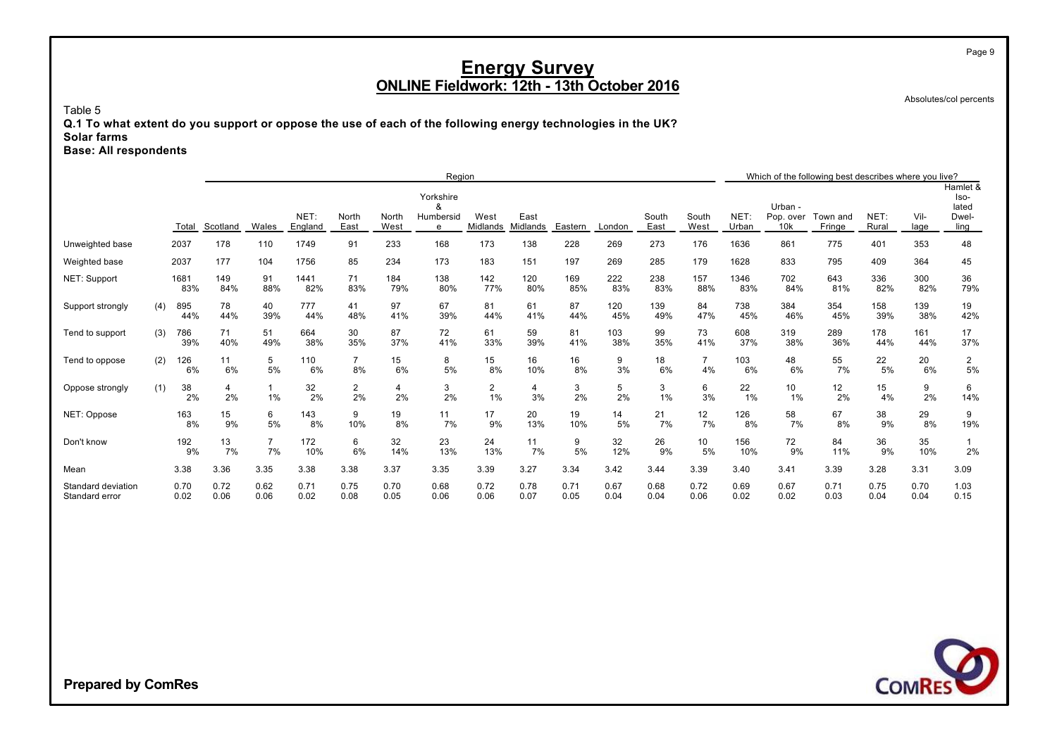# Energy Survey

## ONLINE Fieldwork: 12th - 13th October 2016

Absolutes/col percents

Table 5

**Q.1 To what extent do you support or oppose the use of each of the following energy technologies in the UK?**
**Solar farms**
**Base: All respondents**

| | | | Region | | | | | | | | | | | | Which of the following best describes where you live? | | | | | |
|---|---|---|---|---|---|---|---|---|---|---|---|---|---|---|---|---|---|---|---|---|
| | | Total | Scotland | Wales | NET: England | North East | North West | Yorkshire & Humberside | West Midlands | East Midlands | Eastern | London | South East | South West | NET: Urban | Urban - Pop. over 10k | Town and Fringe | NET: Rural | Village | Hamlet & Isolated Dwelling |
| Unweighted base | | 2037 | 178 | 110 | 1749 | 91 | 233 | 168 | 173 | 138 | 228 | 269 | 273 | 176 | 1636 | 861 | 775 | 401 | 353 | 48 |
| Weighted base | | 2037 | 177 | 104 | 1756 | 85 | 234 | 173 | 183 | 151 | 197 | 269 | 285 | 179 | 1628 | 833 | 795 | 409 | 364 | 45 |
| NET: Support | | 1681 | 149 | 91 | 1441 | 71 | 184 | 138 | 142 | 120 | 169 | 222 | 238 | 157 | 1346 | 702 | 643 | 336 | 300 | 36 |
| | | 83% | 84% | 88% | 82% | 83% | 79% | 80% | 77% | 80% | 85% | 83% | 83% | 88% | 83% | 84% | 81% | 82% | 82% | 79% |
| Support strongly | (4) | 895 | 78 | 40 | 777 | 41 | 97 | 67 | 81 | 61 | 87 | 120 | 139 | 84 | 738 | 384 | 354 | 158 | 139 | 19 |
| | | 44% | 44% | 39% | 44% | 48% | 41% | 39% | 44% | 41% | 44% | 45% | 49% | 47% | 45% | 46% | 45% | 39% | 38% | 42% |
| Tend to support | (3) | 786 | 71 | 51 | 664 | 30 | 87 | 72 | 61 | 59 | 81 | 103 | 99 | 73 | 608 | 319 | 289 | 178 | 161 | 17 |
| | | 39% | 40% | 49% | 38% | 35% | 37% | 41% | 33% | 39% | 41% | 38% | 35% | 41% | 37% | 38% | 36% | 44% | 44% | 37% |
| Tend to oppose | (2) | 126 | 11 | 5 | 110 | 7 | 15 | 8 | 15 | 16 | 16 | 9 | 18 | 7 | 103 | 48 | 55 | 22 | 20 | 2 |
| | | 6% | 6% | 5% | 6% | 8% | 6% | 5% | 8% | 10% | 8% | 3% | 6% | 4% | 6% | 6% | 7% | 5% | 6% | 5% |
| Oppose strongly | (1) | 38 | 4 | 1 | 32 | 2 | 4 | 3 | 2 | 4 | 3 | 5 | 3 | 6 | 22 | 10 | 12 | 15 | 9 | 6 |
| | | 2% | 2% | 1% | 2% | 2% | 2% | 2% | 1% | 3% | 2% | 2% | 1% | 3% | 1% | 1% | 2% | 4% | 2% | 14% |
| NET: Oppose | | 163 | 15 | 6 | 143 | 9 | 19 | 11 | 17 | 20 | 19 | 14 | 21 | 12 | 126 | 58 | 67 | 38 | 29 | 9 |
| | | 8% | 9% | 5% | 8% | 10% | 8% | 7% | 9% | 13% | 10% | 5% | 7% | 7% | 8% | 7% | 8% | 9% | 8% | 19% |
| Don't know | | 192 | 13 | 7 | 172 | 6 | 32 | 23 | 24 | 11 | 9 | 32 | 26 | 10 | 156 | 72 | 84 | 36 | 35 | 1 |
| | | 9% | 7% | 7% | 10% | 6% | 14% | 13% | 13% | 7% | 5% | 12% | 9% | 5% | 10% | 9% | 11% | 9% | 10% | 2% |
| Mean | | 3.38 | 3.36 | 3.35 | 3.38 | 3.38 | 3.37 | 3.35 | 3.39 | 3.27 | 3.34 | 3.42 | 3.44 | 3.39 | 3.40 | 3.41 | 3.39 | 3.28 | 3.31 | 3.09 |
| Standard deviation | | 0.70 | 0.72 | 0.62 | 0.71 | 0.75 | 0.70 | 0.68 | 0.72 | 0.78 | 0.71 | 0.67 | 0.68 | 0.72 | 0.69 | 0.67 | 0.71 | 0.75 | 0.70 | 1.03 |
| Standard error | | 0.02 | 0.06 | 0.06 | 0.02 | 0.08 | 0.05 | 0.06 | 0.06 | 0.07 | 0.05 | 0.04 | 0.04 | 0.06 | 0.02 | 0.02 | 0.03 | 0.04 | 0.04 | 0.15 |

**Prepared by ComRes**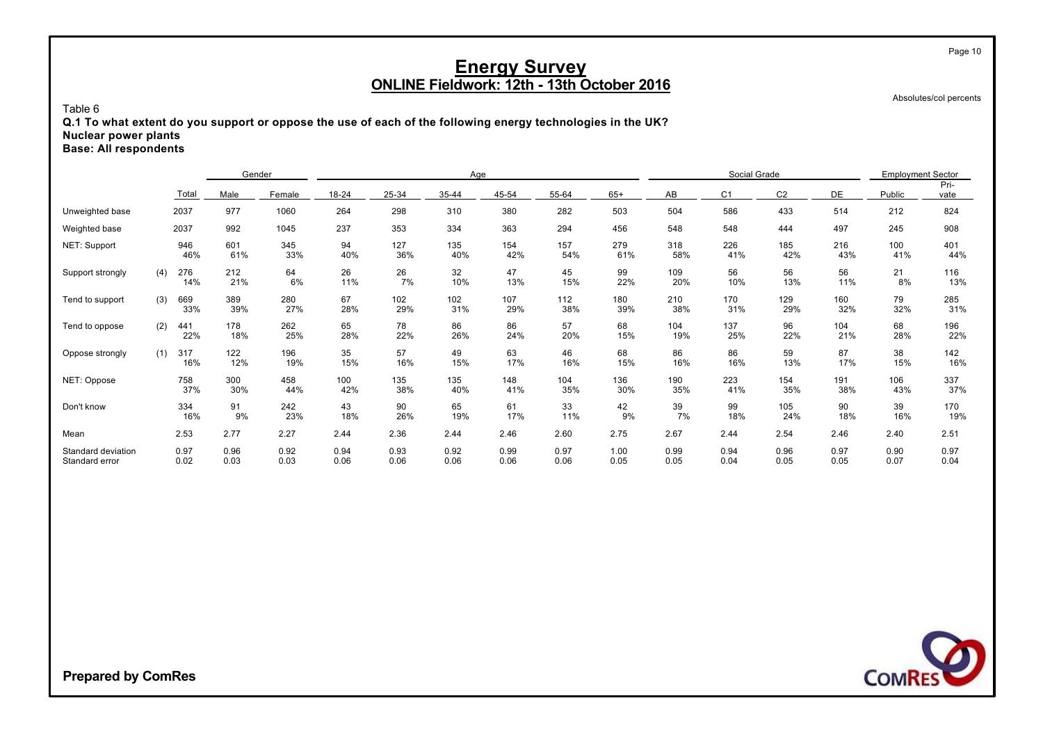# Energy Survey
## ONLINE Fieldwork: 12th - 13th October 2016

Absolutes/col percents

Table 6

**Q.1 To what extent do you support or oppose the use of each of the following energy technologies in the UK?**
**Nuclear power plants**
**Base: All respondents**

| | | | Gender | | Age | | | | | | Social Grade | | | | Employment Sector | |
|---|---|---|---|---|---|---|---|---|---|---|---|---|---|---|---|---|
| | | Total | Male | Female | 18-24 | 25-34 | 35-44 | 45-54 | 55-64 | 65+ | AB | C1 | C2 | DE | Public | Pri-vate |
| Unweighted base | | 2037 | 977 | 1060 | 264 | 298 | 310 | 380 | 282 | 503 | 504 | 586 | 433 | 514 | 212 | 824 |
| Weighted base | | 2037 | 992 | 1045 | 237 | 353 | 334 | 363 | 294 | 456 | 548 | 548 | 444 | 497 | 245 | 908 |
| NET: Support | | 946 | 601 | 345 | 94 | 127 | 135 | 154 | 157 | 279 | 318 | 226 | 185 | 216 | 100 | 401 |
| | | 46% | 61% | 33% | 40% | 36% | 40% | 42% | 54% | 61% | 58% | 41% | 42% | 43% | 41% | 44% |
| Support strongly | (4) | 276 | 212 | 64 | 26 | 26 | 32 | 47 | 45 | 99 | 109 | 56 | 56 | 56 | 21 | 116 |
| | | 14% | 21% | 6% | 11% | 7% | 10% | 13% | 15% | 22% | 20% | 10% | 13% | 11% | 8% | 13% |
| Tend to support | (3) | 669 | 389 | 280 | 67 | 102 | 102 | 107 | 112 | 180 | 210 | 170 | 129 | 160 | 79 | 285 |
| | | 33% | 39% | 27% | 28% | 29% | 31% | 29% | 38% | 39% | 38% | 31% | 29% | 32% | 32% | 31% |
| Tend to oppose | (2) | 441 | 178 | 262 | 65 | 78 | 86 | 86 | 57 | 68 | 104 | 137 | 96 | 104 | 68 | 196 |
| | | 22% | 18% | 25% | 28% | 22% | 26% | 24% | 20% | 15% | 19% | 25% | 22% | 21% | 28% | 22% |
| Oppose strongly | (1) | 317 | 122 | 196 | 35 | 57 | 49 | 63 | 46 | 68 | 86 | 86 | 59 | 87 | 38 | 142 |
| | | 16% | 12% | 19% | 15% | 16% | 15% | 17% | 16% | 15% | 16% | 16% | 13% | 17% | 15% | 16% |
| NET: Oppose | | 758 | 300 | 458 | 100 | 135 | 135 | 148 | 104 | 136 | 190 | 223 | 154 | 191 | 106 | 337 |
| | | 37% | 30% | 44% | 42% | 38% | 40% | 41% | 35% | 30% | 35% | 41% | 35% | 38% | 43% | 37% |
| Don't know | | 334 | 91 | 242 | 43 | 90 | 65 | 61 | 33 | 42 | 39 | 99 | 105 | 90 | 39 | 170 |
| | | 16% | 9% | 23% | 18% | 26% | 19% | 17% | 11% | 9% | 7% | 18% | 24% | 18% | 16% | 19% |
| Mean | | 2.53 | 2.77 | 2.27 | 2.44 | 2.36 | 2.44 | 2.46 | 2.60 | 2.75 | 2.67 | 2.44 | 2.54 | 2.46 | 2.40 | 2.51 |
| Standard deviation | | 0.97 | 0.96 | 0.92 | 0.94 | 0.93 | 0.92 | 0.99 | 0.97 | 1.00 | 0.99 | 0.94 | 0.96 | 0.97 | 0.90 | 0.97 |
| Standard error | | 0.02 | 0.03 | 0.03 | 0.06 | 0.06 | 0.06 | 0.06 | 0.06 | 0.05 | 0.05 | 0.04 | 0.05 | 0.05 | 0.07 | 0.04 |

**Prepared by ComRes**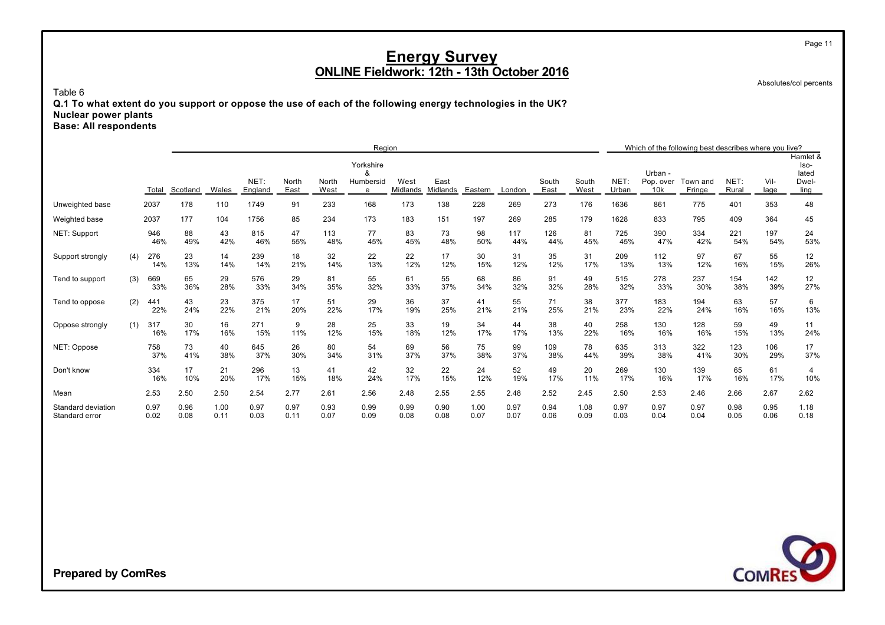# Energy Survey
## ONLINE Fieldwork: 12th - 13th October 2016

Absolutes/col percents

Table 6

**Q.1 To what extent do you support or oppose the use of each of the following energy technologies in the UK?**
**Nuclear power plants**
**Base: All respondents**

| | | Total | Region | | | | | | | | | | | | Which of the following best describes where you live? | | | | | |
|---|---|---|---|---|---|---|---|---|---|---|---|---|---|---|---|---|---|---|---|---|
| | | | Scotland | Wales | NET: England | North East | North West | Yorkshire & Humberside | West Midlands | East Midlands | Eastern | London | South East | South West | NET: Urban | Urban - Pop. over 10k | Town and Fringe | NET: Rural | Village | Hamlet & Isolated Dwelling |
| Unweighted base | | 2037 | 178 | 110 | 1749 | 91 | 233 | 168 | 173 | 138 | 228 | 269 | 273 | 176 | 1636 | 861 | 775 | 401 | 353 | 48 |
| Weighted base | | 2037 | 177 | 104 | 1756 | 85 | 234 | 173 | 183 | 151 | 197 | 269 | 285 | 179 | 1628 | 833 | 795 | 409 | 364 | 45 |
| NET: Support | | 946 | 88 | 43 | 815 | 47 | 113 | 77 | 83 | 73 | 98 | 117 | 126 | 81 | 725 | 390 | 334 | 221 | 197 | 24 |
| | | 46% | 49% | 42% | 46% | 55% | 48% | 45% | 45% | 48% | 50% | 44% | 44% | 45% | 45% | 47% | 42% | 54% | 54% | 53% |
| Support strongly | (4) | 276 | 23 | 14 | 239 | 18 | 32 | 22 | 22 | 17 | 30 | 31 | 35 | 31 | 209 | 112 | 97 | 67 | 55 | 12 |
| | | 14% | 13% | 14% | 14% | 21% | 14% | 13% | 12% | 12% | 15% | 12% | 12% | 17% | 13% | 13% | 12% | 16% | 15% | 26% |
| Tend to support | (3) | 669 | 65 | 29 | 576 | 29 | 81 | 55 | 61 | 55 | 68 | 86 | 91 | 49 | 515 | 278 | 237 | 154 | 142 | 12 |
| | | 33% | 36% | 28% | 33% | 34% | 35% | 32% | 33% | 37% | 34% | 32% | 32% | 28% | 32% | 33% | 30% | 38% | 39% | 27% |
| Tend to oppose | (2) | 441 | 43 | 23 | 375 | 17 | 51 | 29 | 36 | 37 | 41 | 55 | 71 | 38 | 377 | 183 | 194 | 63 | 57 | 6 |
| | | 22% | 24% | 22% | 21% | 20% | 22% | 17% | 19% | 25% | 21% | 21% | 25% | 21% | 23% | 22% | 24% | 16% | 16% | 13% |
| Oppose strongly | (1) | 317 | 30 | 16 | 271 | 9 | 28 | 25 | 33 | 19 | 34 | 44 | 38 | 40 | 258 | 130 | 128 | 59 | 49 | 11 |
| | | 16% | 17% | 16% | 15% | 11% | 12% | 15% | 18% | 12% | 17% | 17% | 13% | 22% | 16% | 16% | 16% | 15% | 13% | 24% |
| NET: Oppose | | 758 | 73 | 40 | 645 | 26 | 80 | 54 | 69 | 56 | 75 | 99 | 109 | 78 | 635 | 313 | 322 | 123 | 106 | 17 |
| | | 37% | 41% | 38% | 37% | 30% | 34% | 31% | 37% | 37% | 38% | 37% | 38% | 44% | 39% | 38% | 41% | 30% | 29% | 37% |
| Don't know | | 334 | 17 | 21 | 296 | 13 | 41 | 42 | 32 | 22 | 24 | 52 | 49 | 20 | 269 | 130 | 139 | 65 | 61 | 4 |
| | | 16% | 10% | 20% | 17% | 15% | 18% | 24% | 17% | 15% | 12% | 19% | 17% | 11% | 17% | 16% | 17% | 16% | 17% | 10% |
| Mean | | 2.53 | 2.50 | 2.50 | 2.54 | 2.77 | 2.61 | 2.56 | 2.48 | 2.55 | 2.55 | 2.48 | 2.52 | 2.45 | 2.50 | 2.53 | 2.46 | 2.66 | 2.67 | 2.62 |
| Standard deviation | | 0.97 | 0.96 | 1.00 | 0.97 | 0.97 | 0.93 | 0.99 | 0.99 | 0.90 | 1.00 | 0.97 | 0.94 | 1.08 | 0.97 | 0.97 | 0.97 | 0.98 | 0.95 | 1.18 |
| Standard error | | 0.02 | 0.08 | 0.11 | 0.03 | 0.11 | 0.07 | 0.09 | 0.08 | 0.08 | 0.07 | 0.07 | 0.06 | 0.09 | 0.03 | 0.04 | 0.04 | 0.05 | 0.06 | 0.18 |

**Prepared by ComRes**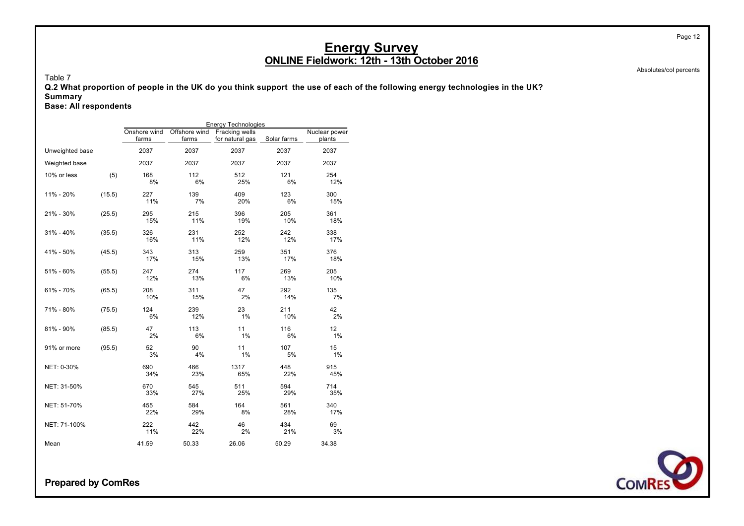# Energy Survey
## ONLINE Fieldwork: 12th - 13th October 2016

Absolutes/col percents

Table 7

**Q.2 What proportion of people in the UK do you think support the use of each of the following energy technologies in the UK?**

**Summary**

**Base: All respondents**

| | | Energy Technologies | | | | |
|---|---|---|---|---|---|---|
| | | Onshore wind farms | Offshore wind farms | Fracking wells for natural gas | Solar farms | Nuclear power plants |
| Unweighted base | | 2037 | 2037 | 2037 | 2037 | 2037 |
| Weighted base | | 2037 | 2037 | 2037 | 2037 | 2037 |
| 10% or less | (5) | 168<br>8% | 112<br>6% | 512<br>25% | 121<br>6% | 254<br>12% |
| 11% - 20% | (15.5) | 227<br>11% | 139<br>7% | 409<br>20% | 123<br>6% | 300<br>15% |
| 21% - 30% | (25.5) | 295<br>15% | 215<br>11% | 396<br>19% | 205<br>10% | 361<br>18% |
| 31% - 40% | (35.5) | 326<br>16% | 231<br>11% | 252<br>12% | 242<br>12% | 338<br>17% |
| 41% - 50% | (45.5) | 343<br>17% | 313<br>15% | 259<br>13% | 351<br>17% | 376<br>18% |
| 51% - 60% | (55.5) | 247<br>12% | 274<br>13% | 117<br>6% | 269<br>13% | 205<br>10% |
| 61% - 70% | (65.5) | 208<br>10% | 311<br>15% | 47<br>2% | 292<br>14% | 135<br>7% |
| 71% - 80% | (75.5) | 124<br>6% | 239<br>12% | 23<br>1% | 211<br>10% | 42<br>2% |
| 81% - 90% | (85.5) | 47<br>2% | 113<br>6% | 11<br>1% | 116<br>6% | 12<br>1% |
| 91% or more | (95.5) | 52<br>3% | 90<br>4% | 11<br>1% | 107<br>5% | 15<br>1% |
| NET: 0-30% | | 690<br>34% | 466<br>23% | 1317<br>65% | 448<br>22% | 915<br>45% |
| NET: 31-50% | | 670<br>33% | 545<br>27% | 511<br>25% | 594<br>29% | 714<br>35% |
| NET: 51-70% | | 455<br>22% | 584<br>29% | 164<br>8% | 561<br>28% | 340<br>17% |
| NET: 71-100% | | 222<br>11% | 442<br>22% | 46<br>2% | 434<br>21% | 69<br>3% |
| Mean | | 41.59 | 50.33 | 26.06 | 50.29 | 34.38 |

**Prepared by ComRes**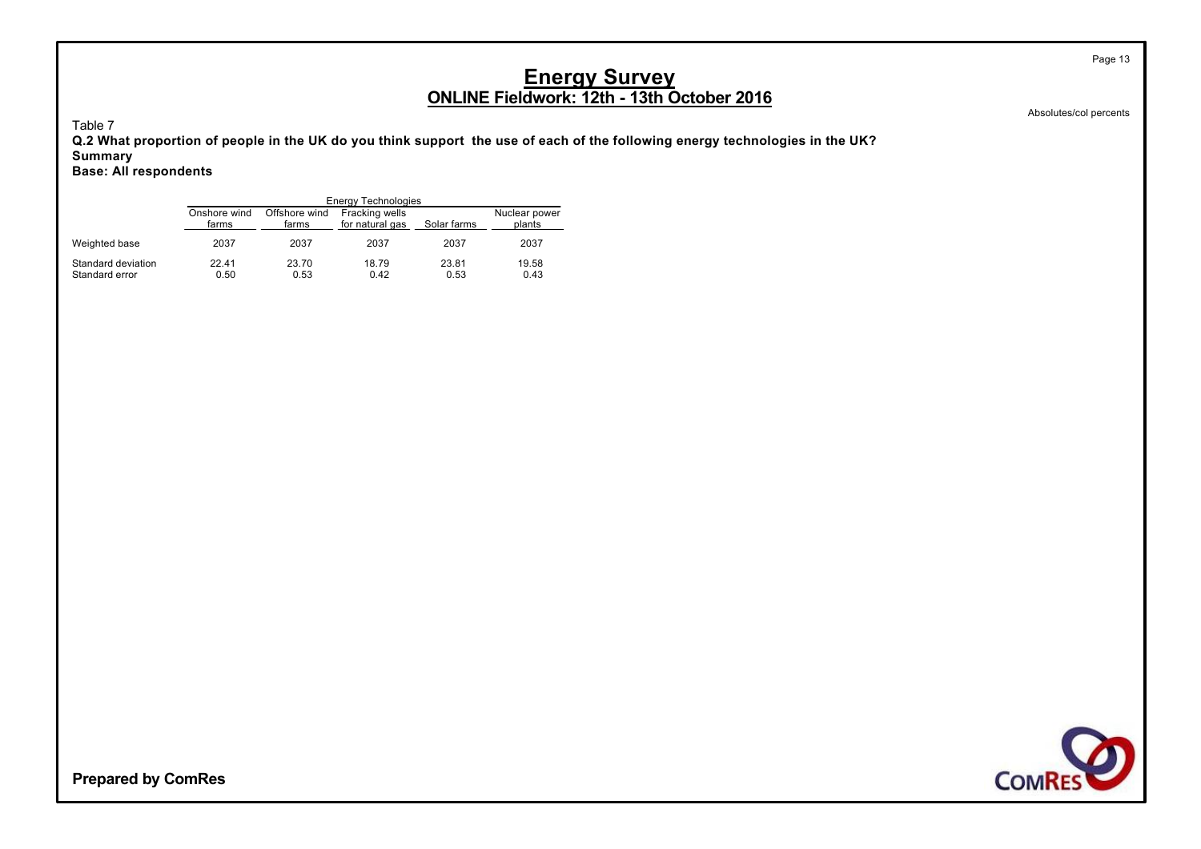# Energy Survey

## ONLINE Fieldwork: 12th - 13th October 2016

Absolutes/col percents

Table 7

**Q.2 What proportion of people in the UK do you think support the use of each of the following energy technologies in the UK?**

**Summary**

**Base: All respondents**

| | Energy Technologies | | | | |
|---|---|---|---|---|---|
| | Onshore wind farms | Offshore wind farms | Fracking wells for natural gas | Solar farms | Nuclear power plants |
| Weighted base | 2037 | 2037 | 2037 | 2037 | 2037 |
| Standard deviation | 22.41 | 23.70 | 18.79 | 23.81 | 19.58 |
| Standard error | 0.50 | 0.53 | 0.42 | 0.53 | 0.43 |

**Prepared by ComRes**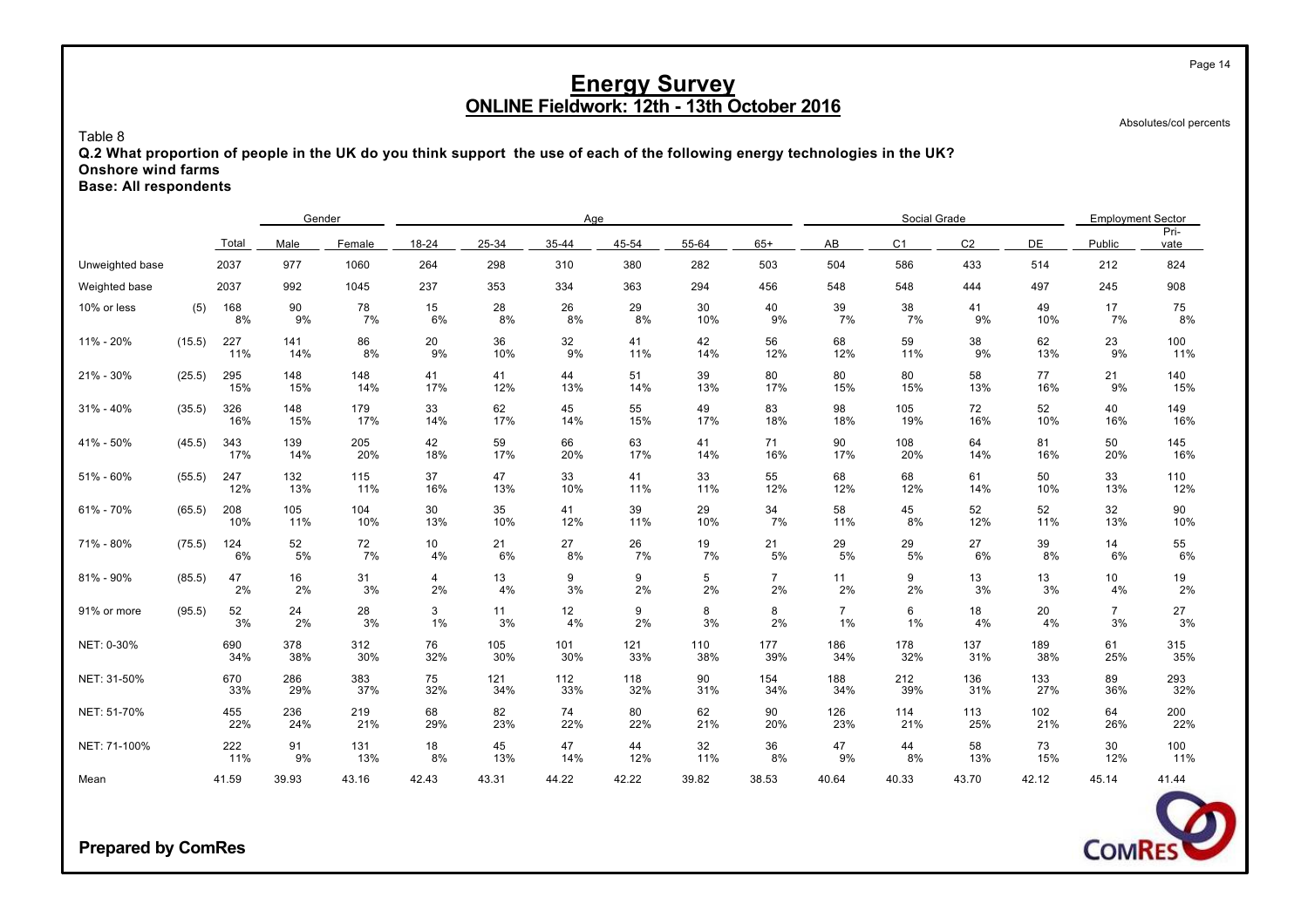# Energy Survey

## ONLINE Fieldwork: 12th - 13th October 2016

Absolutes/col percents

Table 8

**Q.2 What proportion of people in the UK do you think support the use of each of the following energy technologies in the UK?**
**Onshore wind farms**
**Base: All respondents**

| | | | Gender | | Age | | | | | | Social Grade | | | | Employment Sector | |
|---|---|---|---|---|---|---|---|---|---|---|---|---|---|---|---|---|
| | | Total | Male | Female | 18-24 | 25-34 | 35-44 | 45-54 | 55-64 | 65+ | AB | C1 | C2 | DE | Public | Private |
| Unweighted base | | 2037 | 977 | 1060 | 264 | 298 | 310 | 380 | 282 | 503 | 504 | 586 | 433 | 514 | 212 | 824 |
| Weighted base | | 2037 | 992 | 1045 | 237 | 353 | 334 | 363 | 294 | 456 | 548 | 548 | 444 | 497 | 245 | 908 |
| 10% or less | (5) | 168 | 90 | 78 | 15 | 28 | 26 | 29 | 30 | 40 | 39 | 38 | 41 | 49 | 17 | 75 |
| | | 8% | 9% | 7% | 6% | 8% | 8% | 8% | 10% | 9% | 7% | 7% | 9% | 10% | 7% | 8% |
| 11% - 20% | (15.5) | 227 | 141 | 86 | 20 | 36 | 32 | 41 | 42 | 56 | 68 | 59 | 38 | 62 | 23 | 100 |
| | | 11% | 14% | 8% | 9% | 10% | 9% | 11% | 14% | 12% | 12% | 11% | 9% | 13% | 9% | 11% |
| 21% - 30% | (25.5) | 295 | 148 | 148 | 41 | 41 | 44 | 51 | 39 | 80 | 80 | 80 | 58 | 77 | 21 | 140 |
| | | 15% | 15% | 14% | 17% | 12% | 13% | 14% | 13% | 17% | 15% | 15% | 13% | 16% | 9% | 15% |
| 31% - 40% | (35.5) | 326 | 148 | 179 | 33 | 62 | 45 | 55 | 49 | 83 | 98 | 105 | 72 | 52 | 40 | 149 |
| | | 16% | 15% | 17% | 14% | 17% | 14% | 15% | 17% | 18% | 18% | 19% | 16% | 10% | 16% | 16% |
| 41% - 50% | (45.5) | 343 | 139 | 205 | 42 | 59 | 66 | 63 | 41 | 71 | 90 | 108 | 64 | 81 | 50 | 145 |
| | | 17% | 14% | 20% | 18% | 17% | 20% | 17% | 14% | 16% | 17% | 20% | 14% | 16% | 20% | 16% |
| 51% - 60% | (55.5) | 247 | 132 | 115 | 37 | 47 | 33 | 41 | 33 | 55 | 68 | 68 | 61 | 50 | 33 | 110 |
| | | 12% | 13% | 11% | 16% | 13% | 10% | 11% | 11% | 12% | 12% | 12% | 14% | 10% | 13% | 12% |
| 61% - 70% | (65.5) | 208 | 105 | 104 | 30 | 35 | 41 | 39 | 29 | 34 | 58 | 45 | 52 | 52 | 32 | 90 |
| | | 10% | 11% | 10% | 13% | 10% | 12% | 11% | 10% | 7% | 11% | 8% | 12% | 11% | 13% | 10% |
| 71% - 80% | (75.5) | 124 | 52 | 72 | 10 | 21 | 27 | 26 | 19 | 21 | 29 | 29 | 27 | 39 | 14 | 55 |
| | | 6% | 5% | 7% | 4% | 6% | 8% | 7% | 7% | 5% | 5% | 5% | 6% | 8% | 6% | 6% |
| 81% - 90% | (85.5) | 47 | 16 | 31 | 4 | 13 | 9 | 9 | 5 | 7 | 11 | 9 | 13 | 13 | 10 | 19 |
| | | 2% | 2% | 3% | 2% | 4% | 3% | 2% | 2% | 2% | 2% | 2% | 3% | 3% | 4% | 2% |
| 91% or more | (95.5) | 52 | 24 | 28 | 3 | 11 | 12 | 9 | 8 | 8 | 7 | 6 | 18 | 20 | 7 | 27 |
| | | 3% | 2% | 3% | 1% | 3% | 4% | 2% | 3% | 2% | 1% | 1% | 4% | 4% | 3% | 3% |
| NET: 0-30% | | 690 | 378 | 312 | 76 | 105 | 101 | 121 | 110 | 177 | 186 | 178 | 137 | 189 | 61 | 315 |
| | | 34% | 38% | 30% | 32% | 30% | 30% | 33% | 38% | 39% | 34% | 32% | 31% | 38% | 25% | 35% |
| NET: 31-50% | | 670 | 286 | 383 | 75 | 121 | 112 | 118 | 90 | 154 | 188 | 212 | 136 | 133 | 89 | 293 |
| | | 33% | 29% | 37% | 32% | 34% | 33% | 32% | 31% | 34% | 34% | 39% | 31% | 27% | 36% | 32% |
| NET: 51-70% | | 455 | 236 | 219 | 68 | 82 | 74 | 80 | 62 | 90 | 126 | 114 | 113 | 102 | 64 | 200 |
| | | 22% | 24% | 21% | 29% | 23% | 22% | 22% | 21% | 20% | 23% | 21% | 25% | 21% | 26% | 22% |
| NET: 71-100% | | 222 | 91 | 131 | 18 | 45 | 47 | 44 | 32 | 36 | 47 | 44 | 58 | 73 | 30 | 100 |
| | | 11% | 9% | 13% | 8% | 13% | 14% | 12% | 11% | 8% | 9% | 8% | 13% | 15% | 12% | 11% |
| Mean | | 41.59 | 39.93 | 43.16 | 42.43 | 43.31 | 44.22 | 42.22 | 39.82 | 38.53 | 40.64 | 40.33 | 43.70 | 42.12 | 45.14 | 41.44 |

**Prepared by ComRes**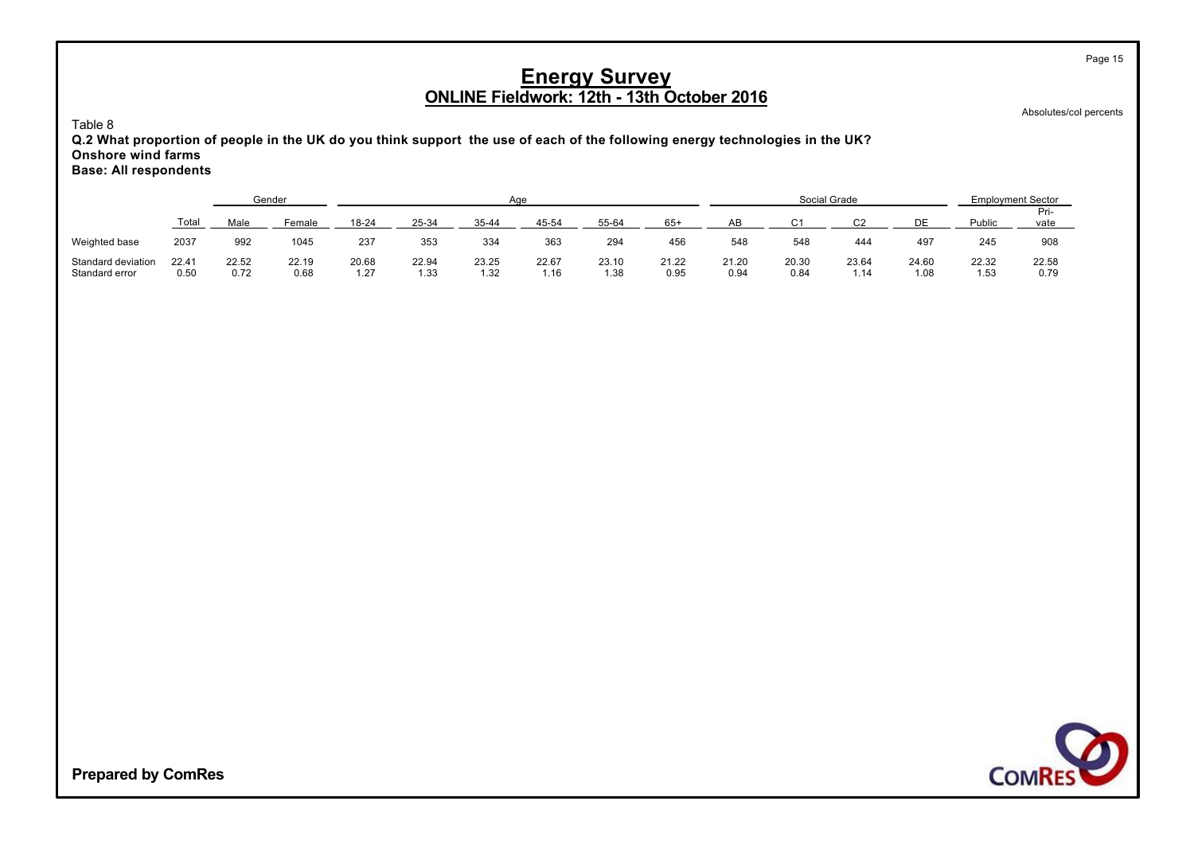# Energy Survey
## ONLINE Fieldwork: 12th - 13th October 2016

Absolutes/col percents

Table 8

**Q.2 What proportion of people in the UK do you think support the use of each of the following energy technologies in the UK?**
**Onshore wind farms**
**Base: All respondents**

| | | Gender | | Age | | | | | | Social Grade | | | | Employment Sector | |
|---|---|---|---|---|---|---|---|---|---|---|---|---|---|---|---|
| | Total | Male | Female | 18-24 | 25-34 | 35-44 | 45-54 | 55-64 | 65+ | AB | C1 | C2 | DE | Public | Pri-vate |
| Weighted base | 2037 | 992 | 1045 | 237 | 353 | 334 | 363 | 294 | 456 | 548 | 548 | 444 | 497 | 245 | 908 |
| Standard deviation | 22.41 | 22.52 | 22.19 | 20.68 | 22.94 | 23.25 | 22.67 | 23.10 | 21.22 | 21.20 | 20.30 | 23.64 | 24.60 | 22.32 | 22.58 |
| Standard error | 0.50 | 0.72 | 0.68 | 1.27 | 1.33 | 1.32 | 1.16 | 1.38 | 0.95 | 0.94 | 0.84 | 1.14 | 1.08 | 1.53 | 0.79 |

**Prepared by ComRes**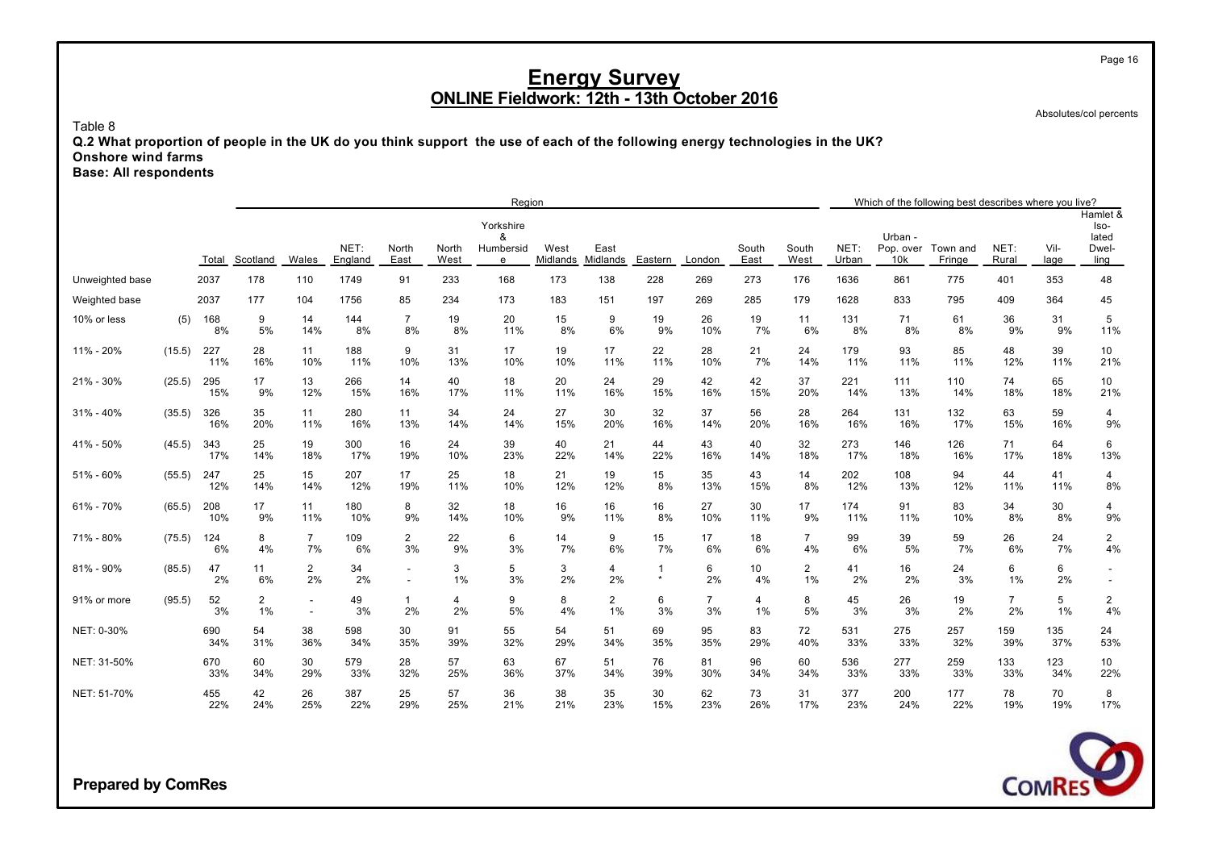# Energy Survey
## ONLINE Fieldwork: 12th - 13th October 2016

Absolutes/col percents

Table 8

**Q.2 What proportion of people in the UK do you think support the use of each of the following energy technologies in the UK?**
**Onshore wind farms**
**Base: All respondents**

| | | | Region | | | | | | | | | | | | Which of the following best describes where you live? | | | | | |
|---|---|---|---|---|---|---|---|---|---|---|---|---|---|---|---|---|---|---|---|---|
| | | Total | Scotland | Wales | NET: England | North East | North West | Yorkshire & Humberside | West Midlands | East Midlands | Eastern | London | South East | South West | NET: Urban | Urban - Pop. over 10k | Town and Fringe | NET: Rural | Village | Hamlet & Isolated Dwelling |
| Unweighted base | | 2037 | 178 | 110 | 1749 | 91 | 233 | 168 | 173 | 138 | 228 | 269 | 273 | 176 | 1636 | 861 | 775 | 401 | 353 | 48 |
| Weighted base | | 2037 | 177 | 104 | 1756 | 85 | 234 | 173 | 183 | 151 | 197 | 269 | 285 | 179 | 1628 | 833 | 795 | 409 | 364 | 45 |
| 10% or less | (5) | 168 | 9 | 14 | 144 | 7 | 19 | 20 | 15 | 9 | 19 | 26 | 19 | 11 | 131 | 71 | 61 | 36 | 31 | 5 |
| | | 8% | 5% | 14% | 8% | 8% | 8% | 11% | 8% | 6% | 9% | 10% | 7% | 6% | 8% | 8% | 8% | 9% | 9% | 11% |
| 11% - 20% | (15.5) | 227 | 28 | 11 | 188 | 9 | 31 | 17 | 19 | 17 | 22 | 28 | 21 | 24 | 179 | 93 | 85 | 48 | 39 | 10 |
| | | 11% | 16% | 10% | 11% | 10% | 13% | 10% | 10% | 11% | 11% | 10% | 7% | 14% | 11% | 11% | 11% | 12% | 11% | 21% |
| 21% - 30% | (25.5) | 295 | 17 | 13 | 266 | 14 | 40 | 18 | 20 | 24 | 29 | 42 | 42 | 37 | 221 | 111 | 110 | 74 | 65 | 10 |
| | | 15% | 9% | 12% | 15% | 16% | 17% | 11% | 11% | 16% | 15% | 16% | 15% | 20% | 14% | 13% | 14% | 18% | 18% | 21% |
| 31% - 40% | (35.5) | 326 | 35 | 11 | 280 | 11 | 34 | 24 | 27 | 30 | 32 | 37 | 56 | 28 | 264 | 131 | 132 | 63 | 59 | 4 |
| | | 16% | 20% | 11% | 16% | 13% | 14% | 14% | 15% | 20% | 16% | 14% | 20% | 16% | 16% | 16% | 17% | 15% | 16% | 9% |
| 41% - 50% | (45.5) | 343 | 25 | 19 | 300 | 16 | 24 | 39 | 40 | 21 | 44 | 43 | 40 | 32 | 273 | 146 | 126 | 71 | 64 | 6 |
| | | 17% | 14% | 18% | 17% | 19% | 10% | 23% | 22% | 14% | 22% | 16% | 14% | 18% | 17% | 18% | 16% | 17% | 18% | 13% |
| 51% - 60% | (55.5) | 247 | 25 | 15 | 207 | 17 | 25 | 18 | 21 | 19 | 15 | 35 | 43 | 14 | 202 | 108 | 94 | 44 | 41 | 4 |
| | | 12% | 14% | 14% | 12% | 19% | 11% | 10% | 12% | 12% | 8% | 13% | 15% | 8% | 12% | 13% | 12% | 11% | 11% | 8% |
| 61% - 70% | (65.5) | 208 | 17 | 11 | 180 | 8 | 32 | 18 | 16 | 16 | 16 | 27 | 30 | 17 | 174 | 91 | 83 | 34 | 30 | 4 |
| | | 10% | 9% | 11% | 10% | 9% | 14% | 10% | 9% | 11% | 8% | 10% | 11% | 9% | 11% | 11% | 10% | 8% | 8% | 9% |
| 71% - 80% | (75.5) | 124 | 8 | 7 | 109 | 2 | 22 | 6 | 14 | 9 | 15 | 17 | 18 | 7 | 99 | 39 | 59 | 26 | 24 | 2 |
| | | 6% | 4% | 7% | 6% | 3% | 9% | 3% | 7% | 6% | 7% | 6% | 6% | 4% | 6% | 5% | 7% | 6% | 7% | 4% |
| 81% - 90% | (85.5) | 47 | 11 | 2 | 34 | - | 3 | 5 | 3 | 4 | 1 | 6 | 10 | 2 | 41 | 16 | 24 | 6 | 6 | - |
| | | 2% | 6% | 2% | 2% | - | 1% | 3% | 2% | 2% | * | 2% | 4% | 1% | 2% | 2% | 3% | 1% | 2% | - |
| 91% or more | (95.5) | 52 | 2 | - | 49 | 1 | 4 | 9 | 8 | 2 | 6 | 7 | 4 | 8 | 45 | 26 | 19 | 7 | 5 | 2 |
| | | 3% | 1% | - | 3% | 2% | 2% | 5% | 4% | 1% | 3% | 3% | 1% | 5% | 3% | 3% | 2% | 2% | 1% | 4% |
| NET: 0-30% | | 690 | 54 | 38 | 598 | 30 | 91 | 55 | 54 | 51 | 69 | 95 | 83 | 72 | 531 | 275 | 257 | 159 | 135 | 24 |
| | | 34% | 31% | 36% | 34% | 35% | 39% | 32% | 29% | 34% | 35% | 35% | 29% | 40% | 33% | 33% | 32% | 39% | 37% | 53% |
| NET: 31-50% | | 670 | 60 | 30 | 579 | 28 | 57 | 63 | 67 | 51 | 76 | 81 | 96 | 60 | 536 | 277 | 259 | 133 | 123 | 10 |
| | | 33% | 34% | 29% | 33% | 32% | 25% | 36% | 37% | 34% | 39% | 30% | 34% | 34% | 33% | 33% | 33% | 33% | 34% | 22% |
| NET: 51-70% | | 455 | 42 | 26 | 387 | 25 | 57 | 36 | 38 | 35 | 30 | 62 | 73 | 31 | 377 | 200 | 177 | 78 | 70 | 8 |
| | | 22% | 24% | 25% | 22% | 29% | 25% | 21% | 21% | 23% | 15% | 23% | 26% | 17% | 23% | 24% | 22% | 19% | 19% | 17% |

**Prepared by ComRes**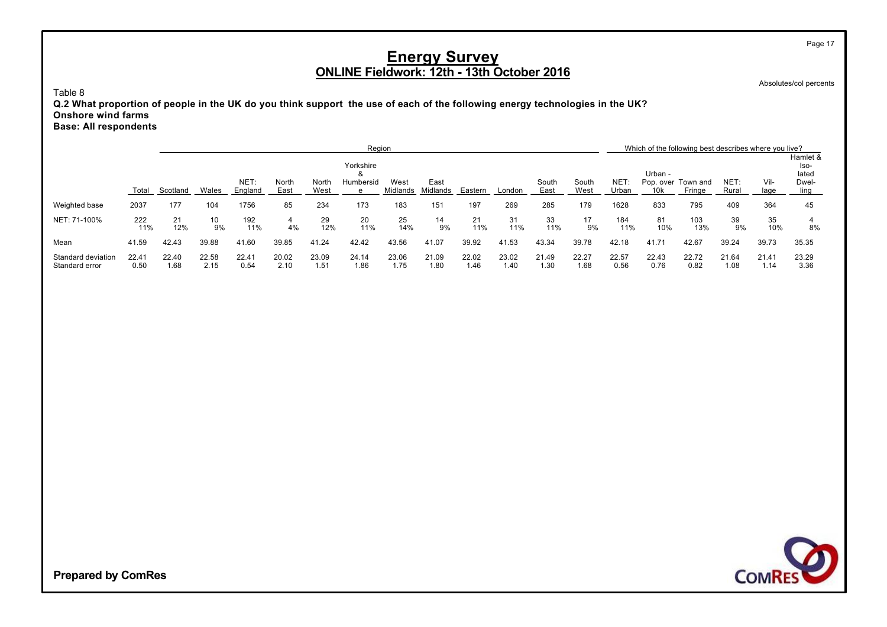# Energy Survey

## ONLINE Fieldwork: 12th - 13th October 2016

Absolutes/col percents

Table 8

**Q.2 What proportion of people in the UK do you think support the use of each of the following energy technologies in the UK?**
**Onshore wind farms**
**Base: All respondents**

| | | Region | | | | | | | | | | | | | Which of the following best describes where you live? | | | | | |
|---|---|---|---|---|---|---|---|---|---|---|---|---|---|---|---|---|---|---|---|---|
| | Total | Scotland | Wales | NET: England | North East | North West | Yorkshire & Humberside | West Midlands | East Midlands | Eastern | London | South East | South West | NET: Urban | Urban - Pop. over 10k | Town and Fringe | NET: Rural | Vil-lage | Hamlet & Iso-lated Dwel-ling |
| Weighted base | 2037 | 177 | 104 | 1756 | 85 | 234 | 173 | 183 | 151 | 197 | 269 | 285 | 179 | 1628 | 833 | 795 | 409 | 364 | 45 |
| NET: 71-100% | 222 | 21 | 10 | 192 | 4 | 29 | 20 | 25 | 14 | 21 | 31 | 33 | 17 | 184 | 81 | 103 | 39 | 35 | 4 |
| | 11% | 12% | 9% | 11% | 4% | 12% | 11% | 14% | 9% | 11% | 11% | 11% | 9% | 11% | 10% | 13% | 9% | 10% | 8% |
| Mean | 41.59 | 42.43 | 39.88 | 41.60 | 39.85 | 41.24 | 42.42 | 43.56 | 41.07 | 39.92 | 41.53 | 43.34 | 39.78 | 42.18 | 41.71 | 42.67 | 39.24 | 39.73 | 35.35 |
| Standard deviation | 22.41 | 22.40 | 22.58 | 22.41 | 20.02 | 23.09 | 24.14 | 23.06 | 21.09 | 22.02 | 23.02 | 21.49 | 22.27 | 22.57 | 22.43 | 22.72 | 21.64 | 21.41 | 23.29 |
| Standard error | 0.50 | 1.68 | 2.15 | 0.54 | 2.10 | 1.51 | 1.86 | 1.75 | 1.80 | 1.46 | 1.40 | 1.30 | 1.68 | 0.56 | 0.76 | 0.82 | 1.08 | 1.14 | 3.36 |

**Prepared by ComRes**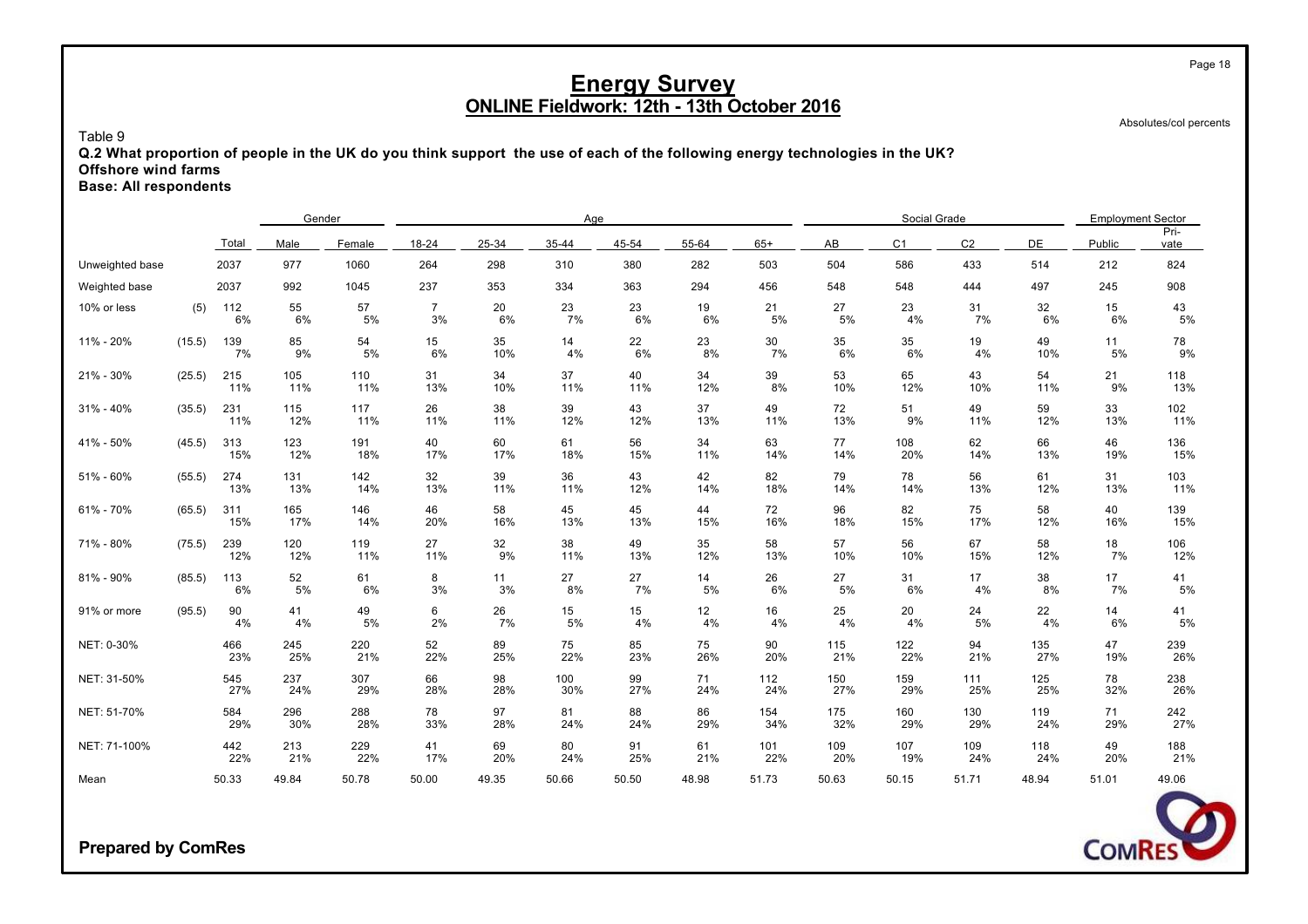# Energy Survey
## ONLINE Fieldwork: 12th - 13th October 2016

Absolutes/col percents

Table 9

**Q.2 What proportion of people in the UK do you think support the use of each of the following energy technologies in the UK?**
**Offshore wind farms**
**Base: All respondents**

| | | | Gender | | Age | | | | | | Social Grade | | | | Employment Sector | |
|---|---|---|---|---|---|---|---|---|---|---|---|---|---|---|---|---|
| | | Total | Male | Female | 18-24 | 25-34 | 35-44 | 45-54 | 55-64 | 65+ | AB | C1 | C2 | DE | Public | Private |
| Unweighted base | | 2037 | 977 | 1060 | 264 | 298 | 310 | 380 | 282 | 503 | 504 | 586 | 433 | 514 | 212 | 824 |
| Weighted base | | 2037 | 992 | 1045 | 237 | 353 | 334 | 363 | 294 | 456 | 548 | 548 | 444 | 497 | 245 | 908 |
| 10% or less | (5) | 112 | 55 | 57 | 7 | 20 | 23 | 23 | 19 | 21 | 27 | 23 | 31 | 32 | 15 | 43 |
| | | 6% | 6% | 5% | 3% | 6% | 7% | 6% | 6% | 5% | 5% | 4% | 7% | 6% | 6% | 5% |
| 11% - 20% | (15.5) | 139 | 85 | 54 | 15 | 35 | 14 | 22 | 23 | 30 | 35 | 35 | 19 | 49 | 11 | 78 |
| | | 7% | 9% | 5% | 6% | 10% | 4% | 6% | 8% | 7% | 6% | 6% | 4% | 10% | 5% | 9% |
| 21% - 30% | (25.5) | 215 | 105 | 110 | 31 | 34 | 37 | 40 | 34 | 39 | 53 | 65 | 43 | 54 | 21 | 118 |
| | | 11% | 11% | 11% | 13% | 10% | 11% | 11% | 12% | 8% | 10% | 12% | 10% | 11% | 9% | 13% |
| 31% - 40% | (35.5) | 231 | 115 | 117 | 26 | 38 | 39 | 43 | 37 | 49 | 72 | 51 | 49 | 59 | 33 | 102 |
| | | 11% | 12% | 11% | 11% | 11% | 12% | 12% | 13% | 11% | 13% | 9% | 11% | 12% | 13% | 11% |
| 41% - 50% | (45.5) | 313 | 123 | 191 | 40 | 60 | 61 | 56 | 34 | 63 | 77 | 108 | 62 | 66 | 46 | 136 |
| | | 15% | 12% | 18% | 17% | 17% | 18% | 15% | 11% | 14% | 14% | 20% | 14% | 13% | 19% | 15% |
| 51% - 60% | (55.5) | 274 | 131 | 142 | 32 | 39 | 36 | 43 | 42 | 82 | 79 | 78 | 56 | 61 | 31 | 103 |
| | | 13% | 13% | 14% | 13% | 11% | 11% | 12% | 14% | 18% | 14% | 14% | 13% | 12% | 13% | 11% |
| 61% - 70% | (65.5) | 311 | 165 | 146 | 46 | 58 | 45 | 45 | 44 | 72 | 96 | 82 | 75 | 58 | 40 | 139 |
| | | 15% | 17% | 14% | 20% | 16% | 13% | 13% | 15% | 16% | 18% | 15% | 17% | 12% | 16% | 15% |
| 71% - 80% | (75.5) | 239 | 120 | 119 | 27 | 32 | 38 | 49 | 35 | 58 | 57 | 56 | 67 | 58 | 18 | 106 |
| | | 12% | 12% | 11% | 11% | 9% | 11% | 13% | 12% | 13% | 10% | 10% | 15% | 12% | 7% | 12% |
| 81% - 90% | (85.5) | 113 | 52 | 61 | 8 | 11 | 27 | 27 | 14 | 26 | 27 | 31 | 17 | 38 | 17 | 41 |
| | | 6% | 5% | 6% | 3% | 3% | 8% | 7% | 5% | 6% | 5% | 6% | 4% | 8% | 7% | 5% |
| 91% or more | (95.5) | 90 | 41 | 49 | 6 | 26 | 15 | 15 | 12 | 16 | 25 | 20 | 24 | 22 | 14 | 41 |
| | | 4% | 4% | 5% | 2% | 7% | 5% | 4% | 4% | 4% | 4% | 4% | 5% | 4% | 6% | 5% |
| NET: 0-30% | | 466 | 245 | 220 | 52 | 89 | 75 | 85 | 75 | 90 | 115 | 122 | 94 | 135 | 47 | 239 |
| | | 23% | 25% | 21% | 22% | 25% | 22% | 23% | 26% | 20% | 21% | 22% | 21% | 27% | 19% | 26% |
| NET: 31-50% | | 545 | 237 | 307 | 66 | 98 | 100 | 99 | 71 | 112 | 150 | 159 | 111 | 125 | 78 | 238 |
| | | 27% | 24% | 29% | 28% | 28% | 30% | 27% | 24% | 24% | 27% | 29% | 25% | 25% | 32% | 26% |
| NET: 51-70% | | 584 | 296 | 288 | 78 | 97 | 81 | 88 | 86 | 154 | 175 | 160 | 130 | 119 | 71 | 242 |
| | | 29% | 30% | 28% | 33% | 28% | 24% | 24% | 29% | 34% | 32% | 29% | 29% | 24% | 29% | 27% |
| NET: 71-100% | | 442 | 213 | 229 | 41 | 69 | 80 | 91 | 61 | 101 | 109 | 107 | 109 | 118 | 49 | 188 |
| | | 22% | 21% | 22% | 17% | 20% | 24% | 25% | 21% | 22% | 20% | 19% | 24% | 24% | 20% | 21% |
| Mean | | 50.33 | 49.84 | 50.78 | 50.00 | 49.35 | 50.66 | 50.50 | 48.98 | 51.73 | 50.63 | 50.15 | 51.71 | 48.94 | 51.01 | 49.06 |

**Prepared by ComRes**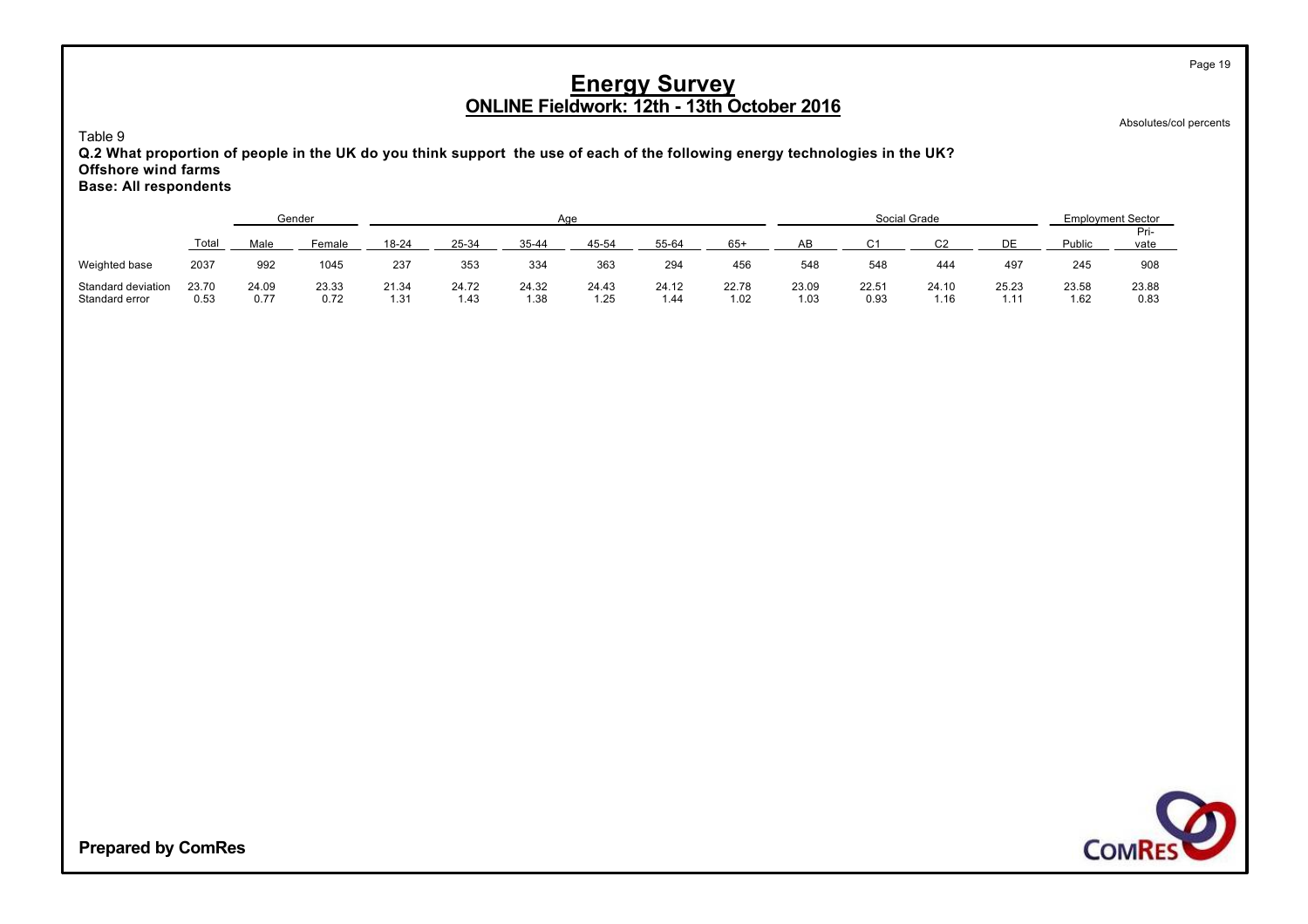# Energy Survey

## ONLINE Fieldwork: 12th - 13th October 2016

Absolutes/col percents

Table 9

**Q.2 What proportion of people in the UK do you think support the use of each of the following energy technologies in the UK?**
**Offshore wind farms**
**Base: All respondents**

| | | Gender | | Age | | | | | | Social Grade | | | | Employment Sector | |
|---|---|---|---|---|---|---|---|---|---|---|---|---|---|---|---|
| | Total | Male | Female | 18-24 | 25-34 | 35-44 | 45-54 | 55-64 | 65+ | AB | C1 | C2 | DE | Public | Pri-vate |
| Weighted base | 2037 | 992 | 1045 | 237 | 353 | 334 | 363 | 294 | 456 | 548 | 548 | 444 | 497 | 245 | 908 |
| Standard deviation | 23.70 | 24.09 | 23.33 | 21.34 | 24.72 | 24.32 | 24.43 | 24.12 | 22.78 | 23.09 | 22.51 | 24.10 | 25.23 | 23.58 | 23.88 |
| Standard error | 0.53 | 0.77 | 0.72 | 1.31 | 1.43 | 1.38 | 1.25 | 1.44 | 1.02 | 1.03 | 0.93 | 1.16 | 1.11 | 1.62 | 0.83 |

**Prepared by ComRes**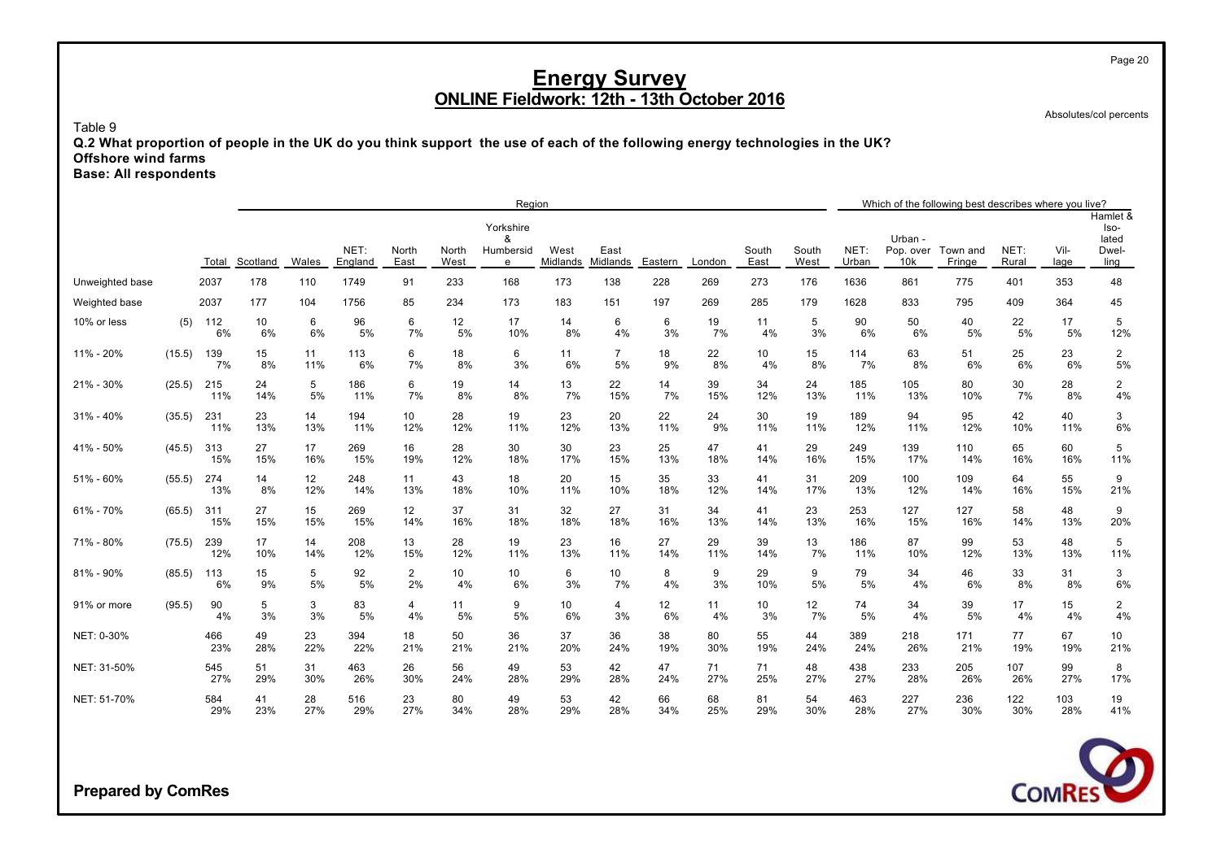# Energy Survey
## ONLINE Fieldwork: 12th - 13th October 2016

Absolutes/col percents

Table 9

**Q.2 What proportion of people in the UK do you think support the use of each of the following energy technologies in the UK?**
**Offshore wind farms**
**Base: All respondents**

| | | | Region | | | | | | | | | | | | | Which of the following best describes where you live? | | | | | |
|---|---|---|---|---|---|---|---|---|---|---|---|---|---|---|---|---|---|---|---|---|---|
| | | Total | Scotland | Wales | NET: England | North East | North West | Yorkshire & Humberside | West Midlands | East Midlands | Eastern | London | South East | South West | NET: Urban | Urban - Pop. over 10k | Town and Fringe | NET: Rural | Vil- lage | Hamlet & Iso- lated Dwel- ling |
| Unweighted base | | 2037 | 178 | 110 | 1749 | 91 | 233 | 168 | 173 | 138 | 228 | 269 | 273 | 176 | 1636 | 861 | 775 | 401 | 353 | 48 |
| Weighted base | | 2037 | 177 | 104 | 1756 | 85 | 234 | 173 | 183 | 151 | 197 | 269 | 285 | 179 | 1628 | 833 | 795 | 409 | 364 | 45 |
| 10% or less | (5) | 112 | 10 | 6 | 96 | 6 | 12 | 17 | 14 | 6 | 6 | 19 | 11 | 5 | 90 | 50 | 40 | 22 | 17 | 5 |
| | | 6% | 6% | 6% | 5% | 7% | 5% | 10% | 8% | 4% | 3% | 7% | 4% | 3% | 6% | 6% | 5% | 5% | 5% | 12% |
| 11% - 20% | (15.5) | 139 | 15 | 11 | 113 | 6 | 18 | 6 | 11 | 7 | 18 | 22 | 10 | 15 | 114 | 63 | 51 | 25 | 23 | 2 |
| | | 7% | 8% | 11% | 6% | 7% | 8% | 3% | 6% | 5% | 9% | 8% | 4% | 8% | 7% | 8% | 6% | 6% | 6% | 5% |
| 21% - 30% | (25.5) | 215 | 24 | 5 | 186 | 6 | 19 | 14 | 13 | 22 | 14 | 39 | 34 | 24 | 185 | 105 | 80 | 30 | 28 | 2 |
| | | 11% | 14% | 5% | 11% | 7% | 8% | 8% | 7% | 15% | 7% | 15% | 12% | 13% | 11% | 13% | 10% | 7% | 8% | 4% |
| 31% - 40% | (35.5) | 231 | 23 | 14 | 194 | 10 | 28 | 19 | 23 | 20 | 22 | 24 | 30 | 19 | 189 | 94 | 95 | 42 | 40 | 3 |
| | | 11% | 13% | 13% | 11% | 12% | 12% | 11% | 12% | 13% | 11% | 9% | 11% | 11% | 12% | 11% | 12% | 10% | 11% | 6% |
| 41% - 50% | (45.5) | 313 | 27 | 17 | 269 | 16 | 28 | 30 | 30 | 23 | 25 | 47 | 41 | 29 | 249 | 139 | 110 | 65 | 60 | 5 |
| | | 15% | 15% | 16% | 15% | 19% | 12% | 18% | 17% | 15% | 13% | 18% | 14% | 16% | 15% | 17% | 14% | 16% | 16% | 11% |
| 51% - 60% | (55.5) | 274 | 14 | 12 | 248 | 11 | 43 | 18 | 20 | 15 | 35 | 33 | 41 | 31 | 209 | 100 | 109 | 64 | 55 | 9 |
| | | 13% | 8% | 12% | 14% | 13% | 18% | 10% | 11% | 10% | 18% | 12% | 14% | 17% | 13% | 12% | 14% | 16% | 15% | 21% |
| 61% - 70% | (65.5) | 311 | 27 | 15 | 269 | 12 | 37 | 31 | 32 | 27 | 31 | 34 | 41 | 23 | 253 | 127 | 127 | 58 | 48 | 9 |
| | | 15% | 15% | 15% | 15% | 14% | 16% | 18% | 18% | 18% | 16% | 13% | 14% | 13% | 16% | 15% | 16% | 14% | 13% | 20% |
| 71% - 80% | (75.5) | 239 | 17 | 14 | 208 | 13 | 28 | 19 | 23 | 16 | 27 | 29 | 39 | 13 | 186 | 87 | 99 | 53 | 48 | 5 |
| | | 12% | 10% | 14% | 12% | 15% | 12% | 11% | 13% | 11% | 14% | 11% | 14% | 7% | 11% | 10% | 12% | 13% | 13% | 11% |
| 81% - 90% | (85.5) | 113 | 15 | 5 | 92 | 2 | 10 | 10 | 6 | 10 | 8 | 9 | 29 | 9 | 79 | 34 | 46 | 33 | 31 | 3 |
| | | 6% | 9% | 5% | 5% | 2% | 4% | 6% | 3% | 7% | 4% | 3% | 10% | 5% | 5% | 4% | 6% | 8% | 8% | 6% |
| 91% or more | (95.5) | 90 | 5 | 3 | 83 | 4 | 11 | 9 | 10 | 4 | 12 | 11 | 10 | 12 | 74 | 34 | 39 | 17 | 15 | 2 |
| | | 4% | 3% | 3% | 5% | 4% | 5% | 5% | 6% | 3% | 6% | 4% | 3% | 7% | 5% | 4% | 5% | 4% | 4% | 4% |
| NET: 0-30% | | 466 | 49 | 23 | 394 | 18 | 50 | 36 | 37 | 36 | 38 | 80 | 55 | 44 | 389 | 218 | 171 | 77 | 67 | 10 |
| | | 23% | 28% | 22% | 22% | 21% | 21% | 21% | 20% | 24% | 19% | 30% | 19% | 24% | 24% | 26% | 21% | 19% | 19% | 21% |
| NET: 31-50% | | 545 | 51 | 31 | 463 | 26 | 56 | 49 | 53 | 42 | 47 | 71 | 71 | 48 | 438 | 233 | 205 | 107 | 99 | 8 |
| | | 27% | 29% | 30% | 26% | 30% | 24% | 28% | 29% | 28% | 24% | 27% | 25% | 27% | 27% | 28% | 26% | 26% | 27% | 17% |
| NET: 51-70% | | 584 | 41 | 28 | 516 | 23 | 80 | 49 | 53 | 42 | 66 | 68 | 81 | 54 | 463 | 227 | 236 | 122 | 103 | 19 |
| | | 29% | 23% | 27% | 29% | 27% | 34% | 28% | 29% | 28% | 34% | 25% | 29% | 30% | 28% | 27% | 30% | 30% | 28% | 41% |

**Prepared by ComRes**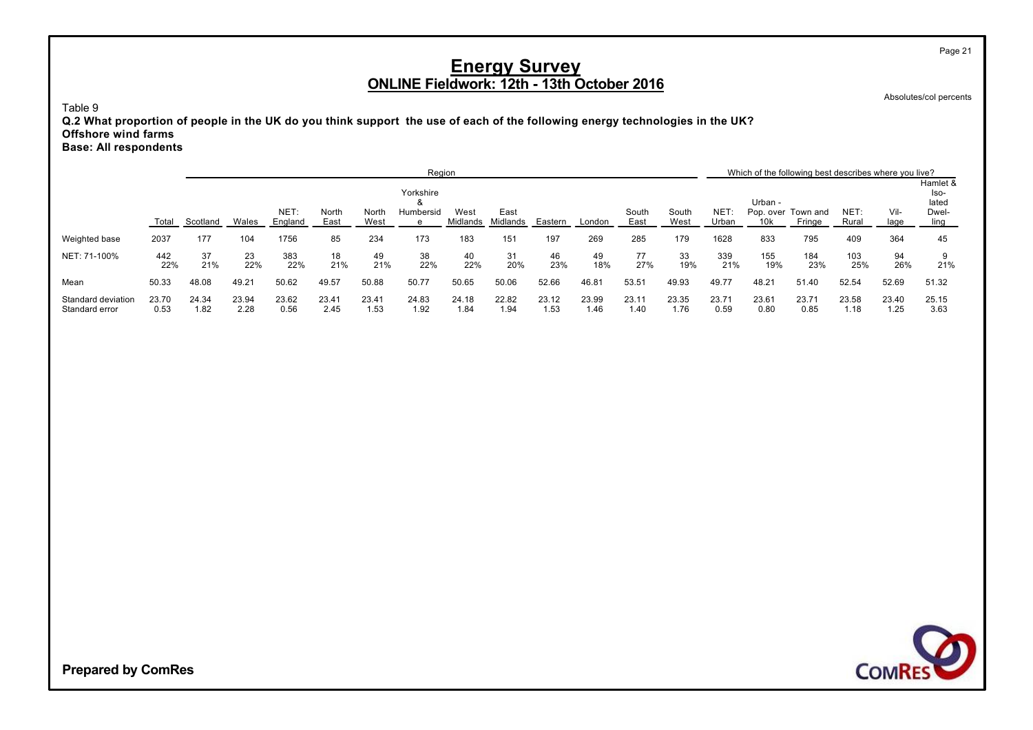# Energy Survey

## ONLINE Fieldwork: 12th - 13th October 2016

Absolutes/col percents

Table 9

**Q.2 What proportion of people in the UK do you think support the use of each of the following energy technologies in the UK?**
**Offshore wind farms**
**Base: All respondents**

| | | Region | | | | | | | | | | | | Which of the following best describes where you live? | | | | | |
|---|---|---|---|---|---|---|---|---|---|---|---|---|---|---|---|---|---|---|---|
| | Total | Scotland | Wales | NET: England | North East | North West | Yorkshire & Humberside | West Midlands | East Midlands | Eastern | London | South East | South West | NET: Urban | Urban - Pop. over 10k | Town and Fringe | NET: Rural | Vil-lage | Hamlet & Iso-lated Dwel-ling |
| Weighted base | 2037 | 177 | 104 | 1756 | 85 | 234 | 173 | 183 | 151 | 197 | 269 | 285 | 179 | 1628 | 833 | 795 | 409 | 364 | 45 |
| NET: 71-100% | 442 | 37 | 23 | 383 | 18 | 49 | 38 | 40 | 31 | 46 | 49 | 77 | 33 | 339 | 155 | 184 | 103 | 94 | 9 |
| | 22% | 21% | 22% | 22% | 21% | 21% | 22% | 22% | 20% | 23% | 18% | 27% | 19% | 21% | 19% | 23% | 25% | 26% | 21% |
| Mean | 50.33 | 48.08 | 49.21 | 50.62 | 49.57 | 50.88 | 50.77 | 50.65 | 50.06 | 52.66 | 46.81 | 53.51 | 49.93 | 49.77 | 48.21 | 51.40 | 52.54 | 52.69 | 51.32 |
| Standard deviation | 23.70 | 24.34 | 23.94 | 23.62 | 23.41 | 23.41 | 24.83 | 24.18 | 22.82 | 23.12 | 23.99 | 23.11 | 23.35 | 23.71 | 23.61 | 23.71 | 23.58 | 23.40 | 25.15 |
| Standard error | 0.53 | 1.82 | 2.28 | 0.56 | 2.45 | 1.53 | 1.92 | 1.84 | 1.94 | 1.53 | 1.46 | 1.40 | 1.76 | 0.59 | 0.80 | 0.85 | 1.18 | 1.25 | 3.63 |

**Prepared by ComRes**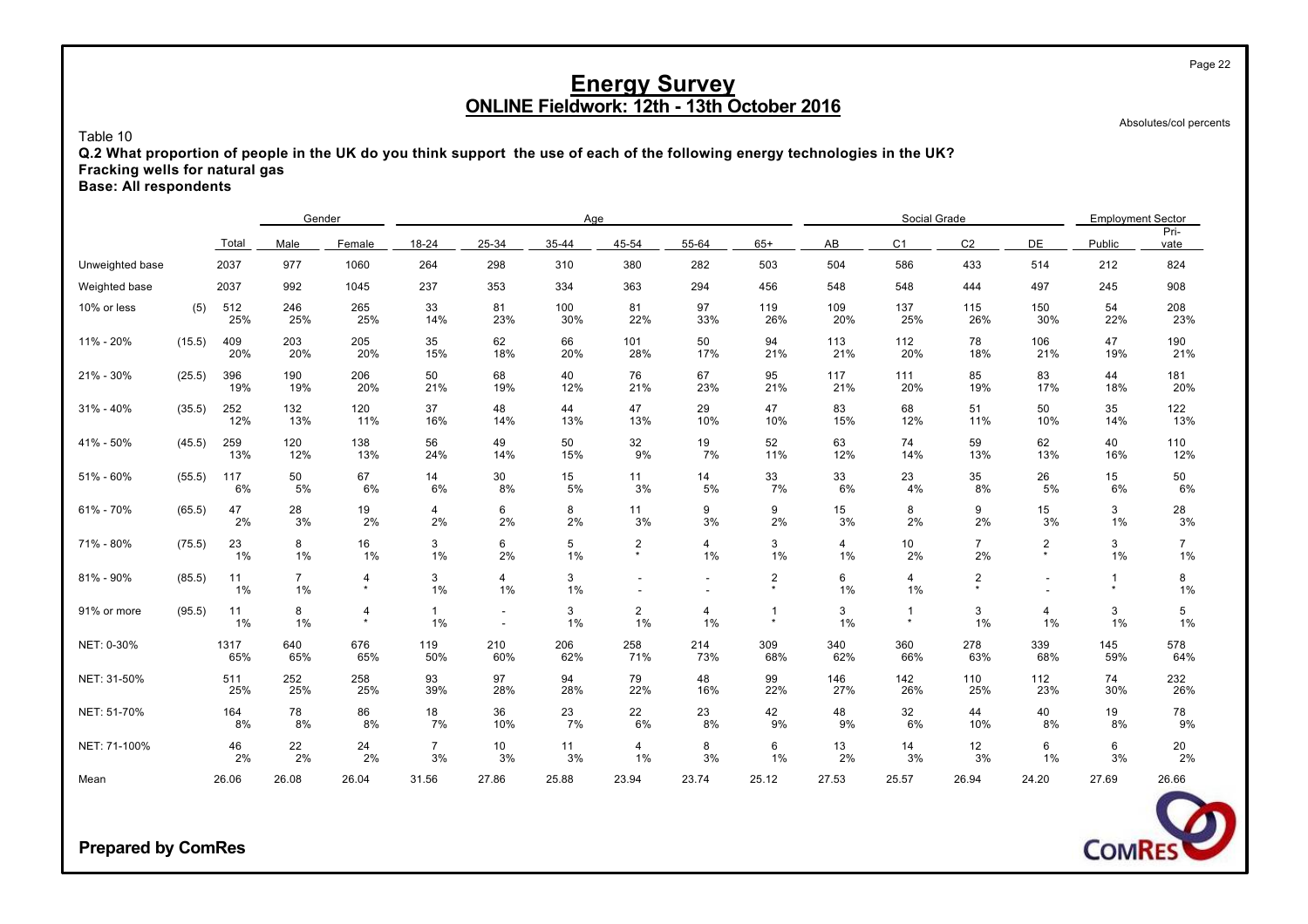# Energy Survey

## ONLINE Fieldwork: 12th - 13th October 2016

Absolutes/col percents

Table 10

**Q.2 What proportion of people in the UK do you think support the use of each of the following energy technologies in the UK?**
**Fracking wells for natural gas**
**Base: All respondents**

| | | | Gender | | Age | | | | | | Social Grade | | | | Employment Sector | |
|---|---|---|---|---|---|---|---|---|---|---|---|---|---|---|---|---|
| | | Total | Male | Female | 18-24 | 25-34 | 35-44 | 45-54 | 55-64 | 65+ | AB | C1 | C2 | DE | Public | Private |
| Unweighted base | | 2037 | 977 | 1060 | 264 | 298 | 310 | 380 | 282 | 503 | 504 | 586 | 433 | 514 | 212 | 824 |
| Weighted base | | 2037 | 992 | 1045 | 237 | 353 | 334 | 363 | 294 | 456 | 548 | 548 | 444 | 497 | 245 | 908 |
| 10% or less | (5) | 512 | 246 | 265 | 33 | 81 | 100 | 81 | 97 | 119 | 109 | 137 | 115 | 150 | 54 | 208 |
| | | 25% | 25% | 25% | 14% | 23% | 30% | 22% | 33% | 26% | 20% | 25% | 26% | 30% | 22% | 23% |
| 11% - 20% | (15.5) | 409 | 203 | 205 | 35 | 62 | 66 | 101 | 50 | 94 | 113 | 112 | 78 | 106 | 47 | 190 |
| | | 20% | 20% | 20% | 15% | 18% | 20% | 28% | 17% | 21% | 21% | 20% | 18% | 21% | 19% | 21% |
| 21% - 30% | (25.5) | 396 | 190 | 206 | 50 | 68 | 40 | 76 | 67 | 95 | 117 | 111 | 85 | 83 | 44 | 181 |
| | | 19% | 19% | 20% | 21% | 19% | 12% | 21% | 23% | 21% | 21% | 20% | 19% | 17% | 18% | 20% |
| 31% - 40% | (35.5) | 252 | 132 | 120 | 37 | 48 | 44 | 47 | 29 | 47 | 83 | 68 | 51 | 50 | 35 | 122 |
| | | 12% | 13% | 11% | 16% | 14% | 13% | 13% | 10% | 10% | 15% | 12% | 11% | 10% | 14% | 13% |
| 41% - 50% | (45.5) | 259 | 120 | 138 | 56 | 49 | 50 | 32 | 19 | 52 | 63 | 74 | 59 | 62 | 40 | 110 |
| | | 13% | 12% | 13% | 24% | 14% | 15% | 9% | 7% | 11% | 12% | 14% | 13% | 13% | 16% | 12% |
| 51% - 60% | (55.5) | 117 | 50 | 67 | 14 | 30 | 15 | 11 | 14 | 33 | 33 | 23 | 35 | 26 | 15 | 50 |
| | | 6% | 5% | 6% | 6% | 8% | 5% | 3% | 5% | 7% | 6% | 4% | 8% | 5% | 6% | 6% |
| 61% - 70% | (65.5) | 47 | 28 | 19 | 4 | 6 | 8 | 11 | 9 | 9 | 15 | 8 | 9 | 15 | 3 | 28 |
| | | 2% | 3% | 2% | 2% | 2% | 2% | 3% | 3% | 2% | 3% | 2% | 2% | 3% | 1% | 3% |
| 71% - 80% | (75.5) | 23 | 8 | 16 | 3 | 6 | 5 | 2 | 4 | 3 | 4 | 10 | 7 | 2 | 3 | 7 |
| | | 1% | 1% | 1% | 1% | 2% | 1% | * | 1% | 1% | 1% | 2% | 2% | * | 1% | 1% |
| 81% - 90% | (85.5) | 11 | 7 | 4 | 3 | 4 | 3 | - | - | 2 | 6 | 4 | 2 | - | 1 | 8 |
| | | 1% | 1% | * | 1% | 1% | 1% | - | - | * | 1% | 1% | * | - | * | 1% |
| 91% or more | (95.5) | 11 | 8 | 4 | 1 | - | 3 | 2 | 4 | 1 | 3 | 1 | 3 | 4 | 3 | 5 |
| | | 1% | 1% | * | 1% | - | 1% | 1% | 1% | * | 1% | * | 1% | 1% | 1% | 1% |
| NET: 0-30% | | 1317 | 640 | 676 | 119 | 210 | 206 | 258 | 214 | 309 | 340 | 360 | 278 | 339 | 145 | 578 |
| | | 65% | 65% | 65% | 50% | 60% | 62% | 71% | 73% | 68% | 62% | 66% | 63% | 68% | 59% | 64% |
| NET: 31-50% | | 511 | 252 | 258 | 93 | 97 | 94 | 79 | 48 | 99 | 146 | 142 | 110 | 112 | 74 | 232 |
| | | 25% | 25% | 25% | 39% | 28% | 28% | 22% | 16% | 22% | 27% | 26% | 25% | 23% | 30% | 26% |
| NET: 51-70% | | 164 | 78 | 86 | 18 | 36 | 23 | 22 | 23 | 42 | 48 | 32 | 44 | 40 | 19 | 78 |
| | | 8% | 8% | 8% | 7% | 10% | 7% | 6% | 8% | 9% | 9% | 6% | 10% | 8% | 8% | 9% |
| NET: 71-100% | | 46 | 22 | 24 | 7 | 10 | 11 | 4 | 8 | 6 | 13 | 14 | 12 | 6 | 6 | 20 |
| | | 2% | 2% | 2% | 3% | 3% | 3% | 1% | 3% | 1% | 2% | 3% | 3% | 1% | 3% | 2% |
| Mean | | 26.06 | 26.08 | 26.04 | 31.56 | 27.86 | 25.88 | 23.94 | 23.74 | 25.12 | 27.53 | 25.57 | 26.94 | 24.20 | 27.69 | 26.66 |

**Prepared by ComRes**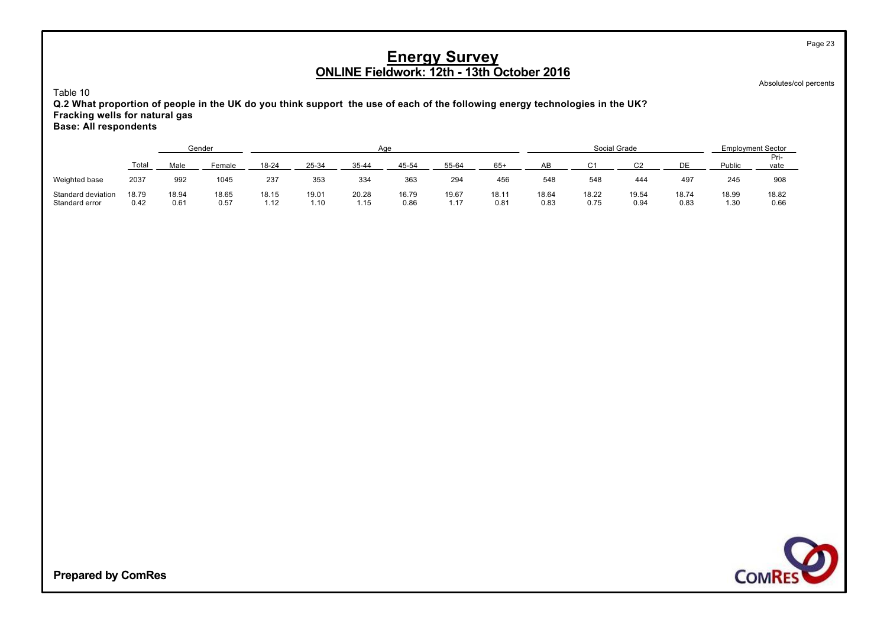# Energy Survey

## ONLINE Fieldwork: 12th - 13th October 2016

Absolutes/col percents

Table 10

**Q.2 What proportion of people in the UK do you think support the use of each of the following energy technologies in the UK?**
**Fracking wells for natural gas**
**Base: All respondents**

| | | Gender | | Age | | | | | | Social Grade | | | | Employment Sector | |
|---|---|---|---|---|---|---|---|---|---|---|---|---|---|---|---|
| | Total | Male | Female | 18-24 | 25-34 | 35-44 | 45-54 | 55-64 | 65+ | AB | C1 | C2 | DE | Public | Pri-vate |
| Weighted base | 2037 | 992 | 1045 | 237 | 353 | 334 | 363 | 294 | 456 | 548 | 548 | 444 | 497 | 245 | 908 |
| Standard deviation | 18.79 | 18.94 | 18.65 | 18.15 | 19.01 | 20.28 | 16.79 | 19.67 | 18.11 | 18.64 | 18.22 | 19.54 | 18.74 | 18.99 | 18.82 |
| Standard error | 0.42 | 0.61 | 0.57 | 1.12 | 1.10 | 1.15 | 0.86 | 1.17 | 0.81 | 0.83 | 0.75 | 0.94 | 0.83 | 1.30 | 0.66 |

**Prepared by ComRes**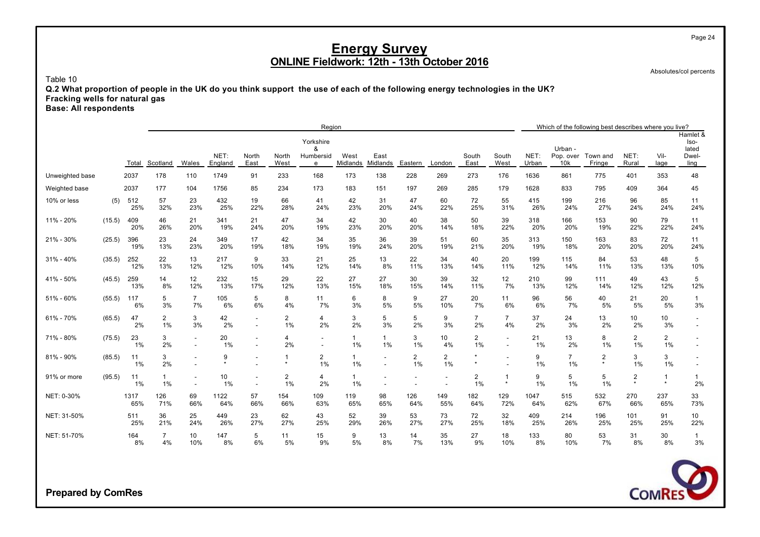# Energy Survey

## ONLINE Fieldwork: 12th - 13th October 2016

Absolutes/col percents

Table 10

**Q.2 What proportion of people in the UK do you think support the use of each of the following energy technologies in the UK?**
**Fracking wells for natural gas**
**Base: All respondents**

| | | | Region | | | | | | | | | | | | | Which of the following best describes where you live? | | | | | |
|---|---|---|---|---|---|---|---|---|---|---|---|---|---|---|---|---|---|---|---|---|---|
| | | Total | Scotland | Wales | NET: England | North East | North West | Yorkshire & Humberside | West Midlands | East Midlands | Eastern | London | South East | South West | NET: Urban | Urban - Pop. over 10k | Town and Fringe | NET: Rural | Village | Hamlet & Isolated Dwelling |
| Unweighted base | | 2037 | 178 | 110 | 1749 | 91 | 233 | 168 | 173 | 138 | 228 | 269 | 273 | 176 | 1636 | 861 | 775 | 401 | 353 | 48 |
| Weighted base | | 2037 | 177 | 104 | 1756 | 85 | 234 | 173 | 183 | 151 | 197 | 269 | 285 | 179 | 1628 | 833 | 795 | 409 | 364 | 45 |
| 10% or less | (5) | 512 | 57 | 23 | 432 | 19 | 66 | 41 | 42 | 31 | 47 | 60 | 72 | 55 | 415 | 199 | 216 | 96 | 85 | 11 |
| | | 25% | 32% | 23% | 25% | 22% | 28% | 24% | 23% | 20% | 24% | 22% | 25% | 31% | 26% | 24% | 27% | 24% | 24% | 24% |
| 11% - 20% | (15.5) | 409 | 46 | 21 | 341 | 21 | 47 | 34 | 42 | 30 | 40 | 38 | 50 | 39 | 318 | 166 | 153 | 90 | 79 | 11 |
| | | 20% | 26% | 20% | 19% | 24% | 20% | 19% | 23% | 20% | 20% | 14% | 18% | 22% | 20% | 20% | 19% | 22% | 22% | 24% |
| 21% - 30% | (25.5) | 396 | 23 | 24 | 349 | 17 | 42 | 34 | 35 | 36 | 39 | 51 | 60 | 35 | 313 | 150 | 163 | 83 | 72 | 11 |
| | | 19% | 13% | 23% | 20% | 19% | 18% | 19% | 19% | 24% | 20% | 19% | 21% | 20% | 19% | 18% | 20% | 20% | 20% | 24% |
| 31% - 40% | (35.5) | 252 | 22 | 13 | 217 | 9 | 33 | 21 | 25 | 13 | 22 | 34 | 40 | 20 | 199 | 115 | 84 | 53 | 48 | 5 |
| | | 12% | 13% | 12% | 12% | 10% | 14% | 12% | 14% | 8% | 11% | 13% | 14% | 11% | 12% | 14% | 11% | 13% | 13% | 10% |
| 41% - 50% | (45.5) | 259 | 14 | 12 | 232 | 15 | 29 | 22 | 27 | 27 | 30 | 39 | 32 | 12 | 210 | 99 | 111 | 49 | 43 | 5 |
| | | 13% | 8% | 12% | 13% | 17% | 12% | 13% | 15% | 18% | 15% | 14% | 11% | 7% | 13% | 12% | 14% | 12% | 12% | 12% |
| 51% - 60% | (55.5) | 117 | 5 | 7 | 105 | 5 | 8 | 11 | 6 | 8 | 9 | 27 | 20 | 11 | 96 | 56 | 40 | 21 | 20 | 1 |
| | | 6% | 3% | 7% | 6% | 6% | 4% | 7% | 3% | 5% | 5% | 10% | 7% | 6% | 6% | 7% | 5% | 5% | 5% | 3% |
| 61% - 70% | (65.5) | 47 | 2 | 3 | 42 | - | 2 | 4 | 3 | 5 | 5 | 9 | 7 | 7 | 37 | 24 | 13 | 10 | 10 | - |
| | | 2% | 1% | 3% | 2% | - | 1% | 2% | 2% | 3% | 2% | 3% | 2% | 4% | 2% | 3% | 2% | 2% | 3% | - |
| 71% - 80% | (75.5) | 23 | 3 | - | 20 | - | 4 | - | 1 | 1 | 3 | 10 | 2 | - | 21 | 13 | 8 | 2 | 2 | - |
| | | 1% | 2% | - | 1% | - | 2% | - | 1% | 1% | 1% | 4% | 1% | - | 1% | 2% | 1% | 1% | 1% | - |
| 81% - 90% | (85.5) | 11 | 3 | - | 9 | - | 1 | 2 | 1 | - | 2 | 2 | * | - | 9 | 7 | 2 | 3 | 3 | - |
| | | 1% | 2% | - | * | - | * | 1% | 1% | - | 1% | 1% | * | - | 1% | 1% | * | 1% | 1% | - |
| 91% or more | (95.5) | 11 | 1 | - | 10 | - | 2 | 4 | 1 | - | - | - | 2 | 1 | 9 | 5 | 5 | 2 | 1 | 1 |
| | | 1% | 1% | - | 1% | - | 1% | 2% | 1% | - | - | - | 1% | * | 1% | 1% | 1% | * | * | 2% |
| NET: 0-30% | | 1317 | 126 | 69 | 1122 | 57 | 154 | 109 | 119 | 98 | 126 | 149 | 182 | 129 | 1047 | 515 | 532 | 270 | 237 | 33 |
| | | 65% | 71% | 66% | 64% | 66% | 66% | 63% | 65% | 65% | 64% | 55% | 64% | 72% | 64% | 62% | 67% | 66% | 65% | 73% |
| NET: 31-50% | | 511 | 36 | 25 | 449 | 23 | 62 | 43 | 52 | 39 | 53 | 73 | 72 | 32 | 409 | 214 | 196 | 101 | 91 | 10 |
| | | 25% | 21% | 24% | 26% | 27% | 27% | 25% | 29% | 26% | 27% | 27% | 25% | 18% | 25% | 26% | 25% | 25% | 25% | 22% |
| NET: 51-70% | | 164 | 7 | 10 | 147 | 5 | 11 | 15 | 9 | 13 | 14 | 35 | 27 | 18 | 133 | 80 | 53 | 31 | 30 | 1 |
| | | 8% | 4% | 10% | 8% | 6% | 5% | 9% | 5% | 8% | 7% | 13% | 9% | 10% | 8% | 10% | 7% | 8% | 8% | 3% |

**Prepared by ComRes**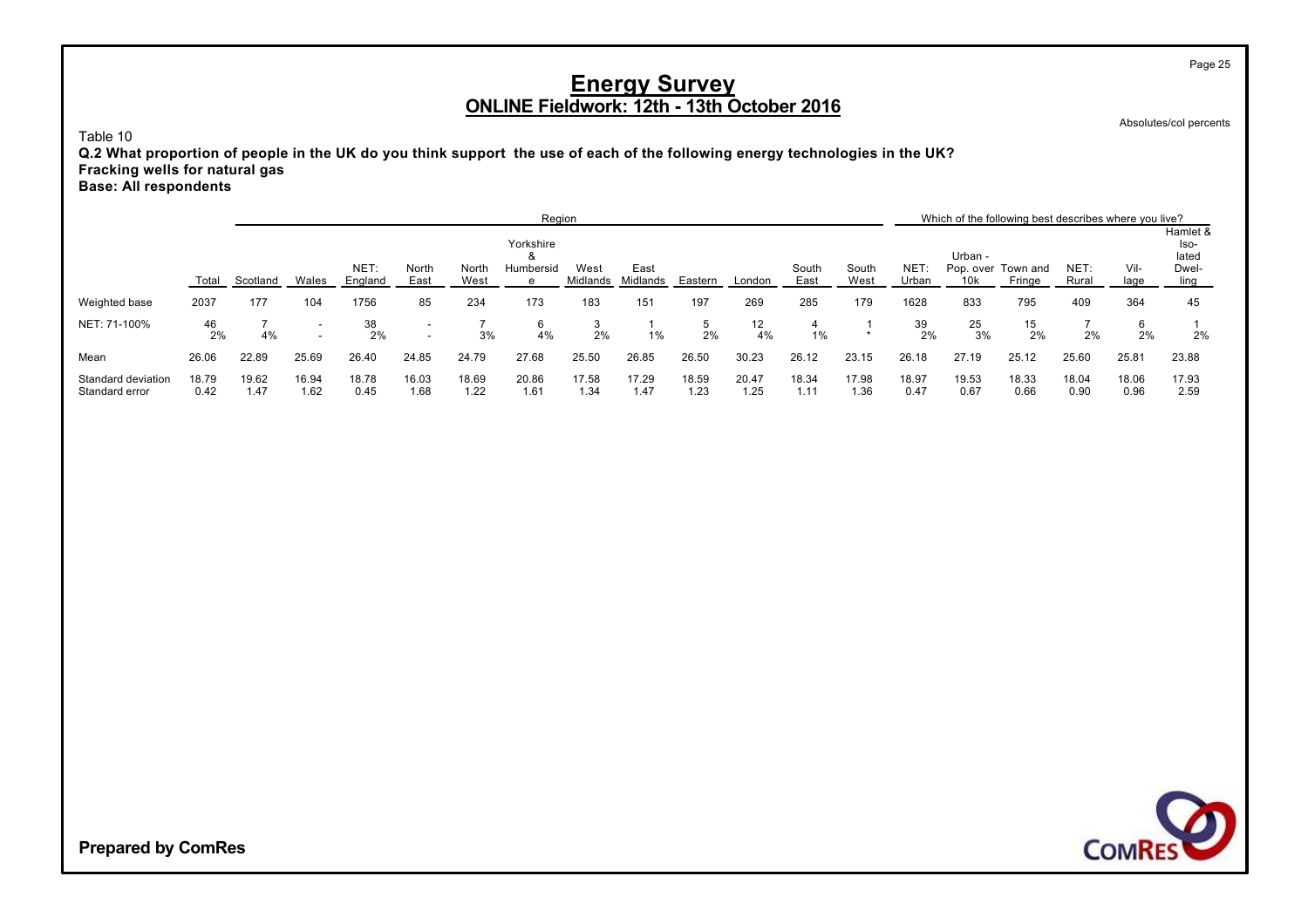# Energy Survey

## ONLINE Fieldwork: 12th - 13th October 2016

Absolutes/col percents

Table 10

**Q.2 What proportion of people in the UK do you think support the use of each of the following energy technologies in the UK?**
**Fracking wells for natural gas**
**Base: All respondents**

| | | Region | | | | | | | | | | | | Which of the following best describes where you live? | | | | | |
|---|---|---|---|---|---|---|---|---|---|---|---|---|---|---|---|---|---|---|---|
| | Total | Scotland | Wales | NET: England | North East | North West | Yorkshire & Humberside | West Midlands | East Midlands | Eastern | London | South East | South West | NET: Urban | Urban - Pop. over 10k | Town and Fringe | NET: Rural | Vil-lage | Hamlet & Iso-lated Dwel-ling |
| Weighted base | 2037 | 177 | 104 | 1756 | 85 | 234 | 173 | 183 | 151 | 197 | 269 | 285 | 179 | 1628 | 833 | 795 | 409 | 364 | 45 |
| NET: 71-100% | 46 | 7 | - | 38 | - | 7 | 6 | 3 | 1 | 5 | 12 | 4 | 1 | 39 | 25 | 15 | 7 | 6 | 1 |
| | 2% | 4% | - | 2% | - | 3% | 4% | 2% | 1% | 2% | 4% | 1% | * | 2% | 3% | 2% | 2% | 2% | 2% |
| Mean | 26.06 | 22.89 | 25.69 | 26.40 | 24.85 | 24.79 | 27.68 | 25.50 | 26.85 | 26.50 | 30.23 | 26.12 | 23.15 | 26.18 | 27.19 | 25.12 | 25.60 | 25.81 | 23.88 |
| Standard deviation | 18.79 | 19.62 | 16.94 | 18.78 | 16.03 | 18.69 | 20.86 | 17.58 | 17.29 | 18.59 | 20.47 | 18.34 | 17.98 | 18.97 | 19.53 | 18.33 | 18.04 | 18.06 | 17.93 |
| Standard error | 0.42 | 1.47 | 1.62 | 0.45 | 1.68 | 1.22 | 1.61 | 1.34 | 1.47 | 1.23 | 1.25 | 1.11 | 1.36 | 0.47 | 0.67 | 0.66 | 0.90 | 0.96 | 2.59 |

**Prepared by ComRes**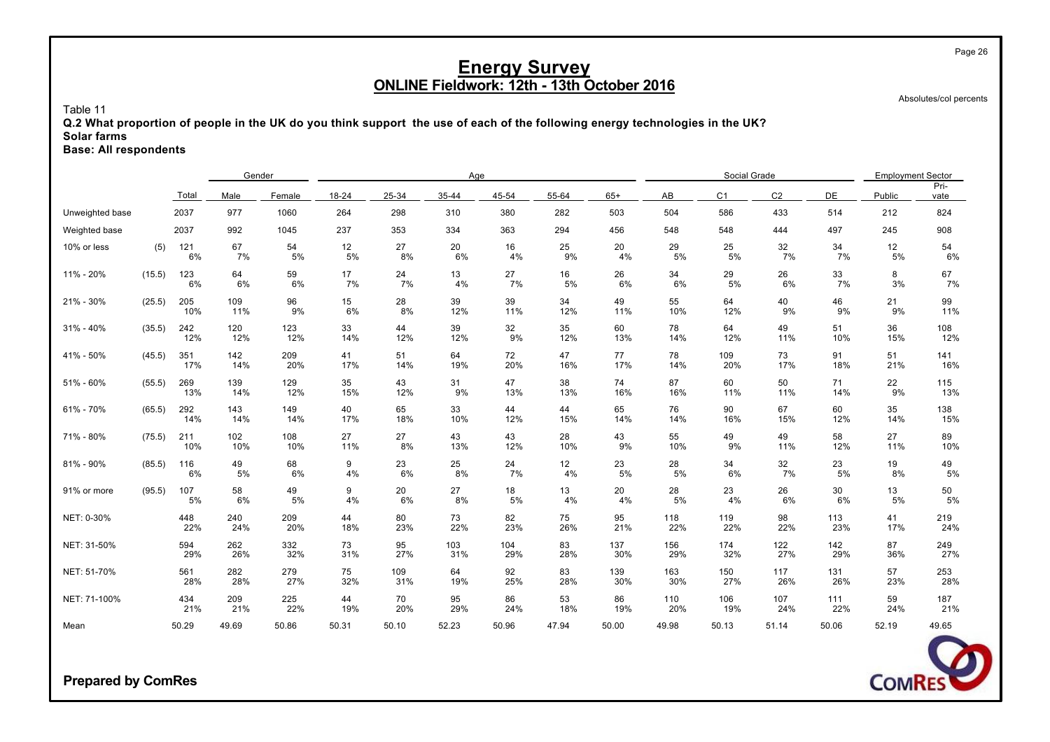# Energy Survey
## ONLINE Fieldwork: 12th - 13th October 2016

Absolutes/col percents

Table 11
**Q.2 What proportion of people in the UK do you think support the use of each of the following energy technologies in the UK?**
**Solar farms**
**Base: All respondents**

| | | | Gender | | Age | | | | | | Social Grade | | | | Employment Sector | |
|---|---|---|---|---|---|---|---|---|---|---|---|---|---|---|---|---|
| | | Total | Male | Female | 18-24 | 25-34 | 35-44 | 45-54 | 55-64 | 65+ | AB | C1 | C2 | DE | Public | Pri-vate |
| Unweighted base | | 2037 | 977 | 1060 | 264 | 298 | 310 | 380 | 282 | 503 | 504 | 586 | 433 | 514 | 212 | 824 |
| Weighted base | | 2037 | 992 | 1045 | 237 | 353 | 334 | 363 | 294 | 456 | 548 | 548 | 444 | 497 | 245 | 908 |
| 10% or less | (5) | 121 | 67 | 54 | 12 | 27 | 20 | 16 | 25 | 20 | 29 | 25 | 32 | 34 | 12 | 54 |
| | | 6% | 7% | 5% | 5% | 8% | 6% | 4% | 9% | 4% | 5% | 5% | 7% | 7% | 5% | 6% |
| 11% - 20% | (15.5) | 123 | 64 | 59 | 17 | 24 | 13 | 27 | 16 | 26 | 34 | 29 | 26 | 33 | 8 | 67 |
| | | 6% | 6% | 6% | 7% | 7% | 4% | 7% | 5% | 6% | 6% | 5% | 6% | 7% | 3% | 7% |
| 21% - 30% | (25.5) | 205 | 109 | 96 | 15 | 28 | 39 | 39 | 34 | 49 | 55 | 64 | 40 | 46 | 21 | 99 |
| | | 10% | 11% | 9% | 6% | 8% | 12% | 11% | 12% | 11% | 10% | 12% | 9% | 9% | 9% | 11% |
| 31% - 40% | (35.5) | 242 | 120 | 123 | 33 | 44 | 39 | 32 | 35 | 60 | 78 | 64 | 49 | 51 | 36 | 108 |
| | | 12% | 12% | 12% | 14% | 12% | 12% | 9% | 12% | 13% | 14% | 12% | 11% | 10% | 15% | 12% |
| 41% - 50% | (45.5) | 351 | 142 | 209 | 41 | 51 | 64 | 72 | 47 | 77 | 78 | 109 | 73 | 91 | 51 | 141 |
| | | 17% | 14% | 20% | 17% | 14% | 19% | 20% | 16% | 17% | 14% | 20% | 17% | 18% | 21% | 16% |
| 51% - 60% | (55.5) | 269 | 139 | 129 | 35 | 43 | 31 | 47 | 38 | 74 | 87 | 60 | 50 | 71 | 22 | 115 |
| | | 13% | 14% | 12% | 15% | 12% | 9% | 13% | 13% | 16% | 16% | 11% | 11% | 14% | 9% | 13% |
| 61% - 70% | (65.5) | 292 | 143 | 149 | 40 | 65 | 33 | 44 | 44 | 65 | 76 | 90 | 67 | 60 | 35 | 138 |
| | | 14% | 14% | 14% | 17% | 18% | 10% | 12% | 15% | 14% | 14% | 16% | 15% | 12% | 14% | 15% |
| 71% - 80% | (75.5) | 211 | 102 | 108 | 27 | 27 | 43 | 43 | 28 | 43 | 55 | 49 | 49 | 58 | 27 | 89 |
| | | 10% | 10% | 10% | 11% | 8% | 13% | 12% | 10% | 9% | 10% | 9% | 11% | 12% | 11% | 10% |
| 81% - 90% | (85.5) | 116 | 49 | 68 | 9 | 23 | 25 | 24 | 12 | 23 | 28 | 34 | 32 | 23 | 19 | 49 |
| | | 6% | 5% | 6% | 4% | 6% | 8% | 7% | 4% | 5% | 5% | 6% | 7% | 5% | 8% | 5% |
| 91% or more | (95.5) | 107 | 58 | 49 | 9 | 20 | 27 | 18 | 13 | 20 | 28 | 23 | 26 | 30 | 13 | 50 |
| | | 5% | 6% | 5% | 4% | 6% | 8% | 5% | 4% | 4% | 5% | 4% | 6% | 6% | 5% | 5% |
| NET: 0-30% | | 448 | 240 | 209 | 44 | 80 | 73 | 82 | 75 | 95 | 118 | 119 | 98 | 113 | 41 | 219 |
| | | 22% | 24% | 20% | 18% | 23% | 22% | 23% | 26% | 21% | 22% | 22% | 22% | 23% | 17% | 24% |
| NET: 31-50% | | 594 | 262 | 332 | 73 | 95 | 103 | 104 | 83 | 137 | 156 | 174 | 122 | 142 | 87 | 249 |
| | | 29% | 26% | 32% | 31% | 27% | 31% | 29% | 28% | 30% | 29% | 32% | 27% | 29% | 36% | 27% |
| NET: 51-70% | | 561 | 282 | 279 | 75 | 109 | 64 | 92 | 83 | 139 | 163 | 150 | 117 | 131 | 57 | 253 |
| | | 28% | 28% | 27% | 32% | 31% | 19% | 25% | 28% | 30% | 30% | 27% | 26% | 26% | 23% | 28% |
| NET: 71-100% | | 434 | 209 | 225 | 44 | 70 | 95 | 86 | 53 | 86 | 110 | 106 | 107 | 111 | 59 | 187 |
| | | 21% | 21% | 22% | 19% | 20% | 29% | 24% | 18% | 19% | 20% | 19% | 24% | 22% | 24% | 21% |
| Mean | | 50.29 | 49.69 | 50.86 | 50.31 | 50.10 | 52.23 | 50.96 | 47.94 | 50.00 | 49.98 | 50.13 | 51.14 | 50.06 | 52.19 | 49.65 |

**Prepared by ComRes**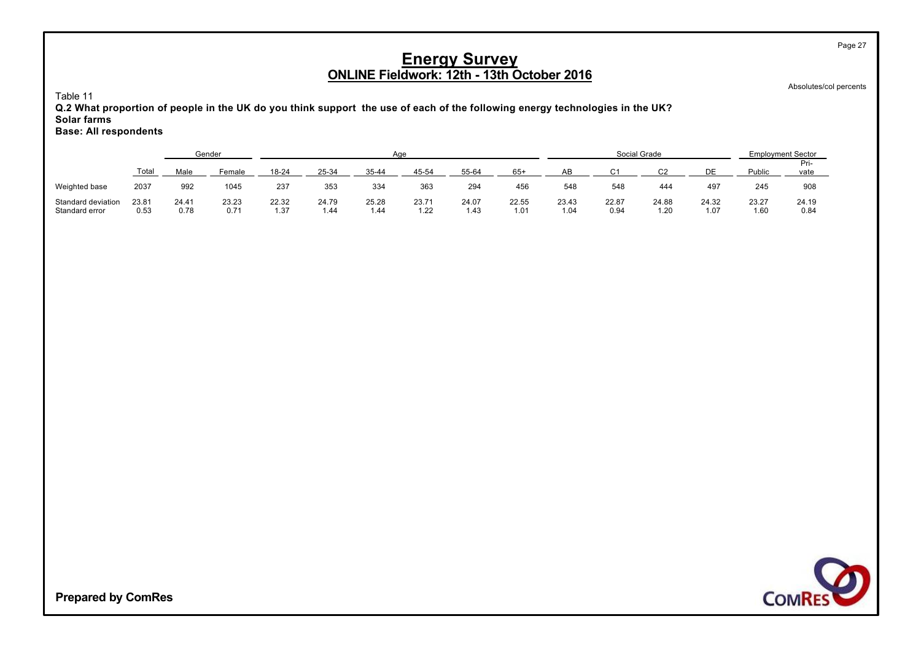# Energy Survey

## ONLINE Fieldwork: 12th - 13th October 2016

Absolutes/col percents

Table 11

**Q.2 What proportion of people in the UK do you think support the use of each of the following energy technologies in the UK?**
**Solar farms**
**Base: All respondents**

| | | Gender | | Age | | | | | | Social Grade | | | | Employment Sector | |
|---|---|---|---|---|---|---|---|---|---|---|---|---|---|---|---|
| | Total | Male | Female | 18-24 | 25-34 | 35-44 | 45-54 | 55-64 | 65+ | AB | C1 | C2 | DE | Public | Pri-vate |
| Weighted base | 2037 | 992 | 1045 | 237 | 353 | 334 | 363 | 294 | 456 | 548 | 548 | 444 | 497 | 245 | 908 |
| Standard deviation | 23.81 | 24.41 | 23.23 | 22.32 | 24.79 | 25.28 | 23.71 | 24.07 | 22.55 | 23.43 | 22.87 | 24.88 | 24.32 | 23.27 | 24.19 |
| Standard error | 0.53 | 0.78 | 0.71 | 1.37 | 1.44 | 1.44 | 1.22 | 1.43 | 1.01 | 1.04 | 0.94 | 1.20 | 1.07 | 1.60 | 0.84 |

**Prepared by ComRes**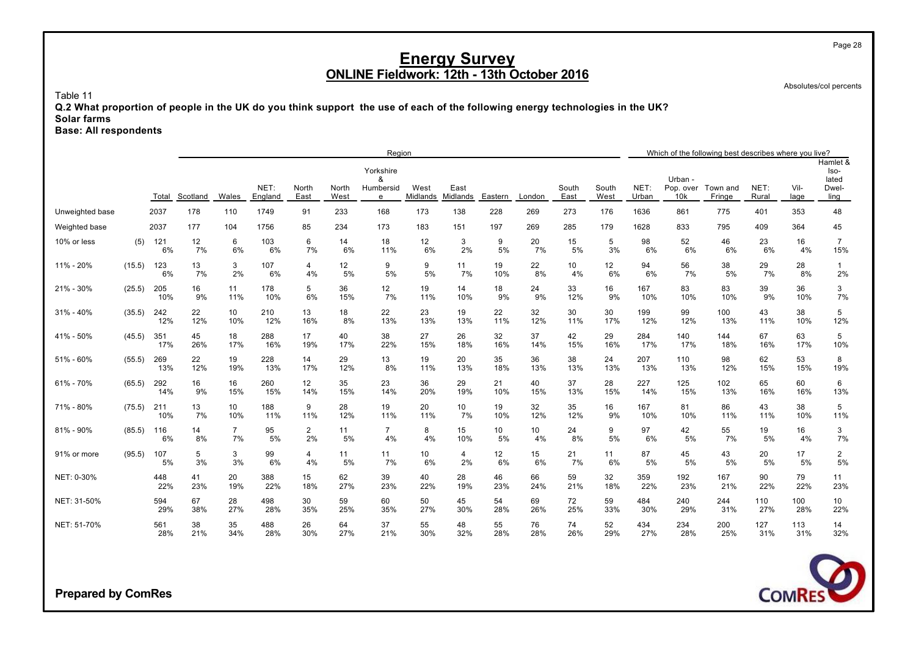# Energy Survey

## ONLINE Fieldwork: 12th - 13th October 2016

Absolutes/col percents

Table 11

**Q.2 What proportion of people in the UK do you think support the use of each of the following energy technologies in the UK?**
**Solar farms**
**Base: All respondents**

| | | | Region | | | | | | | | | | | | Which of the following best describes where you live? | | | | | |
|---|---|---|---|---|---|---|---|---|---|---|---|---|---|---|---|---|---|---|---|---|
| | | Total | Scotland | Wales | NET: England | North East | North West | Yorkshire & Humberside | West Midlands | East Midlands | Eastern | London | South East | South West | NET: Urban | Urban - Pop. over 10k | Town and Fringe | NET: Rural | Village | Hamlet & Isolated Dwelling |
| Unweighted base | | 2037 | 178 | 110 | 1749 | 91 | 233 | 168 | 173 | 138 | 228 | 269 | 273 | 176 | 1636 | 861 | 775 | 401 | 353 | 48 |
| Weighted base | | 2037 | 177 | 104 | 1756 | 85 | 234 | 173 | 183 | 151 | 197 | 269 | 285 | 179 | 1628 | 833 | 795 | 409 | 364 | 45 |
| 10% or less | (5) | 121 | 12 | 6 | 103 | 6 | 14 | 18 | 12 | 3 | 9 | 20 | 15 | 5 | 98 | 52 | 46 | 23 | 16 | 7 |
| | | 6% | 7% | 6% | 6% | 7% | 6% | 11% | 6% | 2% | 5% | 7% | 5% | 3% | 6% | 6% | 6% | 6% | 4% | 15% |
| 11% - 20% | (15.5) | 123 | 13 | 3 | 107 | 4 | 12 | 9 | 9 | 11 | 19 | 22 | 10 | 12 | 94 | 56 | 38 | 29 | 28 | 1 |
| | | 6% | 7% | 2% | 6% | 4% | 5% | 5% | 5% | 7% | 10% | 8% | 4% | 6% | 6% | 7% | 5% | 7% | 8% | 2% |
| 21% - 30% | (25.5) | 205 | 16 | 11 | 178 | 5 | 36 | 12 | 19 | 14 | 18 | 24 | 33 | 16 | 167 | 83 | 83 | 39 | 36 | 3 |
| | | 10% | 9% | 11% | 10% | 6% | 15% | 7% | 11% | 10% | 9% | 9% | 12% | 9% | 10% | 10% | 10% | 9% | 10% | 7% |
| 31% - 40% | (35.5) | 242 | 22 | 10 | 210 | 13 | 18 | 22 | 23 | 19 | 22 | 32 | 30 | 30 | 199 | 99 | 100 | 43 | 38 | 5 |
| | | 12% | 12% | 10% | 12% | 16% | 8% | 13% | 13% | 13% | 11% | 12% | 11% | 17% | 12% | 12% | 13% | 11% | 10% | 12% |
| 41% - 50% | (45.5) | 351 | 45 | 18 | 288 | 17 | 40 | 38 | 27 | 26 | 32 | 37 | 42 | 29 | 284 | 140 | 144 | 67 | 63 | 5 |
| | | 17% | 26% | 17% | 16% | 19% | 17% | 22% | 15% | 18% | 16% | 14% | 15% | 16% | 17% | 17% | 18% | 16% | 17% | 10% |
| 51% - 60% | (55.5) | 269 | 22 | 19 | 228 | 14 | 29 | 13 | 19 | 20 | 35 | 36 | 38 | 24 | 207 | 110 | 98 | 62 | 53 | 8 |
| | | 13% | 12% | 19% | 13% | 17% | 12% | 8% | 11% | 13% | 18% | 13% | 13% | 13% | 13% | 13% | 12% | 15% | 15% | 19% |
| 61% - 70% | (65.5) | 292 | 16 | 16 | 260 | 12 | 35 | 23 | 36 | 29 | 21 | 40 | 37 | 28 | 227 | 125 | 102 | 65 | 60 | 6 |
| | | 14% | 9% | 15% | 15% | 14% | 15% | 14% | 20% | 19% | 10% | 15% | 13% | 15% | 14% | 15% | 13% | 16% | 16% | 13% |
| 71% - 80% | (75.5) | 211 | 13 | 10 | 188 | 9 | 28 | 19 | 20 | 10 | 19 | 32 | 35 | 16 | 167 | 81 | 86 | 43 | 38 | 5 |
| | | 10% | 7% | 10% | 11% | 11% | 12% | 11% | 11% | 7% | 10% | 12% | 12% | 9% | 10% | 10% | 11% | 11% | 10% | 11% |
| 81% - 90% | (85.5) | 116 | 14 | 7 | 95 | 2 | 11 | 7 | 8 | 15 | 10 | 10 | 24 | 9 | 97 | 42 | 55 | 19 | 16 | 3 |
| | | 6% | 8% | 7% | 5% | 2% | 5% | 4% | 4% | 10% | 5% | 4% | 8% | 5% | 6% | 5% | 7% | 5% | 4% | 7% |
| 91% or more | (95.5) | 107 | 5 | 3 | 99 | 4 | 11 | 11 | 10 | 4 | 12 | 15 | 21 | 11 | 87 | 45 | 43 | 20 | 17 | 2 |
| | | 5% | 3% | 3% | 6% | 4% | 5% | 7% | 6% | 2% | 6% | 6% | 7% | 6% | 5% | 5% | 5% | 5% | 5% | 5% |
| NET: 0-30% | | 448 | 41 | 20 | 388 | 15 | 62 | 39 | 40 | 28 | 46 | 66 | 59 | 32 | 359 | 192 | 167 | 90 | 79 | 11 |
| | | 22% | 23% | 19% | 22% | 18% | 27% | 23% | 22% | 19% | 23% | 24% | 21% | 18% | 22% | 23% | 21% | 22% | 22% | 23% |
| NET: 31-50% | | 594 | 67 | 28 | 498 | 30 | 59 | 60 | 50 | 45 | 54 | 69 | 72 | 59 | 484 | 240 | 244 | 110 | 100 | 10 |
| | | 29% | 38% | 27% | 28% | 35% | 25% | 35% | 27% | 30% | 28% | 26% | 25% | 33% | 30% | 29% | 31% | 27% | 28% | 22% |
| NET: 51-70% | | 561 | 38 | 35 | 488 | 26 | 64 | 37 | 55 | 48 | 55 | 76 | 74 | 52 | 434 | 234 | 200 | 127 | 113 | 14 |
| | | 28% | 21% | 34% | 28% | 30% | 27% | 21% | 30% | 32% | 28% | 28% | 26% | 29% | 27% | 28% | 25% | 31% | 31% | 32% |

**Prepared by ComRes**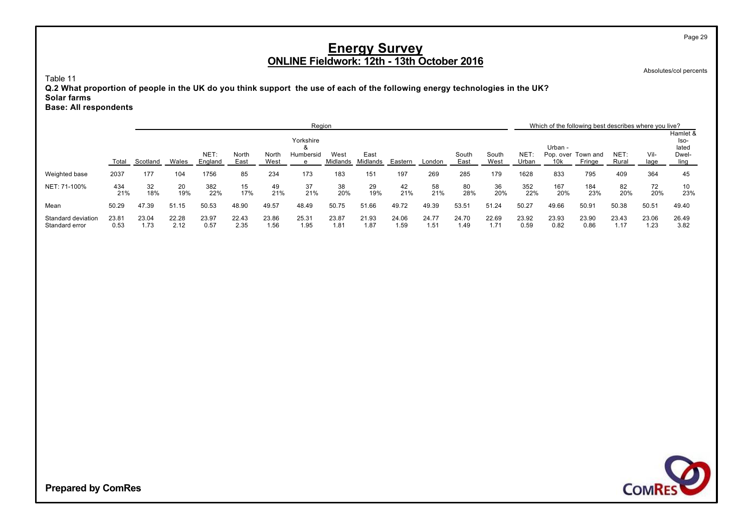# Energy Survey

## ONLINE Fieldwork: 12th - 13th October 2016

Absolutes/col percents

Table 11

**Q.2 What proportion of people in the UK do you think support the use of each of the following energy technologies in the UK?**
**Solar farms**
**Base: All respondents**

| | | Region | | | | | | | | | | | | | Which of the following best describes where you live? | | | | | |
|---|---|---|---|---|---|---|---|---|---|---|---|---|---|---|---|---|---|---|---|---|
| | Total | Scotland | Wales | NET: England | North East | North West | Yorkshire & Humberside | West Midlands | East Midlands | Eastern | London | South East | South West | NET: Urban | Urban - Pop. over 10k | Town and Fringe | NET: Rural | Vil-lage | Hamlet & Iso-lated Dwel-ling |
| Weighted base | 2037 | 177 | 104 | 1756 | 85 | 234 | 173 | 183 | 151 | 197 | 269 | 285 | 179 | 1628 | 833 | 795 | 409 | 364 | 45 |
| NET: 71-100% | 434<br>21% | 32<br>18% | 20<br>19% | 382<br>22% | 15<br>17% | 49<br>21% | 37<br>21% | 38<br>20% | 29<br>19% | 42<br>21% | 58<br>21% | 80<br>28% | 36<br>20% | 352<br>22% | 167<br>20% | 184<br>23% | 82<br>20% | 72<br>20% | 10<br>23% |
| Mean | 50.29 | 47.39 | 51.15 | 50.53 | 48.90 | 49.57 | 48.49 | 50.75 | 51.66 | 49.72 | 49.39 | 53.51 | 51.24 | 50.27 | 49.66 | 50.91 | 50.38 | 50.51 | 49.40 |
| Standard deviation | 23.81 | 23.04 | 22.28 | 23.97 | 22.43 | 23.86 | 25.31 | 23.87 | 21.93 | 24.06 | 24.77 | 24.70 | 22.69 | 23.92 | 23.93 | 23.90 | 23.43 | 23.06 | 26.49 |
| Standard error | 0.53 | 1.73 | 2.12 | 0.57 | 2.35 | 1.56 | 1.95 | 1.81 | 1.87 | 1.59 | 1.51 | 1.49 | 1.71 | 0.59 | 0.82 | 0.86 | 1.17 | 1.23 | 3.82 |

**Prepared by ComRes**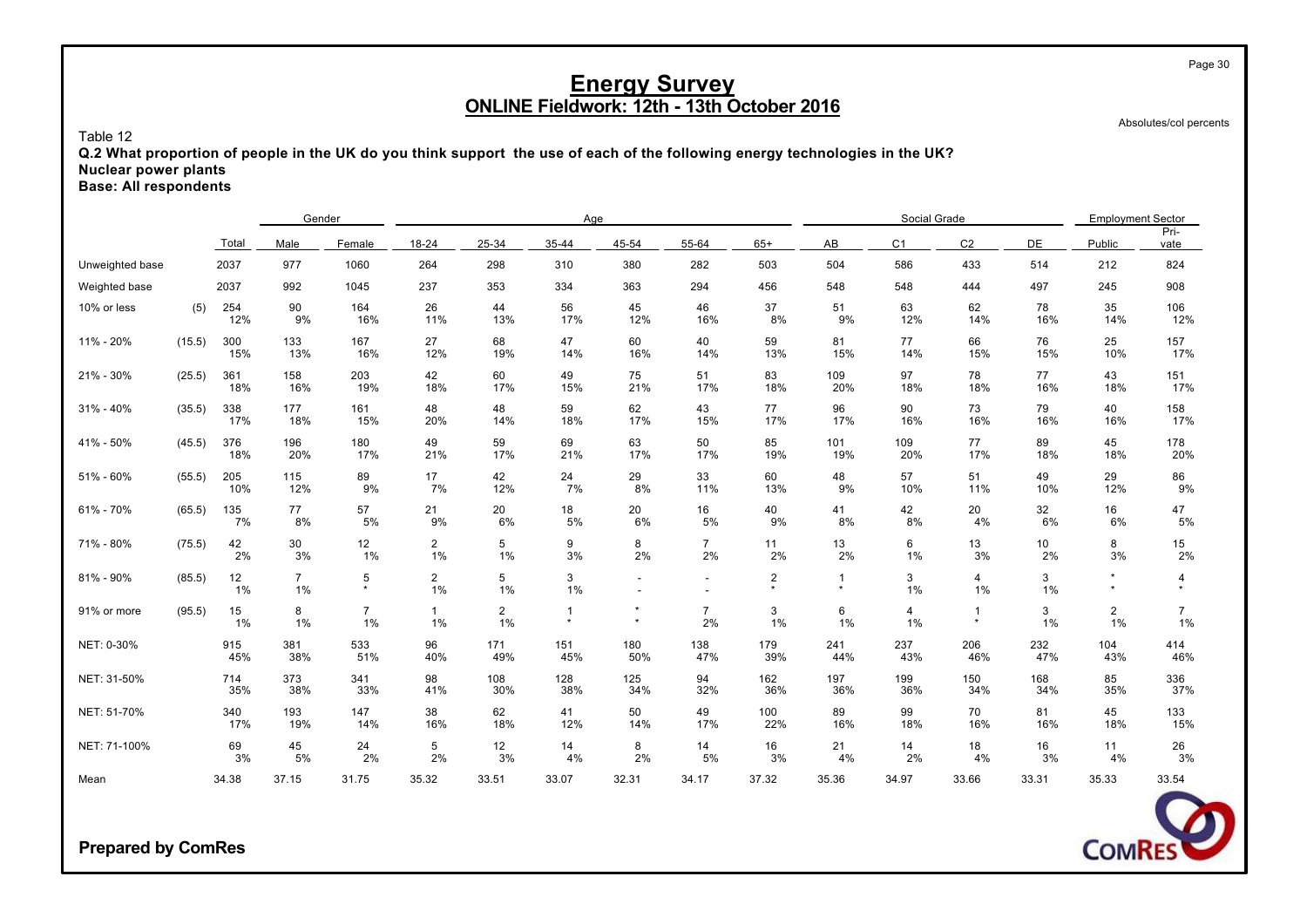# Energy Survey
## ONLINE Fieldwork: 12th - 13th October 2016

Absolutes/col percents

Table 12

**Q.2 What proportion of people in the UK do you think support the use of each of the following energy technologies in the UK?**
**Nuclear power plants**
**Base: All respondents**

| | | Total | Gender | | Age | | | | | | Social Grade | | | | Employment Sector | |
|---|---|---|---|---|---|---|---|---|---|---|---|---|---|---|---|---|
| | | | Male | Female | 18-24 | 25-34 | 35-44 | 45-54 | 55-64 | 65+ | AB | C1 | C2 | DE | Public | Pri-vate |
| Unweighted base | | 2037 | 977 | 1060 | 264 | 298 | 310 | 380 | 282 | 503 | 504 | 586 | 433 | 514 | 212 | 824 |
| Weighted base | | 2037 | 992 | 1045 | 237 | 353 | 334 | 363 | 294 | 456 | 548 | 548 | 444 | 497 | 245 | 908 |
| 10% or less | (5) | 254 | 90 | 164 | 26 | 44 | 56 | 45 | 46 | 37 | 51 | 63 | 62 | 78 | 35 | 106 |
| | | 12% | 9% | 16% | 11% | 13% | 17% | 12% | 16% | 8% | 9% | 12% | 14% | 16% | 14% | 12% |
| 11% - 20% | (15.5) | 300 | 133 | 167 | 27 | 68 | 47 | 60 | 40 | 59 | 81 | 77 | 66 | 76 | 25 | 157 |
| | | 15% | 13% | 16% | 12% | 19% | 14% | 16% | 14% | 13% | 15% | 14% | 15% | 15% | 10% | 17% |
| 21% - 30% | (25.5) | 361 | 158 | 203 | 42 | 60 | 49 | 75 | 51 | 83 | 109 | 97 | 78 | 77 | 43 | 151 |
| | | 18% | 16% | 19% | 18% | 17% | 15% | 21% | 17% | 18% | 20% | 18% | 18% | 16% | 18% | 17% |
| 31% - 40% | (35.5) | 338 | 177 | 161 | 48 | 48 | 59 | 62 | 43 | 77 | 96 | 90 | 73 | 79 | 40 | 158 |
| | | 17% | 18% | 15% | 20% | 14% | 18% | 17% | 15% | 17% | 17% | 16% | 16% | 16% | 16% | 17% |
| 41% - 50% | (45.5) | 376 | 196 | 180 | 49 | 59 | 69 | 63 | 50 | 85 | 101 | 109 | 77 | 89 | 45 | 178 |
| | | 18% | 20% | 17% | 21% | 17% | 21% | 17% | 17% | 19% | 19% | 20% | 17% | 18% | 18% | 20% |
| 51% - 60% | (55.5) | 205 | 115 | 89 | 17 | 42 | 24 | 29 | 33 | 60 | 48 | 57 | 51 | 49 | 29 | 86 |
| | | 10% | 12% | 9% | 7% | 12% | 7% | 8% | 11% | 13% | 9% | 10% | 11% | 10% | 12% | 9% |
| 61% - 70% | (65.5) | 135 | 77 | 57 | 21 | 20 | 18 | 20 | 16 | 40 | 41 | 42 | 20 | 32 | 16 | 47 |
| | | 7% | 8% | 5% | 9% | 6% | 5% | 6% | 5% | 9% | 8% | 8% | 4% | 6% | 6% | 5% |
| 71% - 80% | (75.5) | 42 | 30 | 12 | 2 | 5 | 9 | 8 | 7 | 11 | 13 | 6 | 13 | 10 | 8 | 15 |
| | | 2% | 3% | 1% | 1% | 1% | 3% | 2% | 2% | 2% | 2% | 1% | 3% | 2% | 3% | 2% |
| 81% - 90% | (85.5) | 12 | 7 | 5 | 2 | 5 | 3 | - | - | 2 | 1 | 3 | 4 | 3 | * | 4 |
| | | 1% | 1% | * | 1% | 1% | 1% | - | - | * | * | 1% | 1% | 1% | * | * |
| 91% or more | (95.5) | 15 | 8 | 7 | 1 | 2 | 1 | * | 7 | 3 | 6 | 4 | 1 | 3 | 2 | 7 |
| | | 1% | 1% | 1% | 1% | 1% | * | * | 2% | 1% | 1% | 1% | * | 1% | 1% | 1% |
| NET: 0-30% | | 915 | 381 | 533 | 96 | 171 | 151 | 180 | 138 | 179 | 241 | 237 | 206 | 232 | 104 | 414 |
| | | 45% | 38% | 51% | 40% | 49% | 45% | 50% | 47% | 39% | 44% | 43% | 46% | 47% | 43% | 46% |
| NET: 31-50% | | 714 | 373 | 341 | 98 | 108 | 128 | 125 | 94 | 162 | 197 | 199 | 150 | 168 | 85 | 336 |
| | | 35% | 38% | 33% | 41% | 30% | 38% | 34% | 32% | 36% | 36% | 36% | 34% | 34% | 35% | 37% |
| NET: 51-70% | | 340 | 193 | 147 | 38 | 62 | 41 | 50 | 49 | 100 | 89 | 99 | 70 | 81 | 45 | 133 |
| | | 17% | 19% | 14% | 16% | 18% | 12% | 14% | 17% | 22% | 16% | 18% | 16% | 16% | 18% | 15% |
| NET: 71-100% | | 69 | 45 | 24 | 5 | 12 | 14 | 8 | 14 | 16 | 21 | 14 | 18 | 16 | 11 | 26 |
| | | 3% | 5% | 2% | 2% | 3% | 4% | 2% | 5% | 3% | 4% | 2% | 4% | 3% | 4% | 3% |
| Mean | | 34.38 | 37.15 | 31.75 | 35.32 | 33.51 | 33.07 | 32.31 | 34.17 | 37.32 | 35.36 | 34.97 | 33.66 | 33.31 | 35.33 | 33.54 |

**Prepared by ComRes**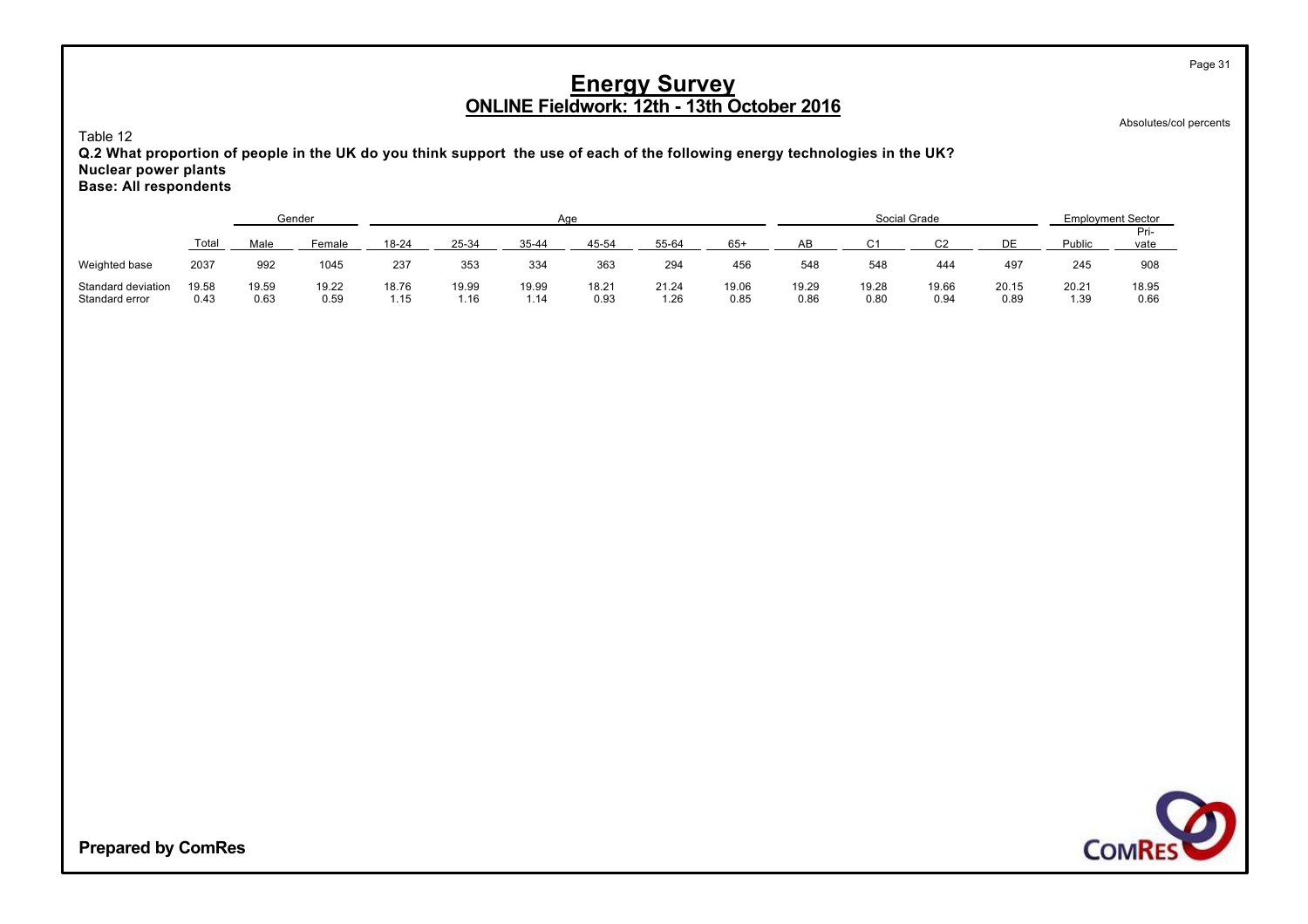# Energy Survey

## ONLINE Fieldwork: 12th - 13th October 2016

Absolutes/col percents

Table 12

**Q.2 What proportion of people in the UK do you think support the use of each of the following energy technologies in the UK?**
**Nuclear power plants**
**Base: All respondents**

| | | Gender | | Age | | | | | | Social Grade | | | | Employment Sector | |
|---|---|---|---|---|---|---|---|---|---|---|---|---|---|---|---|
| | Total | Male | Female | 18-24 | 25-34 | 35-44 | 45-54 | 55-64 | 65+ | AB | C1 | C2 | DE | Public | Pri-vate |
| Weighted base | 2037 | 992 | 1045 | 237 | 353 | 334 | 363 | 294 | 456 | 548 | 548 | 444 | 497 | 245 | 908 |
| Standard deviation | 19.58 | 19.59 | 19.22 | 18.76 | 19.99 | 19.99 | 18.21 | 21.24 | 19.06 | 19.29 | 19.28 | 19.66 | 20.15 | 20.21 | 18.95 |
| Standard error | 0.43 | 0.63 | 0.59 | 1.15 | 1.16 | 1.14 | 0.93 | 1.26 | 0.85 | 0.86 | 0.80 | 0.94 | 0.89 | 1.39 | 0.66 |

**Prepared by ComRes**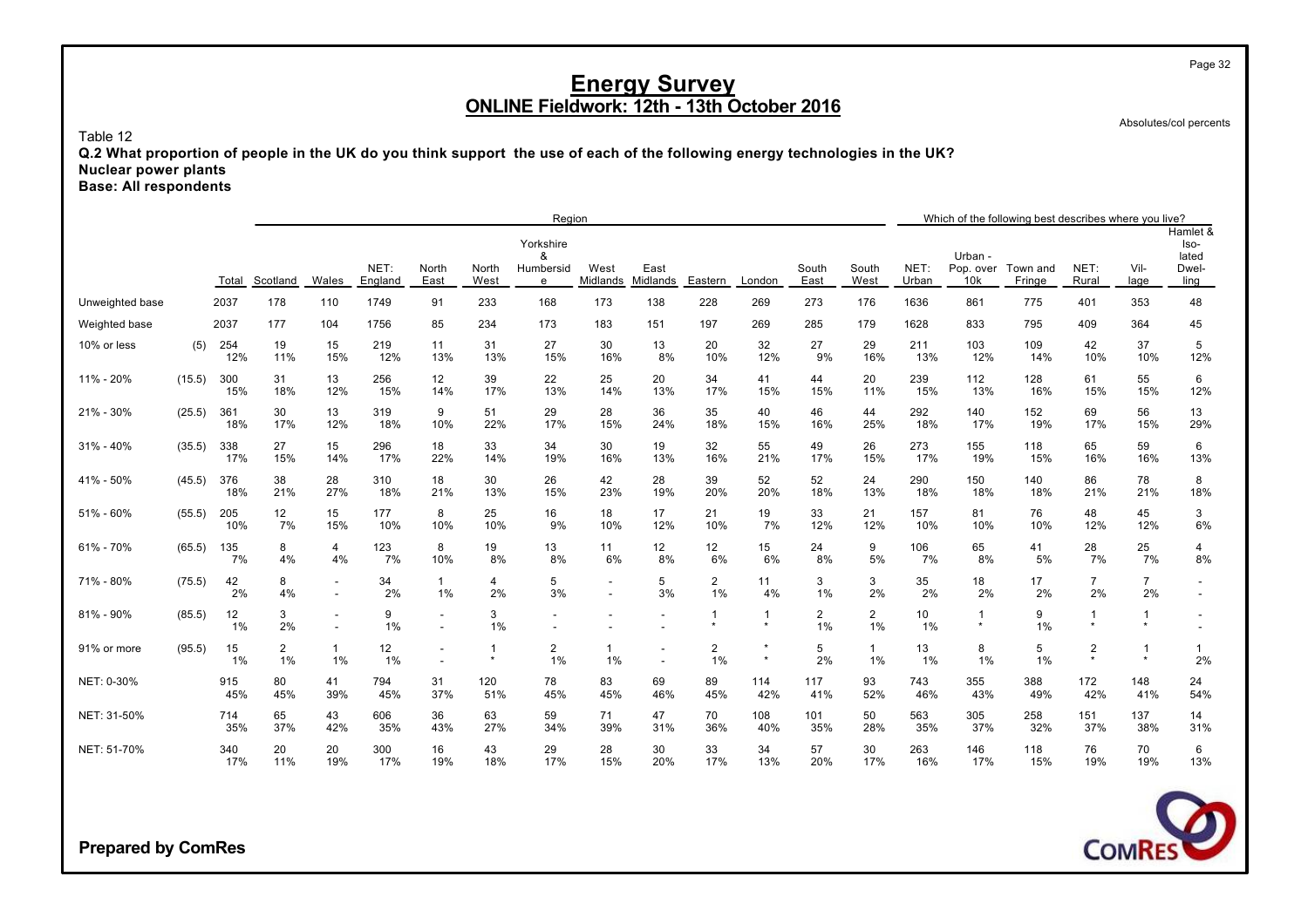# Energy Survey

## ONLINE Fieldwork: 12th - 13th October 2016

Absolutes/col percents

Table 12

**Q.2 What proportion of people in the UK do you think support the use of each of the following energy technologies in the UK?**
**Nuclear power plants**
**Base: All respondents**

| | | | Region | | | | | | | | | | | | | Which of the following best describes where you live? | | | | | |
|---|---|---|---|---|---|---|---|---|---|---|---|---|---|---|---|---|---|---|---|---|---|
| | | Total | Scotland | Wales | NET: England | North East | North West | Yorkshire & Humberside | West Midlands | East Midlands | Eastern | London | South East | South West | NET: Urban | Urban - Pop. over 10k | Town and Fringe | NET: Rural | Village | Hamlet & Isolated Dwelling |
| Unweighted base | | 2037 | 178 | 110 | 1749 | 91 | 233 | 168 | 173 | 138 | 228 | 269 | 273 | 176 | 1636 | 861 | 775 | 401 | 353 | 48 |
| Weighted base | | 2037 | 177 | 104 | 1756 | 85 | 234 | 173 | 183 | 151 | 197 | 269 | 285 | 179 | 1628 | 833 | 795 | 409 | 364 | 45 |
| 10% or less | (5) | 254 | 19 | 15 | 219 | 11 | 31 | 27 | 30 | 13 | 20 | 32 | 27 | 29 | 211 | 103 | 109 | 42 | 37 | 5 |
| | | 12% | 11% | 15% | 12% | 13% | 13% | 15% | 16% | 8% | 10% | 12% | 9% | 16% | 13% | 12% | 14% | 10% | 10% | 12% |
| 11% - 20% | (15.5) | 300 | 31 | 13 | 256 | 12 | 39 | 22 | 25 | 20 | 34 | 41 | 44 | 20 | 239 | 112 | 128 | 61 | 55 | 6 |
| | | 15% | 18% | 12% | 15% | 14% | 17% | 13% | 14% | 13% | 17% | 15% | 15% | 11% | 15% | 13% | 16% | 15% | 15% | 12% |
| 21% - 30% | (25.5) | 361 | 30 | 13 | 319 | 9 | 51 | 29 | 28 | 36 | 35 | 40 | 46 | 44 | 292 | 140 | 152 | 69 | 56 | 13 |
| | | 18% | 17% | 12% | 18% | 10% | 22% | 17% | 15% | 24% | 18% | 15% | 16% | 25% | 18% | 17% | 19% | 17% | 15% | 29% |
| 31% - 40% | (35.5) | 338 | 27 | 15 | 296 | 18 | 33 | 34 | 30 | 19 | 32 | 55 | 49 | 26 | 273 | 155 | 118 | 65 | 59 | 6 |
| | | 17% | 15% | 14% | 17% | 22% | 14% | 19% | 16% | 13% | 16% | 21% | 17% | 15% | 17% | 19% | 15% | 16% | 16% | 13% |
| 41% - 50% | (45.5) | 376 | 38 | 28 | 310 | 18 | 30 | 26 | 42 | 28 | 39 | 52 | 52 | 24 | 290 | 150 | 140 | 86 | 78 | 8 |
| | | 18% | 21% | 27% | 18% | 21% | 13% | 15% | 23% | 19% | 20% | 20% | 18% | 13% | 18% | 18% | 18% | 21% | 21% | 18% |
| 51% - 60% | (55.5) | 205 | 12 | 15 | 177 | 8 | 25 | 16 | 18 | 17 | 21 | 19 | 33 | 21 | 157 | 81 | 76 | 48 | 45 | 3 |
| | | 10% | 7% | 15% | 10% | 10% | 10% | 9% | 10% | 12% | 10% | 7% | 12% | 12% | 10% | 10% | 10% | 12% | 12% | 6% |
| 61% - 70% | (65.5) | 135 | 8 | 4 | 123 | 8 | 19 | 13 | 11 | 12 | 12 | 15 | 24 | 9 | 106 | 65 | 41 | 28 | 25 | 4 |
| | | 7% | 4% | 4% | 7% | 10% | 8% | 8% | 6% | 8% | 6% | 6% | 8% | 5% | 7% | 8% | 5% | 7% | 7% | 8% |
| 71% - 80% | (75.5) | 42 | 8 | - | 34 | 1 | 4 | 5 | - | 5 | 2 | 11 | 3 | 3 | 35 | 18 | 17 | 7 | 7 | - |
| | | 2% | 4% | - | 2% | 1% | 2% | 3% | - | 3% | 1% | 4% | 1% | 2% | 2% | 2% | 2% | 2% | 2% | - |
| 81% - 90% | (85.5) | 12 | 3 | - | 9 | - | 3 | - | - | - | 1 | 1 | 2 | 2 | 10 | 1 | 9 | 1 | 1 | - |
| | | 1% | 2% | - | 1% | - | 1% | - | - | - | * | * | 1% | 1% | 1% | * | 1% | * | * | - |
| 91% or more | (95.5) | 15 | 2 | 1 | 12 | - | 1 | 2 | 1 | - | 2 | * | 5 | 1 | 13 | 8 | 5 | 2 | 1 | 1 |
| | | 1% | 1% | 1% | 1% | - | * | 1% | 1% | - | 1% | * | 2% | 1% | 1% | 1% | 1% | * | * | 2% |
| NET: 0-30% | | 915 | 80 | 41 | 794 | 31 | 120 | 78 | 83 | 69 | 89 | 114 | 117 | 93 | 743 | 355 | 388 | 172 | 148 | 24 |
| | | 45% | 45% | 39% | 45% | 37% | 51% | 45% | 45% | 46% | 45% | 42% | 41% | 52% | 46% | 43% | 49% | 42% | 41% | 54% |
| NET: 31-50% | | 714 | 65 | 43 | 606 | 36 | 63 | 59 | 71 | 47 | 70 | 108 | 101 | 50 | 563 | 305 | 258 | 151 | 137 | 14 |
| | | 35% | 37% | 42% | 35% | 43% | 27% | 34% | 39% | 31% | 36% | 40% | 35% | 28% | 35% | 37% | 32% | 37% | 38% | 31% |
| NET: 51-70% | | 340 | 20 | 20 | 300 | 16 | 43 | 29 | 28 | 30 | 33 | 34 | 57 | 30 | 263 | 146 | 118 | 76 | 70 | 6 |
| | | 17% | 11% | 19% | 17% | 19% | 18% | 17% | 15% | 20% | 17% | 13% | 20% | 17% | 16% | 17% | 15% | 19% | 19% | 13% |

**Prepared by ComRes**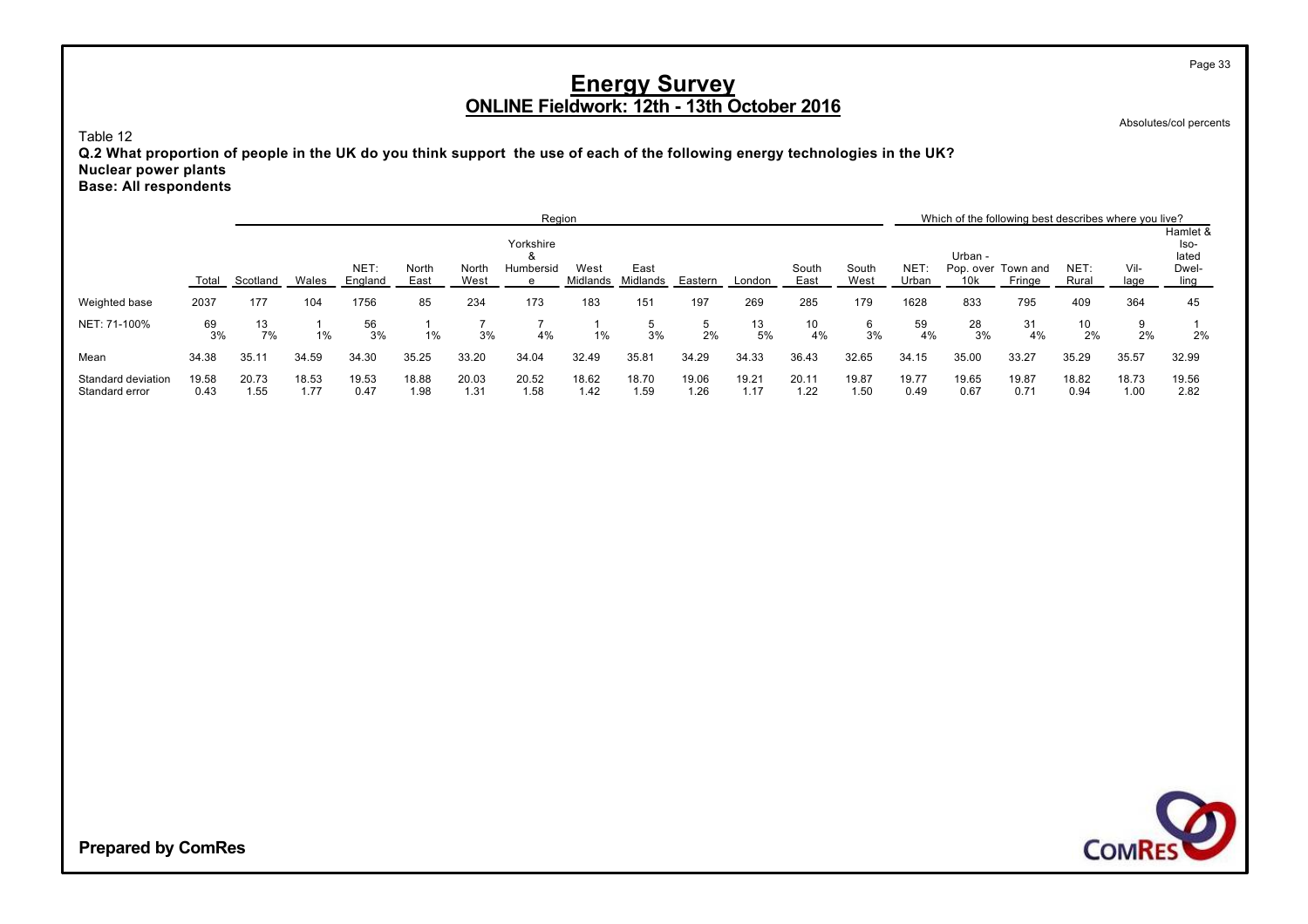# Energy Survey

## ONLINE Fieldwork: 12th - 13th October 2016

Absolutes/col percents

Table 12

**Q.2 What proportion of people in the UK do you think support the use of each of the following energy technologies in the UK?**
**Nuclear power plants**
**Base: All respondents**

| | | Region | | | | | | | | | | | | Which of the following best describes where you live? | | | | | |
|---|---|---|---|---|---|---|---|---|---|---|---|---|---|---|---|---|---|---|---|
| | Total | Scotland | Wales | NET: England | North East | North West | Yorkshire & Humberside | West Midlands | East Midlands | Eastern | London | South East | South West | NET: Urban | Urban - Pop. over 10k | Town and Fringe | NET: Rural | Vil- lage | Hamlet & Iso- lated Dwel- ling |
| Weighted base | 2037 | 177 | 104 | 1756 | 85 | 234 | 173 | 183 | 151 | 197 | 269 | 285 | 179 | 1628 | 833 | 795 | 409 | 364 | 45 |
| NET: 71-100% | 69 | 13 | 1 | 56 | 1 | 7 | 7 | 1 | 5 | 5 | 13 | 10 | 6 | 59 | 28 | 31 | 10 | 9 | 1 |
| | 3% | 7% | 1% | 3% | 1% | 3% | 4% | 1% | 3% | 2% | 5% | 4% | 3% | 4% | 3% | 4% | 2% | 2% | 2% |
| Mean | 34.38 | 35.11 | 34.59 | 34.30 | 35.25 | 33.20 | 34.04 | 32.49 | 35.81 | 34.29 | 34.33 | 36.43 | 32.65 | 34.15 | 35.00 | 33.27 | 35.29 | 35.57 | 32.99 |
| Standard deviation | 19.58 | 20.73 | 18.53 | 19.53 | 18.88 | 20.03 | 20.52 | 18.62 | 18.70 | 19.06 | 19.21 | 20.11 | 19.87 | 19.77 | 19.65 | 19.87 | 18.82 | 18.73 | 19.56 |
| Standard error | 0.43 | 1.55 | 1.77 | 0.47 | 1.98 | 1.31 | 1.58 | 1.42 | 1.59 | 1.26 | 1.17 | 1.22 | 1.50 | 0.49 | 0.67 | 0.71 | 0.94 | 1.00 | 2.82 |

**Prepared by ComRes**